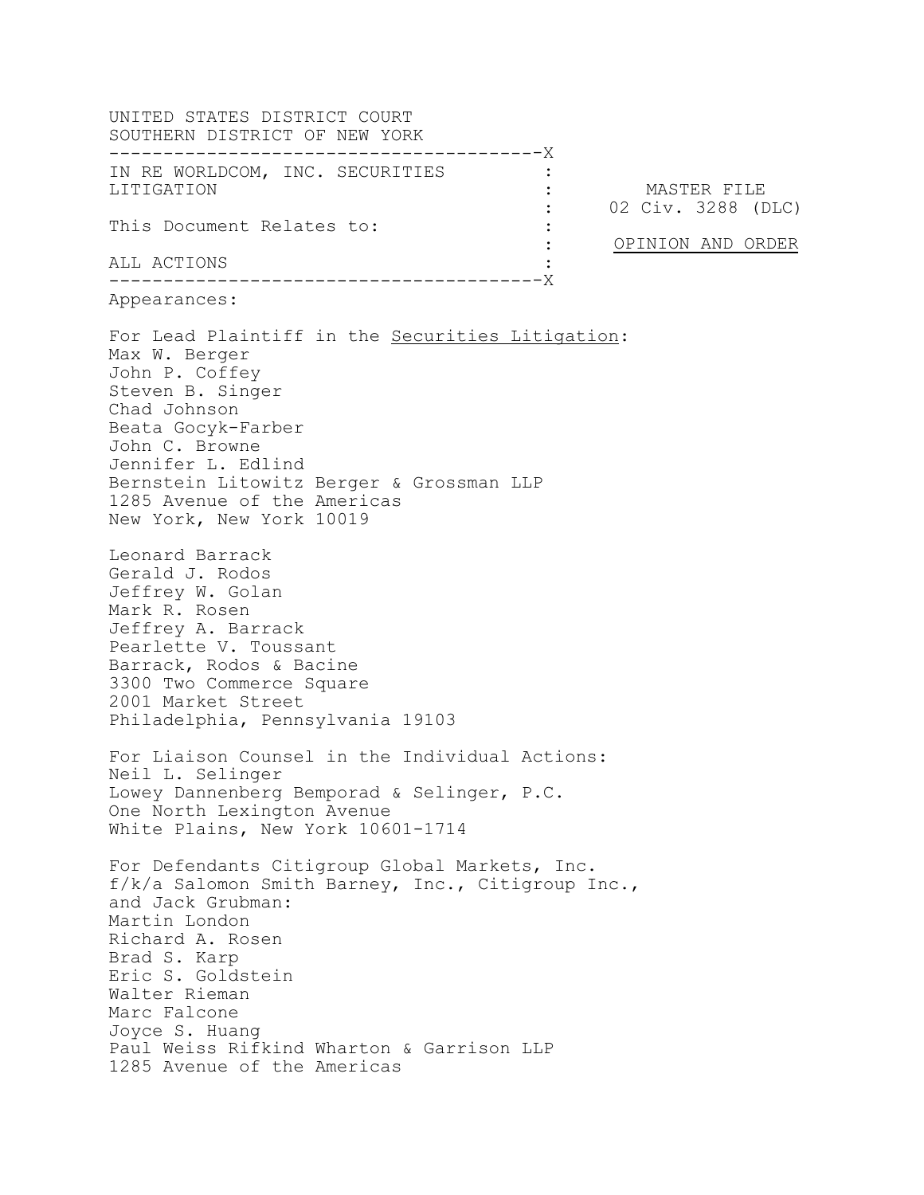UNITED STATES DISTRICT COURT
SOUTHERN DISTRICT OF NEW YORK

---

IN RE WORLDCOM, INC. SECURITIES LITIGATION

This Document Relates to:

ALL ACTIONS

MASTER FILE
02 Civ. 3288 (DLC)

OPINION AND ORDER

---

Appearances:

For Lead Plaintiff in the Securities Litigation:
Max W. Berger
John P. Coffey
Steven B. Singer
Chad Johnson
Beata Gocyk-Farber
John C. Browne
Jennifer L. Edlind
Bernstein Litowitz Berger & Grossman LLP
1285 Avenue of the Americas
New York, New York 10019

Leonard Barrack
Gerald J. Rodos
Jeffrey W. Golan
Mark R. Rosen
Jeffrey A. Barrack
Pearlette V. Toussant
Barrack, Rodos & Bacine
3300 Two Commerce Square
2001 Market Street
Philadelphia, Pennsylvania 19103

For Liaison Counsel in the Individual Actions:
Neil L. Selinger
Lowey Dannenberg Bemporad & Selinger, P.C.
One North Lexington Avenue
White Plains, New York 10601-1714

For Defendants Citigroup Global Markets, Inc. f/k/a Salomon Smith Barney, Inc., Citigroup Inc., and Jack Grubman:
Martin London
Richard A. Rosen
Brad S. Karp
Eric S. Goldstein
Walter Rieman
Marc Falcone
Joyce S. Huang
Paul Weiss Rifkind Wharton & Garrison LLP
1285 Avenue of the Americas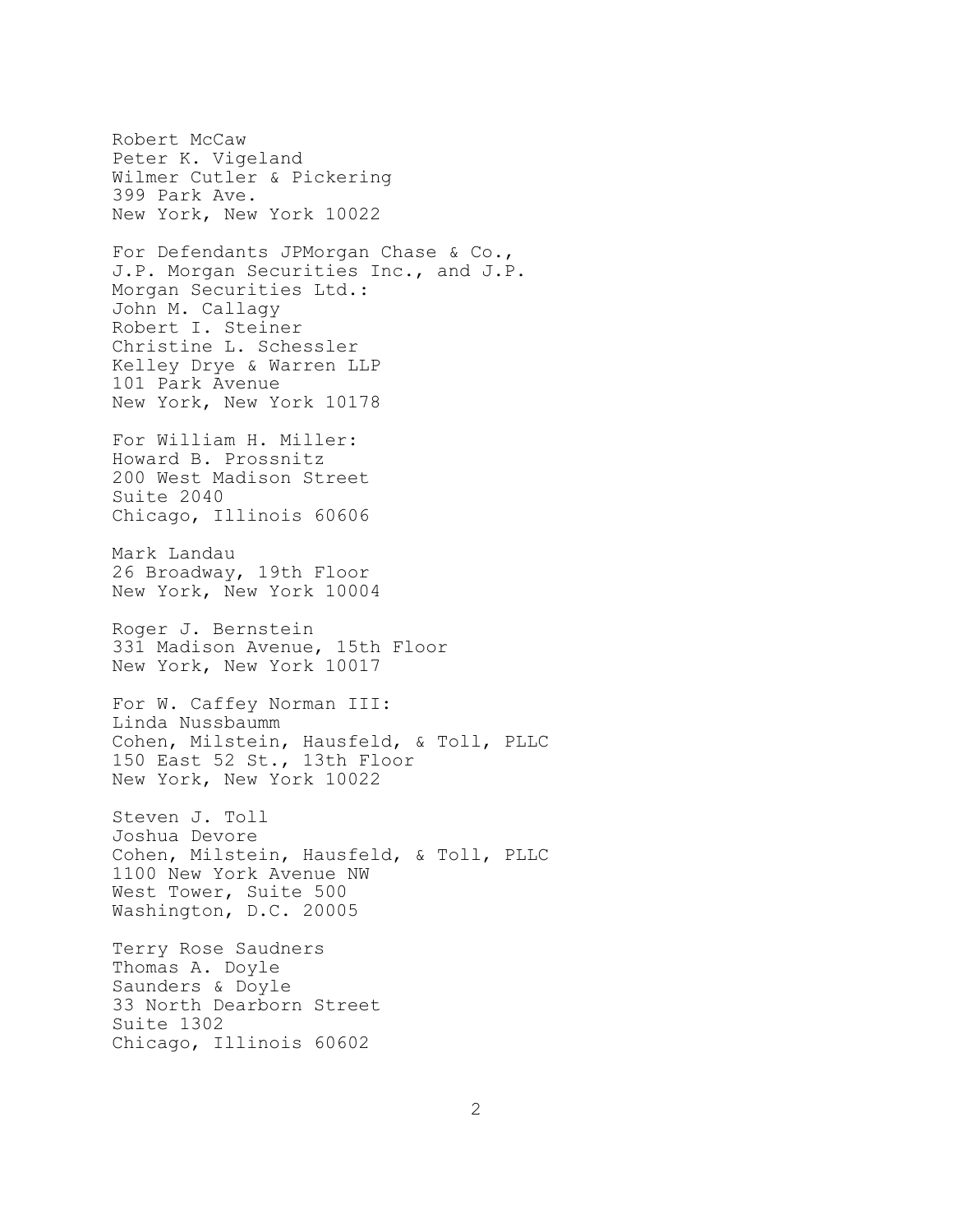Robert McCaw
Peter K. Vigeland
Wilmer Cutler & Pickering
399 Park Ave.
New York, New York 10022

For Defendants JPMorgan Chase & Co., J.P. Morgan Securities Inc., and J.P. Morgan Securities Ltd.:
John M. Callagy
Robert I. Steiner
Christine L. Schessler
Kelley Drye & Warren LLP
101 Park Avenue
New York, New York 10178

For William H. Miller:
Howard B. Prossnitz
200 West Madison Street
Suite 2040
Chicago, Illinois 60606

Mark Landau
26 Broadway, 19th Floor
New York, New York 10004

Roger J. Bernstein
331 Madison Avenue, 15th Floor
New York, New York 10017

For W. Caffey Norman III:
Linda Nussbaumm
Cohen, Milstein, Hausfeld, & Toll, PLLC
150 East 52 St., 13th Floor
New York, New York 10022

Steven J. Toll
Joshua Devore
Cohen, Milstein, Hausfeld, & Toll, PLLC
1100 New York Avenue NW
West Tower, Suite 500
Washington, D.C. 20005

Terry Rose Saudners
Thomas A. Doyle
Saunders & Doyle
33 North Dearborn Street
Suite 1302
Chicago, Illinois 60602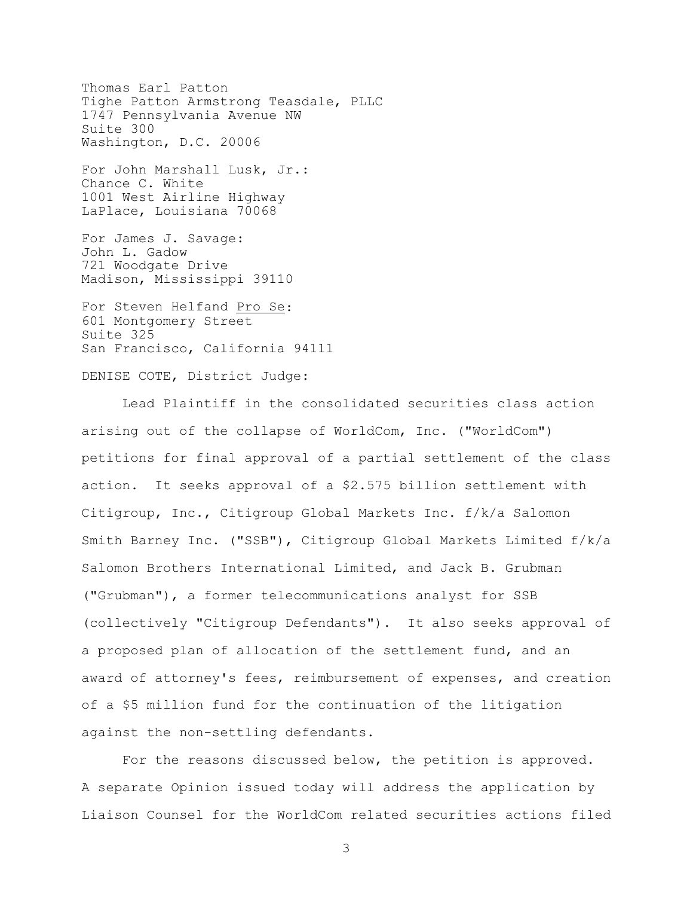Thomas Earl Patton
Tighe Patton Armstrong Teasdale, PLLC
1747 Pennsylvania Avenue NW
Suite 300
Washington, D.C. 20006

For John Marshall Lusk, Jr.:
Chance C. White
1001 West Airline Highway
LaPlace, Louisiana 70068

For James J. Savage:
John L. Gadow
721 Woodgate Drive
Madison, Mississippi 39110

For Steven Helfand _Pro Se_:
601 Montgomery Street
Suite 325
San Francisco, California 94111

DENISE COTE, District Judge:

Lead Plaintiff in the consolidated securities class action arising out of the collapse of WorldCom, Inc. ("WorldCom") petitions for final approval of a partial settlement of the class action. It seeks approval of a $2.575 billion settlement with Citigroup, Inc., Citigroup Global Markets Inc. f/k/a Salomon Smith Barney Inc. ("SSB"), Citigroup Global Markets Limited f/k/a Salomon Brothers International Limited, and Jack B. Grubman ("Grubman"), a former telecommunications analyst for SSB (collectively "Citigroup Defendants"). It also seeks approval of a proposed plan of allocation of the settlement fund, and an award of attorney's fees, reimbursement of expenses, and creation of a $5 million fund for the continuation of the litigation against the non-settling defendants.

For the reasons discussed below, the petition is approved. A separate Opinion issued today will address the application by Liaison Counsel for the WorldCom related securities actions filed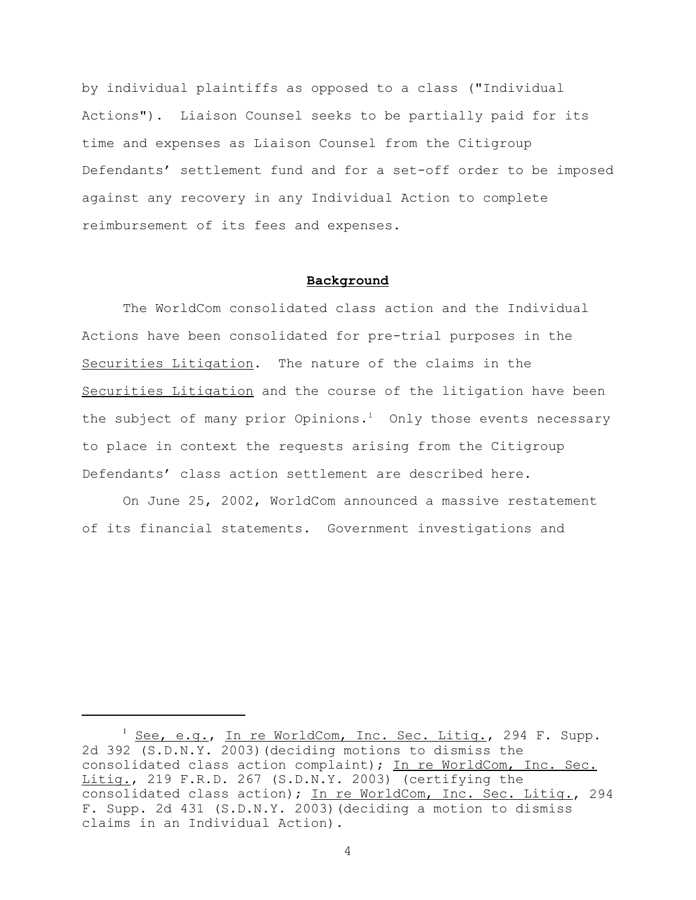by individual plaintiffs as opposed to a class ("Individual Actions"). Liaison Counsel seeks to be partially paid for its time and expenses as Liaison Counsel from the Citigroup Defendants' settlement fund and for a set-off order to be imposed against any recovery in any Individual Action to complete reimbursement of its fees and expenses.

## **Background**

The WorldCom consolidated class action and the Individual Actions have been consolidated for pre-trial purposes in the Securities Litigation. The nature of the claims in the Securities Litigation and the course of the litigation have been the subject of many prior Opinions.[1] Only those events necessary to place in context the requests arising from the Citigroup Defendants' class action settlement are described here.

On June 25, 2002, WorldCom announced a massive restatement of its financial statements. Government investigations and

---

[1] See, e.g., In re WorldCom, Inc. Sec. Litig., 294 F. Supp. 2d 392 (S.D.N.Y. 2003)(deciding motions to dismiss the consolidated class action complaint); In re WorldCom, Inc. Sec. Litig., 219 F.R.D. 267 (S.D.N.Y. 2003) (certifying the consolidated class action); In re WorldCom, Inc. Sec. Litig., 294 F. Supp. 2d 431 (S.D.N.Y. 2003)(deciding a motion to dismiss claims in an Individual Action).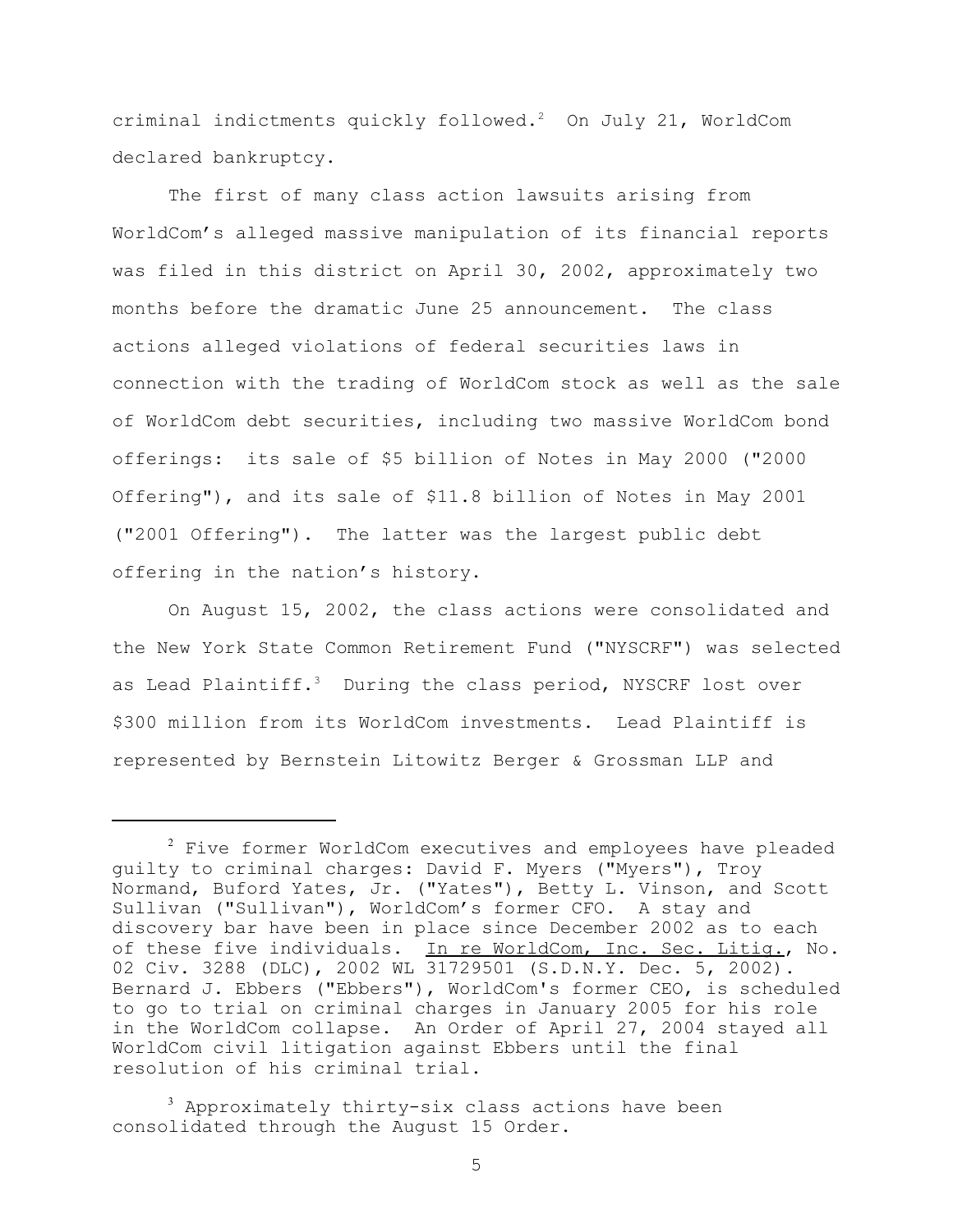criminal indictments quickly followed.[2] On July 21, WorldCom declared bankruptcy.

The first of many class action lawsuits arising from WorldCom's alleged massive manipulation of its financial reports was filed in this district on April 30, 2002, approximately two months before the dramatic June 25 announcement. The class actions alleged violations of federal securities laws in connection with the trading of WorldCom stock as well as the sale of WorldCom debt securities, including two massive WorldCom bond offerings: its sale of $5 billion of Notes in May 2000 ("2000 Offering"), and its sale of $11.8 billion of Notes in May 2001 ("2001 Offering"). The latter was the largest public debt offering in the nation's history.

On August 15, 2002, the class actions were consolidated and the New York State Common Retirement Fund ("NYSCRF") was selected as Lead Plaintiff.[3] During the class period, NYSCRF lost over $300 million from its WorldCom investments. Lead Plaintiff is represented by Bernstein Litowitz Berger & Grossman LLP and

---

[2] Five former WorldCom executives and employees have pleaded guilty to criminal charges: David F. Myers ("Myers"), Troy Normand, Buford Yates, Jr. ("Yates"), Betty L. Vinson, and Scott Sullivan ("Sullivan"), WorldCom's former CFO. A stay and discovery bar have been in place since December 2002 as to each of these five individuals. In re WorldCom, Inc. Sec. Litig., No. 02 Civ. 3288 (DLC), 2002 WL 31729501 (S.D.N.Y. Dec. 5, 2002). Bernard J. Ebbers ("Ebbers"), WorldCom's former CEO, is scheduled to go to trial on criminal charges in January 2005 for his role in the WorldCom collapse. An Order of April 27, 2004 stayed all WorldCom civil litigation against Ebbers until the final resolution of his criminal trial.

[3] Approximately thirty-six class actions have been consolidated through the August 15 Order.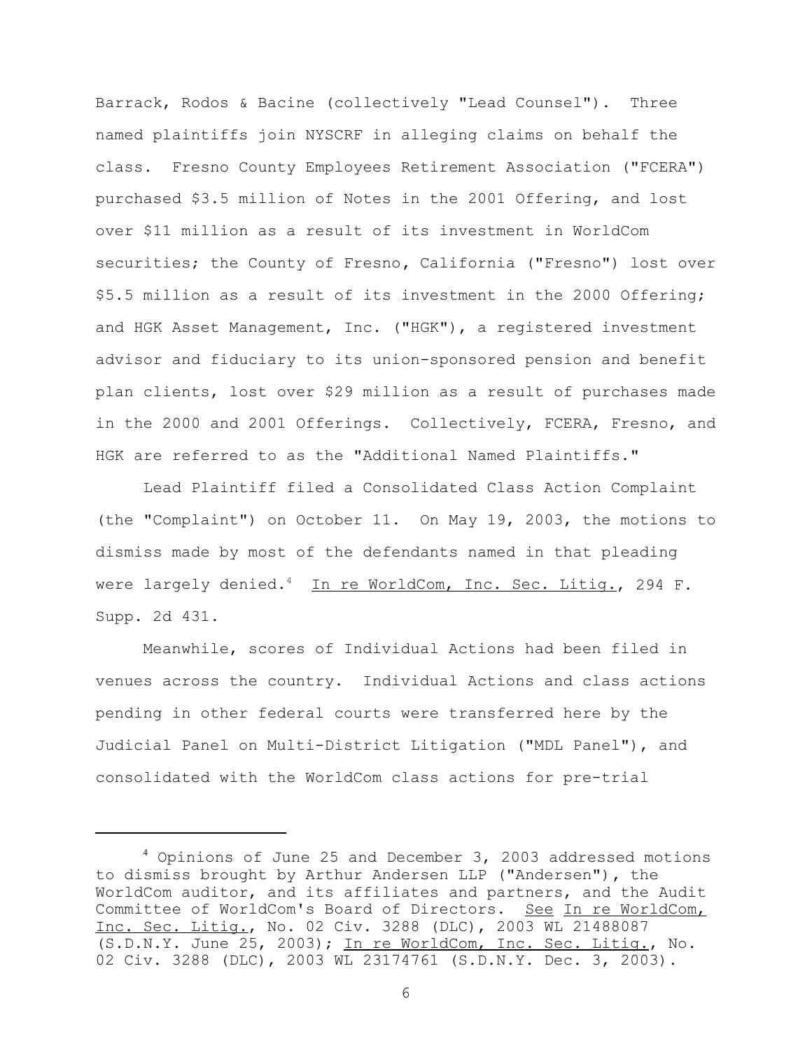Barrack, Rodos & Bacine (collectively "Lead Counsel"). Three named plaintiffs join NYSCRF in alleging claims on behalf the class. Fresno County Employees Retirement Association ("FCERA") purchased $3.5 million of Notes in the 2001 Offering, and lost over $11 million as a result of its investment in WorldCom securities; the County of Fresno, California ("Fresno") lost over $5.5 million as a result of its investment in the 2000 Offering; and HGK Asset Management, Inc. ("HGK"), a registered investment advisor and fiduciary to its union-sponsored pension and benefit plan clients, lost over $29 million as a result of purchases made in the 2000 and 2001 Offerings. Collectively, FCERA, Fresno, and HGK are referred to as the "Additional Named Plaintiffs."

Lead Plaintiff filed a Consolidated Class Action Complaint (the "Complaint") on October 11. On May 19, 2003, the motions to dismiss made by most of the defendants named in that pleading were largely denied.[4] In re WorldCom, Inc. Sec. Litig., 294 F. Supp. 2d 431.

Meanwhile, scores of Individual Actions had been filed in venues across the country. Individual Actions and class actions pending in other federal courts were transferred here by the Judicial Panel on Multi-District Litigation ("MDL Panel"), and consolidated with the WorldCom class actions for pre-trial

---

[4] Opinions of June 25 and December 3, 2003 addressed motions to dismiss brought by Arthur Andersen LLP ("Andersen"), the WorldCom auditor, and its affiliates and partners, and the Audit Committee of WorldCom's Board of Directors. See In re WorldCom, Inc. Sec. Litig., No. 02 Civ. 3288 (DLC), 2003 WL 21488087 (S.D.N.Y. June 25, 2003); In re WorldCom, Inc. Sec. Litig., No. 02 Civ. 3288 (DLC), 2003 WL 23174761 (S.D.N.Y. Dec. 3, 2003).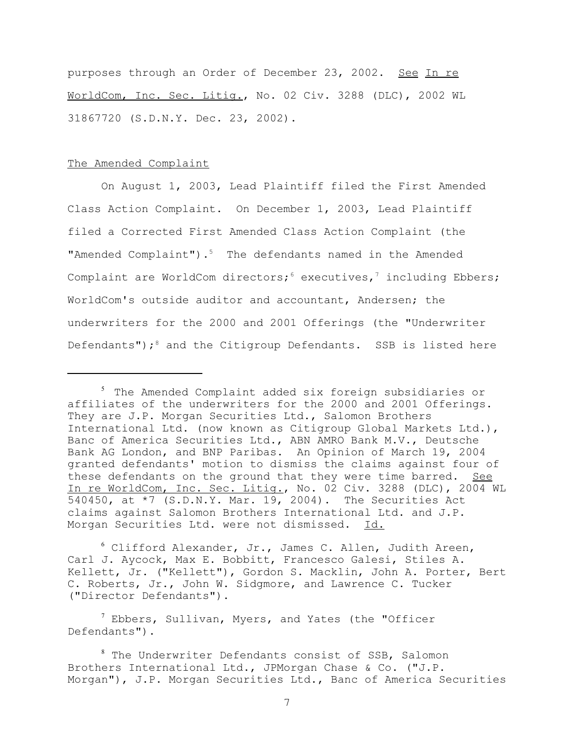purposes through an Order of December 23, 2002. See In re WorldCom, Inc. Sec. Litig., No. 02 Civ. 3288 (DLC), 2002 WL 31867720 (S.D.N.Y. Dec. 23, 2002).

The Amended Complaint

On August 1, 2003, Lead Plaintiff filed the First Amended Class Action Complaint. On December 1, 2003, Lead Plaintiff filed a Corrected First Amended Class Action Complaint (the "Amended Complaint").[5] The defendants named in the Amended Complaint are WorldCom directors;[6] executives,[7] including Ebbers; WorldCom's outside auditor and accountant, Andersen; the underwriters for the 2000 and 2001 Offerings (the "Underwriter Defendants");[8] and the Citigroup Defendants. SSB is listed here

---

[5] The Amended Complaint added six foreign subsidiaries or affiliates of the underwriters for the 2000 and 2001 Offerings. They are J.P. Morgan Securities Ltd., Salomon Brothers International Ltd. (now known as Citigroup Global Markets Ltd.), Banc of America Securities Ltd., ABN AMRO Bank M.V., Deutsche Bank AG London, and BNP Paribas. An Opinion of March 19, 2004 granted defendants' motion to dismiss the claims against four of these defendants on the ground that they were time barred. See In re WorldCom, Inc. Sec. Litig., No. 02 Civ. 3288 (DLC), 2004 WL 540450, at *7 (S.D.N.Y. Mar. 19, 2004). The Securities Act claims against Salomon Brothers International Ltd. and J.P. Morgan Securities Ltd. were not dismissed. Id.

[6] Clifford Alexander, Jr., James C. Allen, Judith Areen, Carl J. Aycock, Max E. Bobbitt, Francesco Galesi, Stiles A. Kellett, Jr. ("Kellett"), Gordon S. Macklin, John A. Porter, Bert C. Roberts, Jr., John W. Sidgmore, and Lawrence C. Tucker ("Director Defendants").

[7] Ebbers, Sullivan, Myers, and Yates (the "Officer Defendants").

[8] The Underwriter Defendants consist of SSB, Salomon Brothers International Ltd., JPMorgan Chase & Co. ("J.P. Morgan"), J.P. Morgan Securities Ltd., Banc of America Securities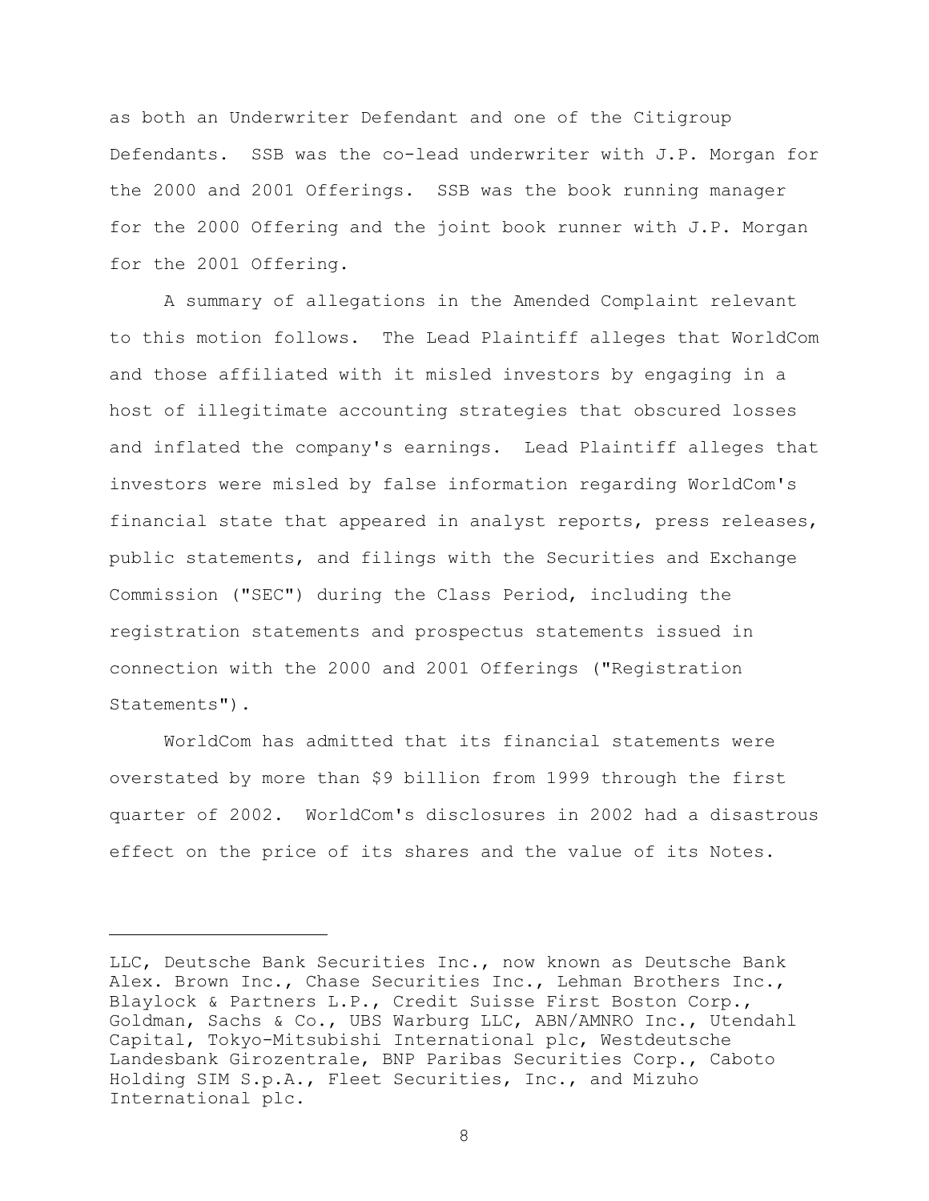as both an Underwriter Defendant and one of the Citigroup Defendants. SSB was the co-lead underwriter with J.P. Morgan for the 2000 and 2001 Offerings. SSB was the book running manager for the 2000 Offering and the joint book runner with J.P. Morgan for the 2001 Offering.

A summary of allegations in the Amended Complaint relevant to this motion follows. The Lead Plaintiff alleges that WorldCom and those affiliated with it misled investors by engaging in a host of illegitimate accounting strategies that obscured losses and inflated the company's earnings. Lead Plaintiff alleges that investors were misled by false information regarding WorldCom's financial state that appeared in analyst reports, press releases, public statements, and filings with the Securities and Exchange Commission ("SEC") during the Class Period, including the registration statements and prospectus statements issued in connection with the 2000 and 2001 Offerings ("Registration Statements").

WorldCom has admitted that its financial statements were overstated by more than $9 billion from 1999 through the first quarter of 2002. WorldCom's disclosures in 2002 had a disastrous effect on the price of its shares and the value of its Notes.

---

LLC, Deutsche Bank Securities Inc., now known as Deutsche Bank Alex. Brown Inc., Chase Securities Inc., Lehman Brothers Inc., Blaylock & Partners L.P., Credit Suisse First Boston Corp., Goldman, Sachs & Co., UBS Warburg LLC, ABN/AMNRO Inc., Utendahl Capital, Tokyo-Mitsubishi International plc, Westdeutsche Landesbank Girozentrale, BNP Paribas Securities Corp., Caboto Holding SIM S.p.A., Fleet Securities, Inc., and Mizuho International plc.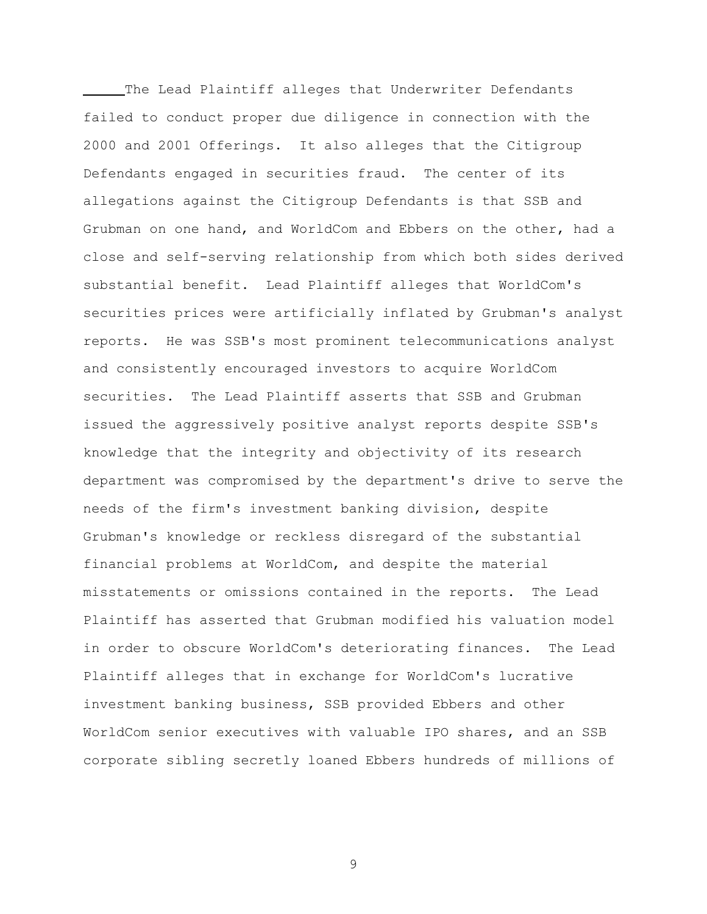The Lead Plaintiff alleges that Underwriter Defendants failed to conduct proper due diligence in connection with the 2000 and 2001 Offerings. It also alleges that the Citigroup Defendants engaged in securities fraud. The center of its allegations against the Citigroup Defendants is that SSB and Grubman on one hand, and WorldCom and Ebbers on the other, had a close and self-serving relationship from which both sides derived substantial benefit. Lead Plaintiff alleges that WorldCom's securities prices were artificially inflated by Grubman's analyst reports. He was SSB's most prominent telecommunications analyst and consistently encouraged investors to acquire WorldCom securities. The Lead Plaintiff asserts that SSB and Grubman issued the aggressively positive analyst reports despite SSB's knowledge that the integrity and objectivity of its research department was compromised by the department's drive to serve the needs of the firm's investment banking division, despite Grubman's knowledge or reckless disregard of the substantial financial problems at WorldCom, and despite the material misstatements or omissions contained in the reports. The Lead Plaintiff has asserted that Grubman modified his valuation model in order to obscure WorldCom's deteriorating finances. The Lead Plaintiff alleges that in exchange for WorldCom's lucrative investment banking business, SSB provided Ebbers and other WorldCom senior executives with valuable IPO shares, and an SSB corporate sibling secretly loaned Ebbers hundreds of millions of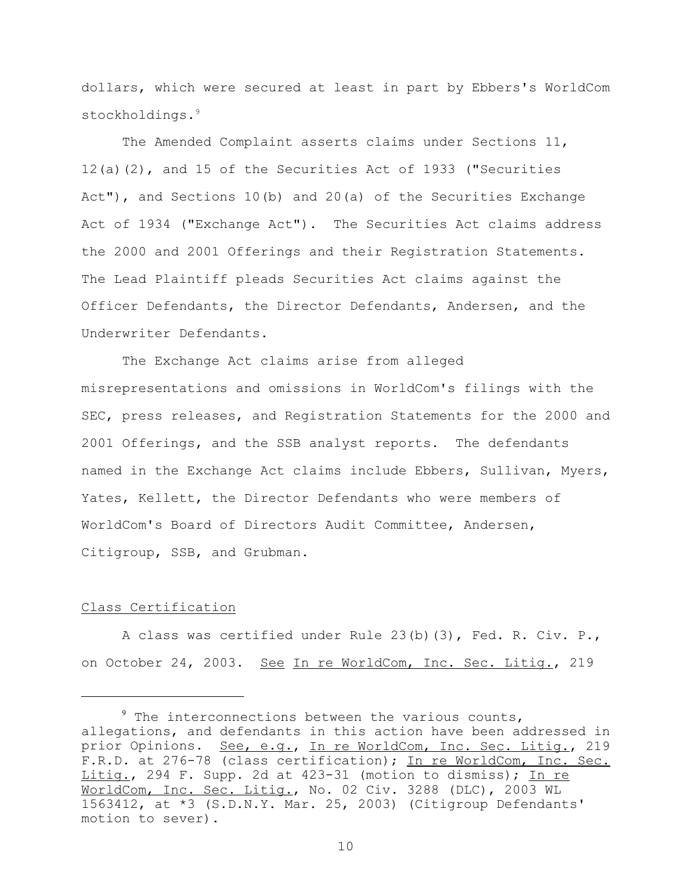dollars, which were secured at least in part by Ebbers's WorldCom stockholdings.[9]

The Amended Complaint asserts claims under Sections 11, 12(a)(2), and 15 of the Securities Act of 1933 ("Securities Act"), and Sections 10(b) and 20(a) of the Securities Exchange Act of 1934 ("Exchange Act"). The Securities Act claims address the 2000 and 2001 Offerings and their Registration Statements. The Lead Plaintiff pleads Securities Act claims against the Officer Defendants, the Director Defendants, Andersen, and the Underwriter Defendants.

The Exchange Act claims arise from alleged misrepresentations and omissions in WorldCom's filings with the SEC, press releases, and Registration Statements for the 2000 and 2001 Offerings, and the SSB analyst reports. The defendants named in the Exchange Act claims include Ebbers, Sullivan, Myers, Yates, Kellett, the Director Defendants who were members of WorldCom's Board of Directors Audit Committee, Andersen, Citigroup, SSB, and Grubman.

## Class Certification

A class was certified under Rule 23(b)(3), Fed. R. Civ. P., on October 24, 2003. See In re WorldCom, Inc. Sec. Litig., 219

---

[9] The interconnections between the various counts, allegations, and defendants in this action have been addressed in prior Opinions. See, e.g., In re WorldCom, Inc. Sec. Litig., 219 F.R.D. at 276-78 (class certification); In re WorldCom, Inc. Sec. Litig., 294 F. Supp. 2d at 423-31 (motion to dismiss); In re WorldCom, Inc. Sec. Litig., No. 02 Civ. 3288 (DLC), 2003 WL 1563412, at *3 (S.D.N.Y. Mar. 25, 2003) (Citigroup Defendants' motion to sever).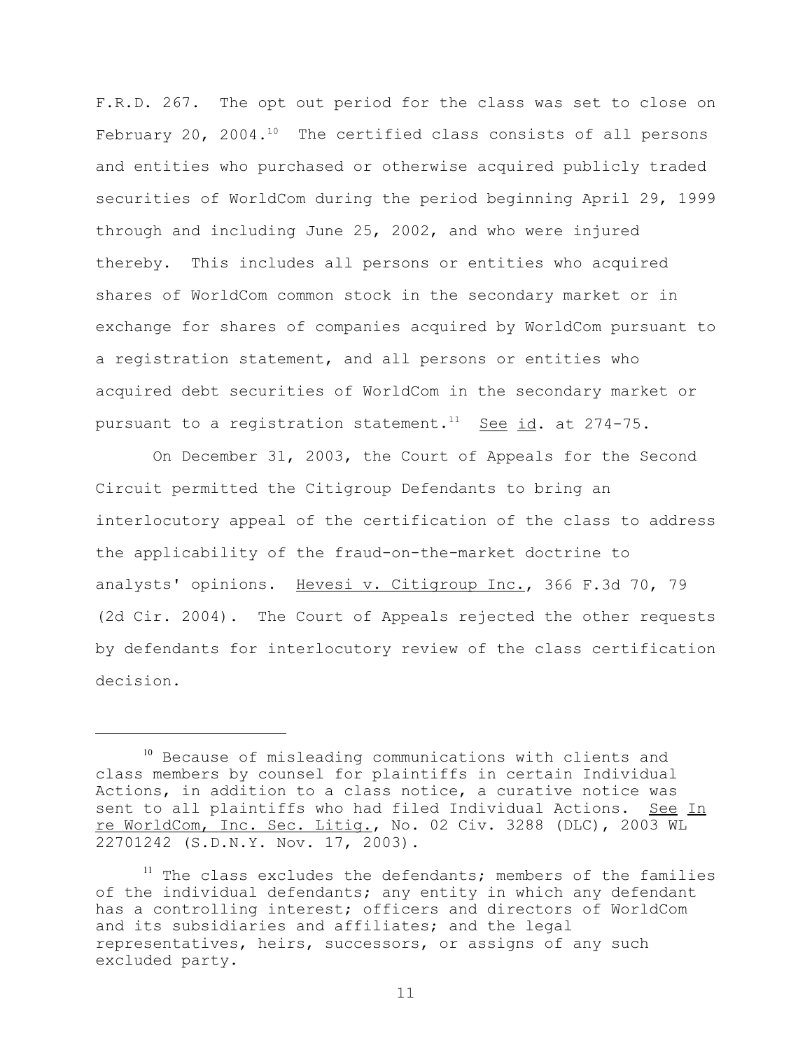F.R.D. 267. The opt out period for the class was set to close on February 20, 2004.[10] The certified class consists of all persons and entities who purchased or otherwise acquired publicly traded securities of WorldCom during the period beginning April 29, 1999 through and including June 25, 2002, and who were injured thereby. This includes all persons or entities who acquired shares of WorldCom common stock in the secondary market or in exchange for shares of companies acquired by WorldCom pursuant to a registration statement, and all persons or entities who acquired debt securities of WorldCom in the secondary market or pursuant to a registration statement.[11] See id. at 274-75.

On December 31, 2003, the Court of Appeals for the Second Circuit permitted the Citigroup Defendants to bring an interlocutory appeal of the certification of the class to address the applicability of the fraud-on-the-market doctrine to analysts' opinions. Hevesi v. Citigroup Inc., 366 F.3d 70, 79 (2d Cir. 2004). The Court of Appeals rejected the other requests by defendants for interlocutory review of the class certification decision.

---

[10] Because of misleading communications with clients and class members by counsel for plaintiffs in certain Individual Actions, in addition to a class notice, a curative notice was sent to all plaintiffs who had filed Individual Actions. See In re WorldCom, Inc. Sec. Litig., No. 02 Civ. 3288 (DLC), 2003 WL 22701242 (S.D.N.Y. Nov. 17, 2003).

[11] The class excludes the defendants; members of the families of the individual defendants; any entity in which any defendant has a controlling interest; officers and directors of WorldCom and its subsidiaries and affiliates; and the legal representatives, heirs, successors, or assigns of any such excluded party.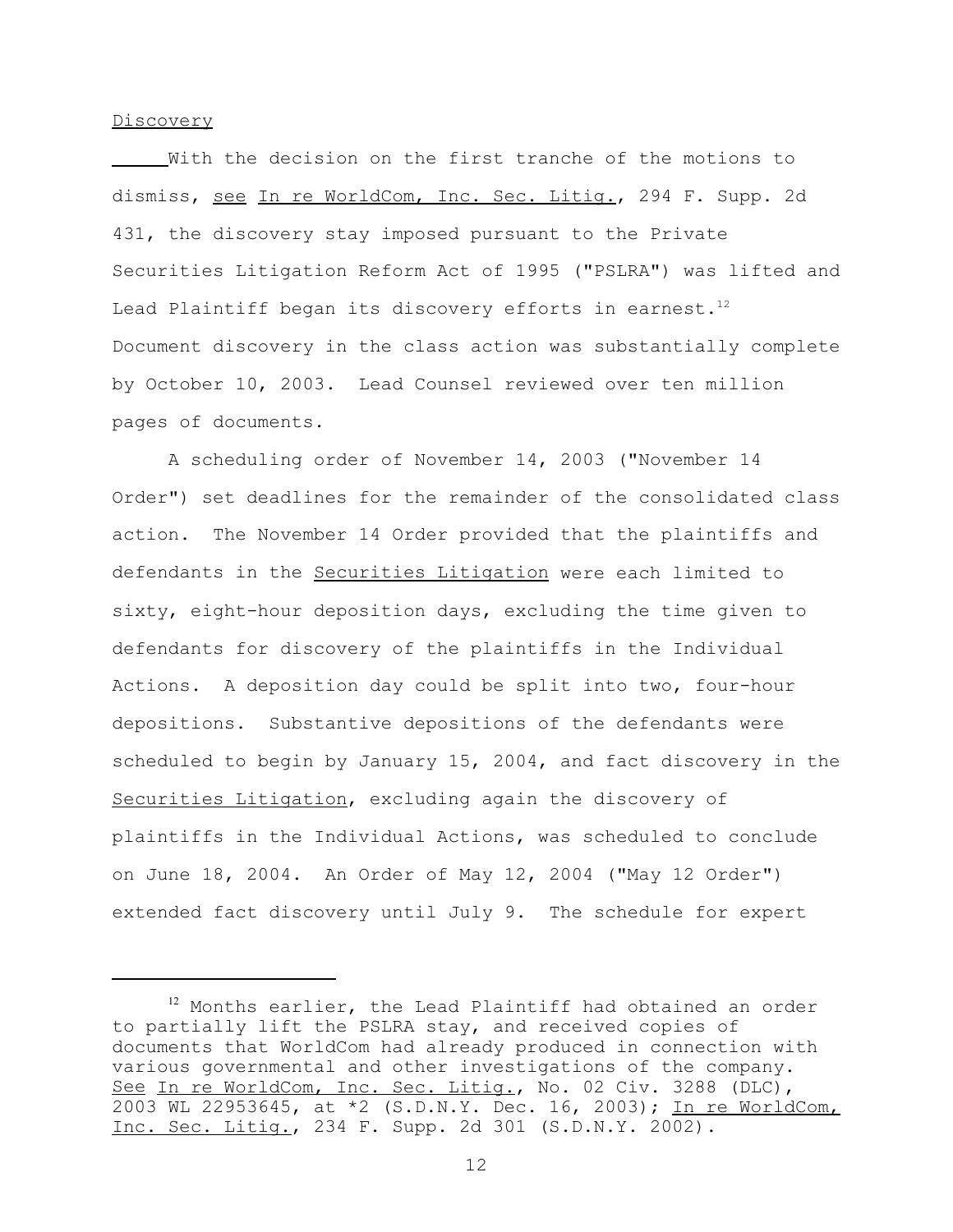Discovery

With the decision on the first tranche of the motions to dismiss, see In re WorldCom, Inc. Sec. Litig., 294 F. Supp. 2d 431, the discovery stay imposed pursuant to the Private Securities Litigation Reform Act of 1995 ("PSLRA") was lifted and Lead Plaintiff began its discovery efforts in earnest.[12] Document discovery in the class action was substantially complete by October 10, 2003. Lead Counsel reviewed over ten million pages of documents.

A scheduling order of November 14, 2003 ("November 14 Order") set deadlines for the remainder of the consolidated class action. The November 14 Order provided that the plaintiffs and defendants in the Securities Litigation were each limited to sixty, eight-hour deposition days, excluding the time given to defendants for discovery of the plaintiffs in the Individual Actions. A deposition day could be split into two, four-hour depositions. Substantive depositions of the defendants were scheduled to begin by January 15, 2004, and fact discovery in the Securities Litigation, excluding again the discovery of plaintiffs in the Individual Actions, was scheduled to conclude on June 18, 2004. An Order of May 12, 2004 ("May 12 Order") extended fact discovery until July 9. The schedule for expert

---

[12] Months earlier, the Lead Plaintiff had obtained an order to partially lift the PSLRA stay, and received copies of documents that WorldCom had already produced in connection with various governmental and other investigations of the company. See In re WorldCom, Inc. Sec. Litig., No. 02 Civ. 3288 (DLC), 2003 WL 22953645, at *2 (S.D.N.Y. Dec. 16, 2003); In re WorldCom, Inc. Sec. Litig., 234 F. Supp. 2d 301 (S.D.N.Y. 2002).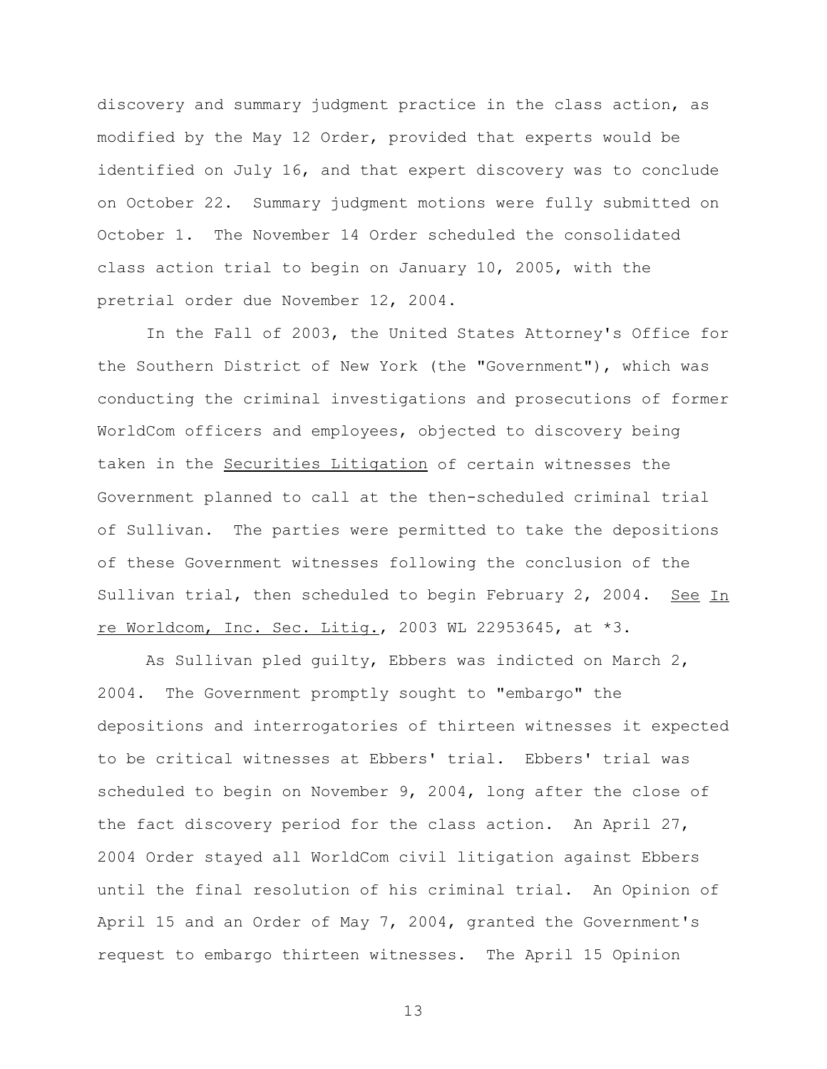discovery and summary judgment practice in the class action, as modified by the May 12 Order, provided that experts would be identified on July 16, and that expert discovery was to conclude on October 22. Summary judgment motions were fully submitted on October 1. The November 14 Order scheduled the consolidated class action trial to begin on January 10, 2005, with the pretrial order due November 12, 2004.

In the Fall of 2003, the United States Attorney's Office for the Southern District of New York (the "Government"), which was conducting the criminal investigations and prosecutions of former WorldCom officers and employees, objected to discovery being taken in the Securities Litigation of certain witnesses the Government planned to call at the then-scheduled criminal trial of Sullivan. The parties were permitted to take the depositions of these Government witnesses following the conclusion of the Sullivan trial, then scheduled to begin February 2, 2004. See In re Worldcom, Inc. Sec. Litig., 2003 WL 22953645, at *3.

As Sullivan pled guilty, Ebbers was indicted on March 2, 2004. The Government promptly sought to "embargo" the depositions and interrogatories of thirteen witnesses it expected to be critical witnesses at Ebbers' trial. Ebbers' trial was scheduled to begin on November 9, 2004, long after the close of the fact discovery period for the class action. An April 27, 2004 Order stayed all WorldCom civil litigation against Ebbers until the final resolution of his criminal trial. An Opinion of April 15 and an Order of May 7, 2004, granted the Government's request to embargo thirteen witnesses. The April 15 Opinion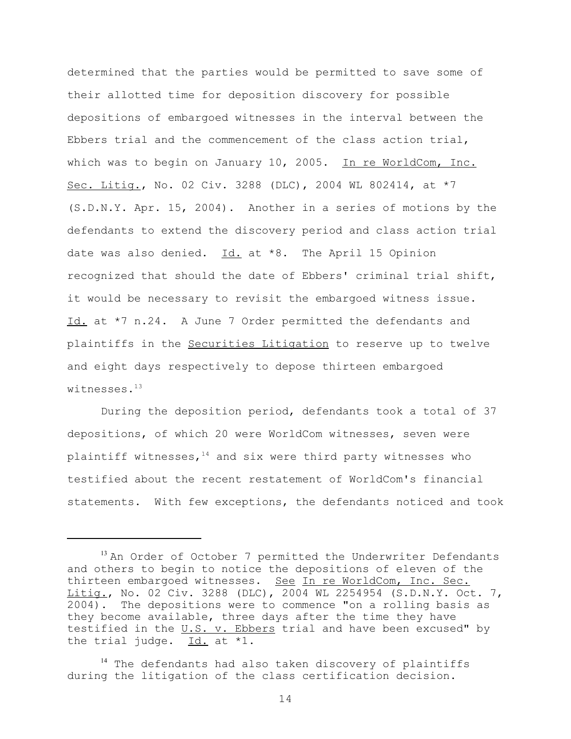determined that the parties would be permitted to save some of their allotted time for deposition discovery for possible depositions of embargoed witnesses in the interval between the Ebbers trial and the commencement of the class action trial, which was to begin on January 10, 2005. In re WorldCom, Inc. Sec. Litig., No. 02 Civ. 3288 (DLC), 2004 WL 802414, at *7 (S.D.N.Y. Apr. 15, 2004). Another in a series of motions by the defendants to extend the discovery period and class action trial date was also denied. Id. at *8. The April 15 Opinion recognized that should the date of Ebbers' criminal trial shift, it would be necessary to revisit the embargoed witness issue. Id. at *7 n.24. A June 7 Order permitted the defendants and plaintiffs in the Securities Litigation to reserve up to twelve and eight days respectively to depose thirteen embargoed witnesses.[13]

During the deposition period, defendants took a total of 37 depositions, of which 20 were WorldCom witnesses, seven were plaintiff witnesses,[14] and six were third party witnesses who testified about the recent restatement of WorldCom's financial statements. With few exceptions, the defendants noticed and took

---

[13] An Order of October 7 permitted the Underwriter Defendants and others to begin to notice the depositions of eleven of the thirteen embargoed witnesses. See In re WorldCom, Inc. Sec. Litig., No. 02 Civ. 3288 (DLC), 2004 WL 2254954 (S.D.N.Y. Oct. 7, 2004). The depositions were to commence "on a rolling basis as they become available, three days after the time they have testified in the U.S. v. Ebbers trial and have been excused" by the trial judge. Id. at *1.

[14] The defendants had also taken discovery of plaintiffs during the litigation of the class certification decision.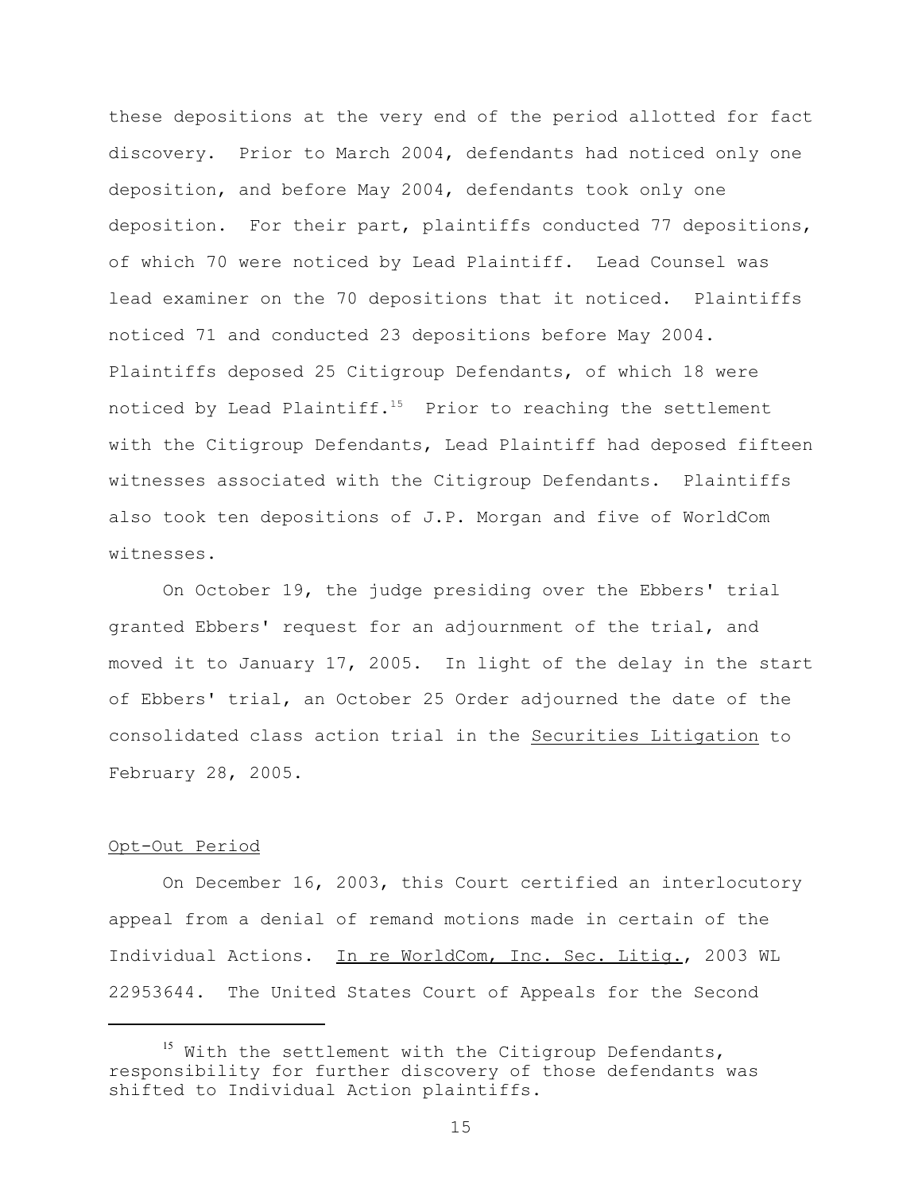these depositions at the very end of the period allotted for fact discovery. Prior to March 2004, defendants had noticed only one deposition, and before May 2004, defendants took only one deposition. For their part, plaintiffs conducted 77 depositions, of which 70 were noticed by Lead Plaintiff. Lead Counsel was lead examiner on the 70 depositions that it noticed. Plaintiffs noticed 71 and conducted 23 depositions before May 2004. Plaintiffs deposed 25 Citigroup Defendants, of which 18 were noticed by Lead Plaintiff.[15] Prior to reaching the settlement with the Citigroup Defendants, Lead Plaintiff had deposed fifteen witnesses associated with the Citigroup Defendants. Plaintiffs also took ten depositions of J.P. Morgan and five of WorldCom witnesses.

On October 19, the judge presiding over the Ebbers' trial granted Ebbers' request for an adjournment of the trial, and moved it to January 17, 2005. In light of the delay in the start of Ebbers' trial, an October 25 Order adjourned the date of the consolidated class action trial in the Securities Litigation to February 28, 2005.

Opt-Out Period

On December 16, 2003, this Court certified an interlocutory appeal from a denial of remand motions made in certain of the Individual Actions. In re WorldCom, Inc. Sec. Litig., 2003 WL 22953644. The United States Court of Appeals for the Second

---

[15] With the settlement with the Citigroup Defendants, responsibility for further discovery of those defendants was shifted to Individual Action plaintiffs.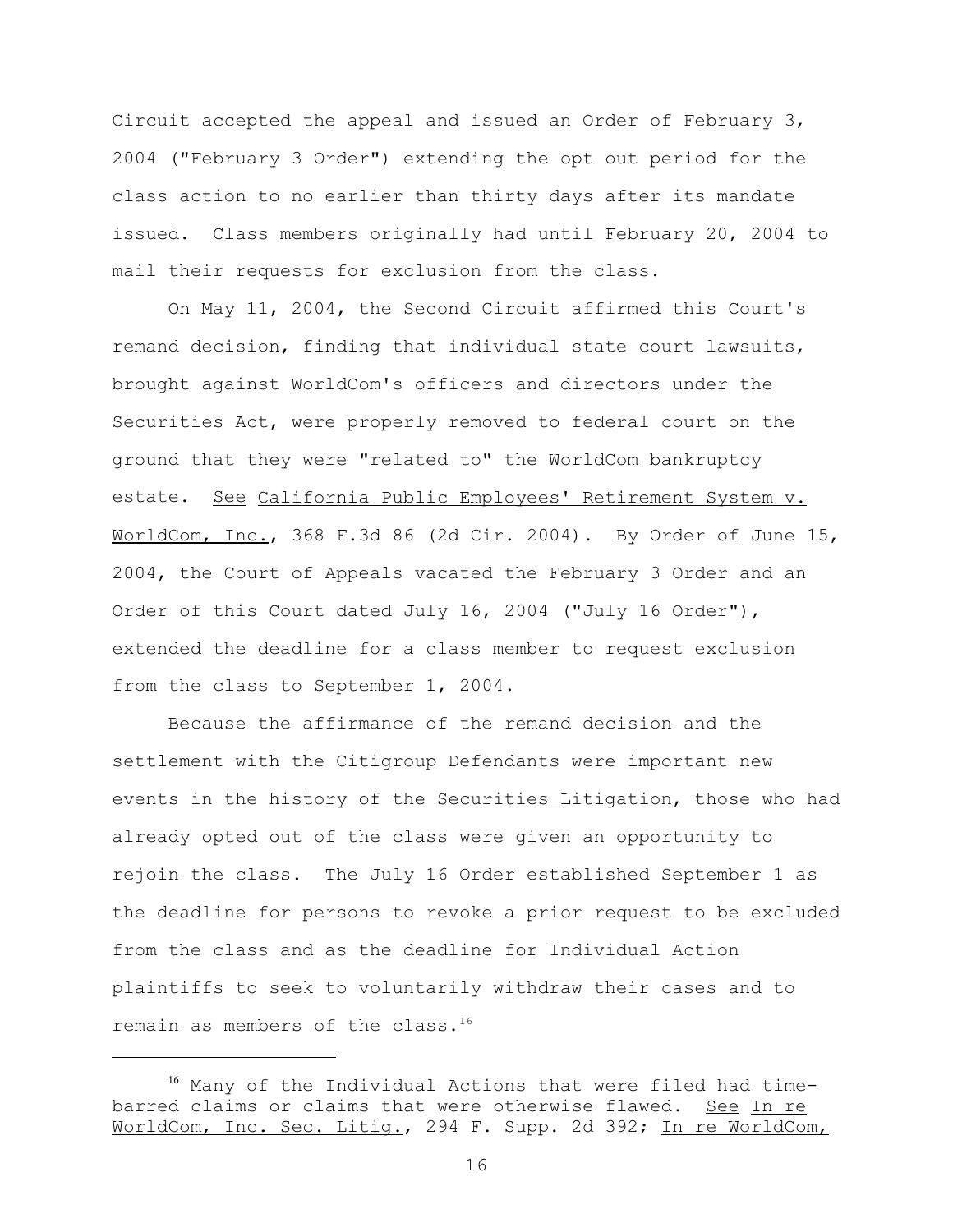Circuit accepted the appeal and issued an Order of February 3, 2004 ("February 3 Order") extending the opt out period for the class action to no earlier than thirty days after its mandate issued. Class members originally had until February 20, 2004 to mail their requests for exclusion from the class.

On May 11, 2004, the Second Circuit affirmed this Court's remand decision, finding that individual state court lawsuits, brought against WorldCom's officers and directors under the Securities Act, were properly removed to federal court on the ground that they were "related to" the WorldCom bankruptcy estate. See California Public Employees' Retirement System v. WorldCom, Inc., 368 F.3d 86 (2d Cir. 2004). By Order of June 15, 2004, the Court of Appeals vacated the February 3 Order and an Order of this Court dated July 16, 2004 ("July 16 Order"), extended the deadline for a class member to request exclusion from the class to September 1, 2004.

Because the affirmance of the remand decision and the settlement with the Citigroup Defendants were important new events in the history of the Securities Litigation, those who had already opted out of the class were given an opportunity to rejoin the class. The July 16 Order established September 1 as the deadline for persons to revoke a prior request to be excluded from the class and as the deadline for Individual Action plaintiffs to seek to voluntarily withdraw their cases and to remain as members of the class.[16]

---

[16] Many of the Individual Actions that were filed had time-barred claims or claims that were otherwise flawed. See In re WorldCom, Inc. Sec. Litig., 294 F. Supp. 2d 392; In re WorldCom,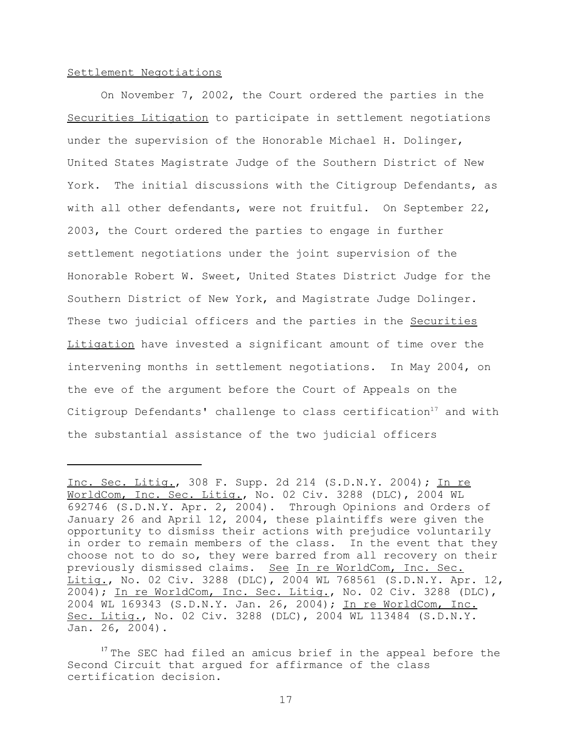Settlement Negotiations

On November 7, 2002, the Court ordered the parties in the Securities Litigation to participate in settlement negotiations under the supervision of the Honorable Michael H. Dolinger, United States Magistrate Judge of the Southern District of New York. The initial discussions with the Citigroup Defendants, as with all other defendants, were not fruitful. On September 22, 2003, the Court ordered the parties to engage in further settlement negotiations under the joint supervision of the Honorable Robert W. Sweet, United States District Judge for the Southern District of New York, and Magistrate Judge Dolinger. These two judicial officers and the parties in the Securities Litigation have invested a significant amount of time over the intervening months in settlement negotiations. In May 2004, on the eve of the argument before the Court of Appeals on the Citigroup Defendants' challenge to class certification[17] and with the substantial assistance of the two judicial officers

---

Inc. Sec. Litig., 308 F. Supp. 2d 214 (S.D.N.Y. 2004); In re WorldCom, Inc. Sec. Litig., No. 02 Civ. 3288 (DLC), 2004 WL 692746 (S.D.N.Y. Apr. 2, 2004). Through Opinions and Orders of January 26 and April 12, 2004, these plaintiffs were given the opportunity to dismiss their actions with prejudice voluntarily in order to remain members of the class. In the event that they choose not to do so, they were barred from all recovery on their previously dismissed claims. See In re WorldCom, Inc. Sec. Litig., No. 02 Civ. 3288 (DLC), 2004 WL 768561 (S.D.N.Y. Apr. 12, 2004); In re WorldCom, Inc. Sec. Litig., No. 02 Civ. 3288 (DLC), 2004 WL 169343 (S.D.N.Y. Jan. 26, 2004); In re WorldCom, Inc. Sec. Litig., No. 02 Civ. 3288 (DLC), 2004 WL 113484 (S.D.N.Y. Jan. 26, 2004).

[17] The SEC had filed an amicus brief in the appeal before the Second Circuit that argued for affirmance of the class certification decision.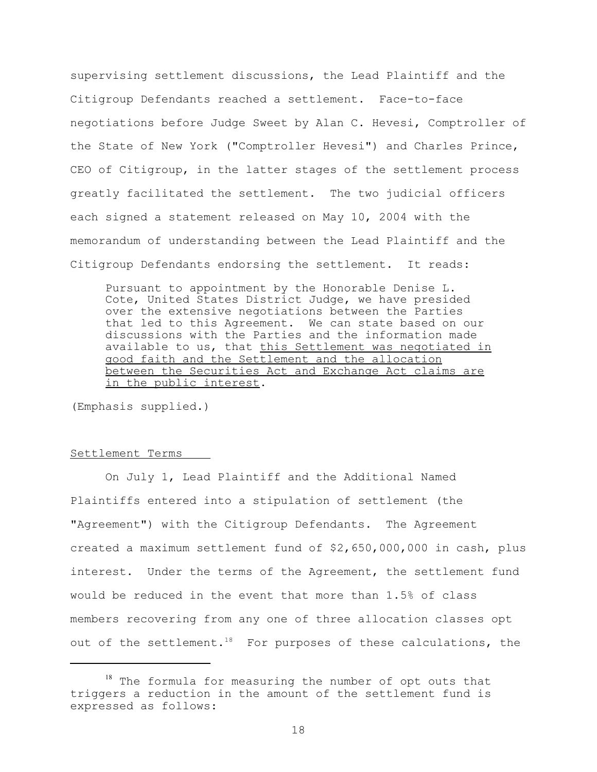supervising settlement discussions, the Lead Plaintiff and the Citigroup Defendants reached a settlement. Face-to-face negotiations before Judge Sweet by Alan C. Hevesi, Comptroller of the State of New York ("Comptroller Hevesi") and Charles Prince, CEO of Citigroup, in the latter stages of the settlement process greatly facilitated the settlement. The two judicial officers each signed a statement released on May 10, 2004 with the memorandum of understanding between the Lead Plaintiff and the Citigroup Defendants endorsing the settlement. It reads:

> Pursuant to appointment by the Honorable Denise L. Cote, United States District Judge, we have presided over the extensive negotiations between the Parties that led to this Agreement. We can state based on our discussions with the Parties and the information made available to us, that <u>this Settlement was negotiated in good faith and the Settlement and the allocation between the Securities Act and Exchange Act claims are in the public interest</u>.

(Emphasis supplied.)

<u>Settlement Terms</u>

On July 1, Lead Plaintiff and the Additional Named Plaintiffs entered into a stipulation of settlement (the "Agreement") with the Citigroup Defendants. The Agreement created a maximum settlement fund of $2,650,000,000 in cash, plus interest. Under the terms of the Agreement, the settlement fund would be reduced in the event that more than 1.5% of class members recovering from any one of three allocation classes opt out of the settlement.[18] For purposes of these calculations, the

---

[18] The formula for measuring the number of opt outs that triggers a reduction in the amount of the settlement fund is expressed as follows: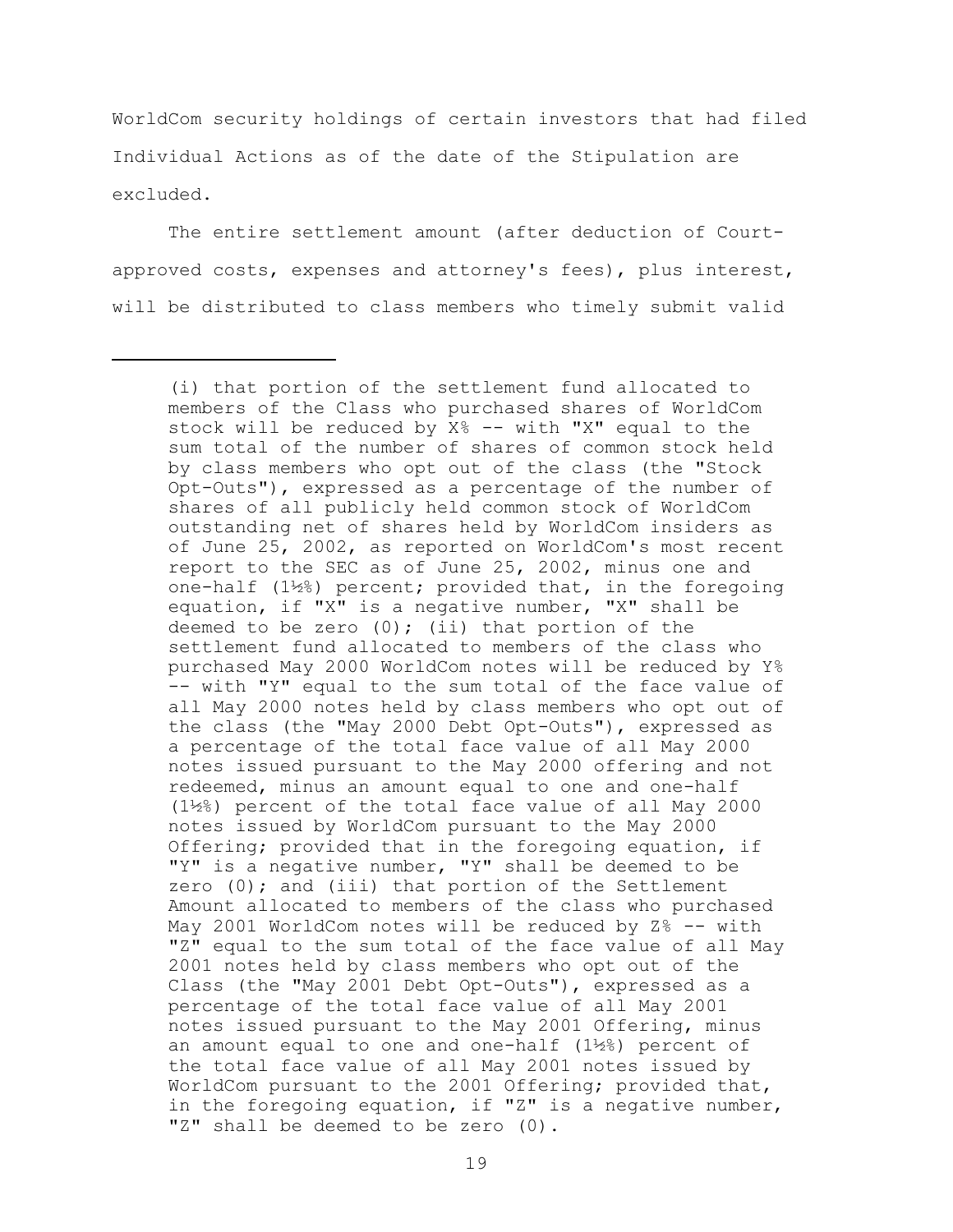WorldCom security holdings of certain investors that had filed Individual Actions as of the date of the Stipulation are excluded.

The entire settlement amount (after deduction of Court-approved costs, expenses and attorney's fees), plus interest, will be distributed to class members who timely submit valid

---

(i) that portion of the settlement fund allocated to members of the Class who purchased shares of WorldCom stock will be reduced by X% -- with "X" equal to the sum total of the number of shares of common stock held by class members who opt out of the class (the "Stock Opt-Outs"), expressed as a percentage of the number of shares of all publicly held common stock of WorldCom outstanding net of shares held by WorldCom insiders as of June 25, 2002, as reported on WorldCom's most recent report to the SEC as of June 25, 2002, minus one and one-half (1½%) percent; provided that, in the foregoing equation, if "X" is a negative number, "X" shall be deemed to be zero (0); (ii) that portion of the settlement fund allocated to members of the class who purchased May 2000 WorldCom notes will be reduced by Y% -- with "Y" equal to the sum total of the face value of all May 2000 notes held by class members who opt out of the class (the "May 2000 Debt Opt-Outs"), expressed as a percentage of the total face value of all May 2000 notes issued pursuant to the May 2000 offering and not redeemed, minus an amount equal to one and one-half (1½%) percent of the total face value of all May 2000 notes issued by WorldCom pursuant to the May 2000 Offering; provided that in the foregoing equation, if "Y" is a negative number, "Y" shall be deemed to be zero (0); and (iii) that portion of the Settlement Amount allocated to members of the class who purchased May 2001 WorldCom notes will be reduced by Z% -- with "Z" equal to the sum total of the face value of all May 2001 notes held by class members who opt out of the Class (the "May 2001 Debt Opt-Outs"), expressed as a percentage of the total face value of all May 2001 notes issued pursuant to the May 2001 Offering, minus an amount equal to one and one-half (1½%) percent of the total face value of all May 2001 notes issued by WorldCom pursuant to the 2001 Offering; provided that, in the foregoing equation, if "Z" is a negative number, "Z" shall be deemed to be zero (0).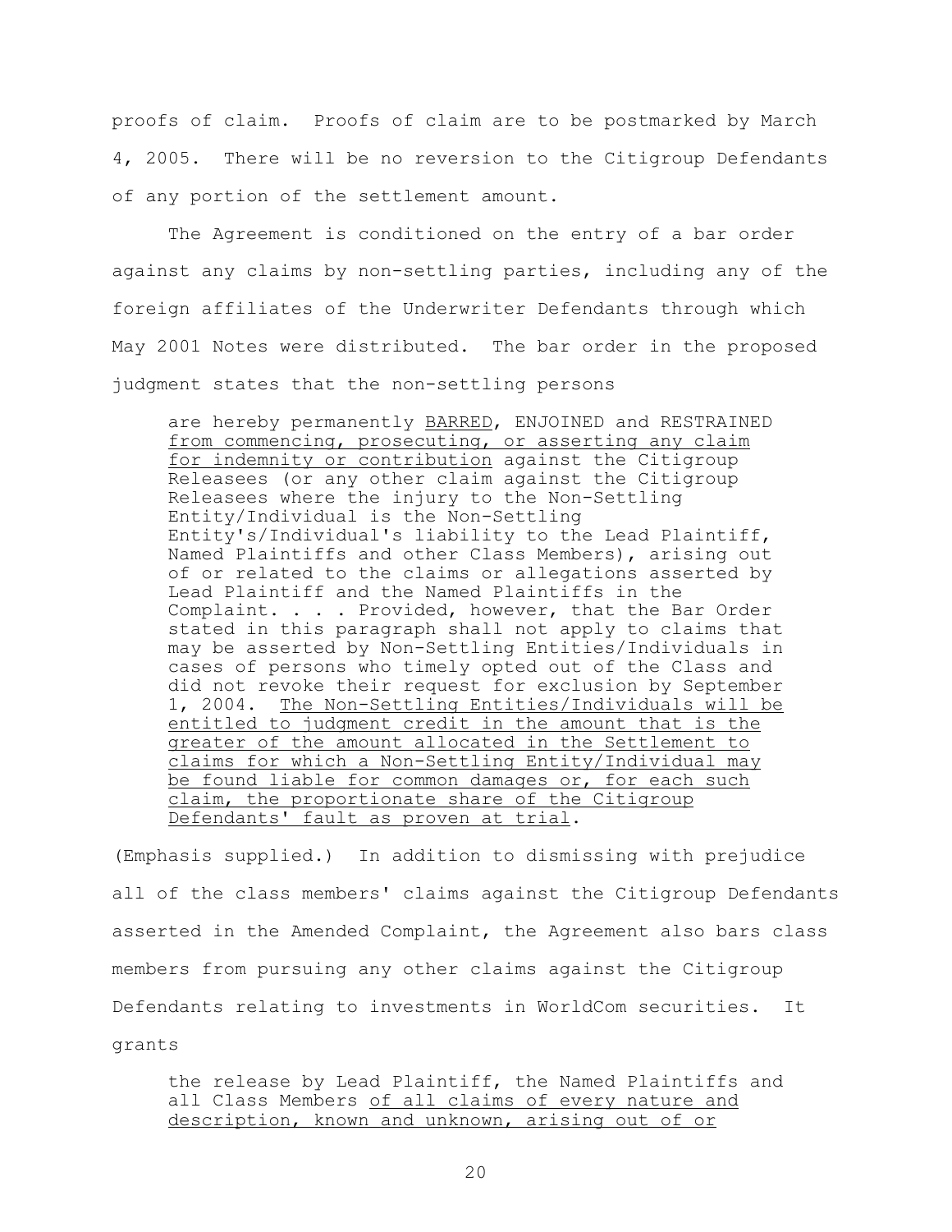proofs of claim. Proofs of claim are to be postmarked by March 4, 2005. There will be no reversion to the Citigroup Defendants of any portion of the settlement amount.

The Agreement is conditioned on the entry of a bar order against any claims by non-settling parties, including any of the foreign affiliates of the Underwriter Defendants through which May 2001 Notes were distributed. The bar order in the proposed judgment states that the non-settling persons

> are hereby permanently <u>BARRED</u>, ENJOINED and RESTRAINED <u>from commencing, prosecuting, or asserting any claim for indemnity or contribution</u> against the Citigroup Releasees (or any other claim against the Citigroup Releasees where the injury to the Non-Settling Entity/Individual is the Non-Settling Entity's/Individual's liability to the Lead Plaintiff, Named Plaintiffs and other Class Members), arising out of or related to the claims or allegations asserted by Lead Plaintiff and the Named Plaintiffs in the Complaint. . . . Provided, however, that the Bar Order stated in this paragraph shall not apply to claims that may be asserted by Non-Settling Entities/Individuals in cases of persons who timely opted out of the Class and did not revoke their request for exclusion by September 1, 2004. <u>The Non-Settling Entities/Individuals will be entitled to judgment credit in the amount that is the greater of the amount allocated in the Settlement to claims for which a Non-Settling Entity/Individual may be found liable for common damages or, for each such claim, the proportionate share of the Citigroup Defendants' fault as proven at trial</u>.

(Emphasis supplied.) In addition to dismissing with prejudice all of the class members' claims against the Citigroup Defendants asserted in the Amended Complaint, the Agreement also bars class members from pursuing any other claims against the Citigroup Defendants relating to investments in WorldCom securities. It grants

> the release by Lead Plaintiff, the Named Plaintiffs and all Class Members <u>of all claims of every nature and description, known and unknown, arising out of or</u>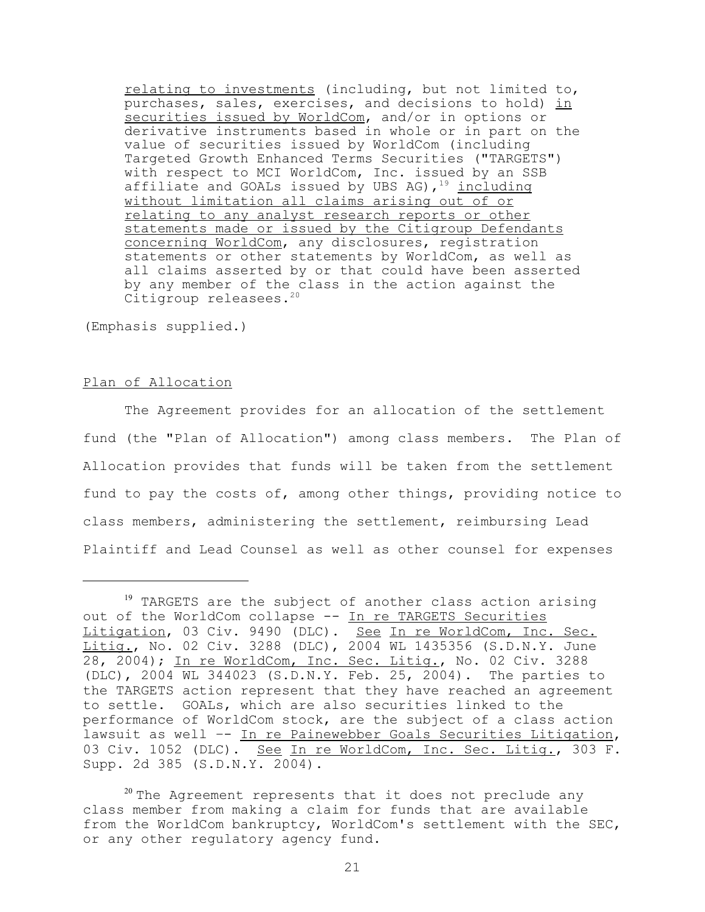> relating to investments (including, but not limited to, purchases, sales, exercises, and decisions to hold) in securities issued by WorldCom, and/or in options or derivative instruments based in whole or in part on the value of securities issued by WorldCom (including Targeted Growth Enhanced Terms Securities ("TARGETS") with respect to MCI WorldCom, Inc. issued by an SSB affiliate and GOALs issued by UBS AG),[19] including without limitation all claims arising out of or relating to any analyst research reports or other statements made or issued by the Citigroup Defendants concerning WorldCom, any disclosures, registration statements or other statements by WorldCom, as well as all claims asserted by or that could have been asserted by any member of the class in the action against the Citigroup releasees.[20]

(Emphasis supplied.)

## Plan of Allocation

The Agreement provides for an allocation of the settlement fund (the "Plan of Allocation") among class members. The Plan of Allocation provides that funds will be taken from the settlement fund to pay the costs of, among other things, providing notice to class members, administering the settlement, reimbursing Lead Plaintiff and Lead Counsel as well as other counsel for expenses

---

[19] TARGETS are the subject of another class action arising out of the WorldCom collapse -- In re TARGETS Securities Litigation, 03 Civ. 9490 (DLC). See In re WorldCom, Inc. Sec. Litig., No. 02 Civ. 3288 (DLC), 2004 WL 1435356 (S.D.N.Y. June 28, 2004); In re WorldCom, Inc. Sec. Litig., No. 02 Civ. 3288 (DLC), 2004 WL 344023 (S.D.N.Y. Feb. 25, 2004). The parties to the TARGETS action represent that they have reached an agreement to settle. GOALs, which are also securities linked to the performance of WorldCom stock, are the subject of a class action lawsuit as well -- In re Painewebber Goals Securities Litigation, 03 Civ. 1052 (DLC). See In re WorldCom, Inc. Sec. Litig., 303 F. Supp. 2d 385 (S.D.N.Y. 2004).

[20] The Agreement represents that it does not preclude any class member from making a claim for funds that are available from the WorldCom bankruptcy, WorldCom's settlement with the SEC, or any other regulatory agency fund.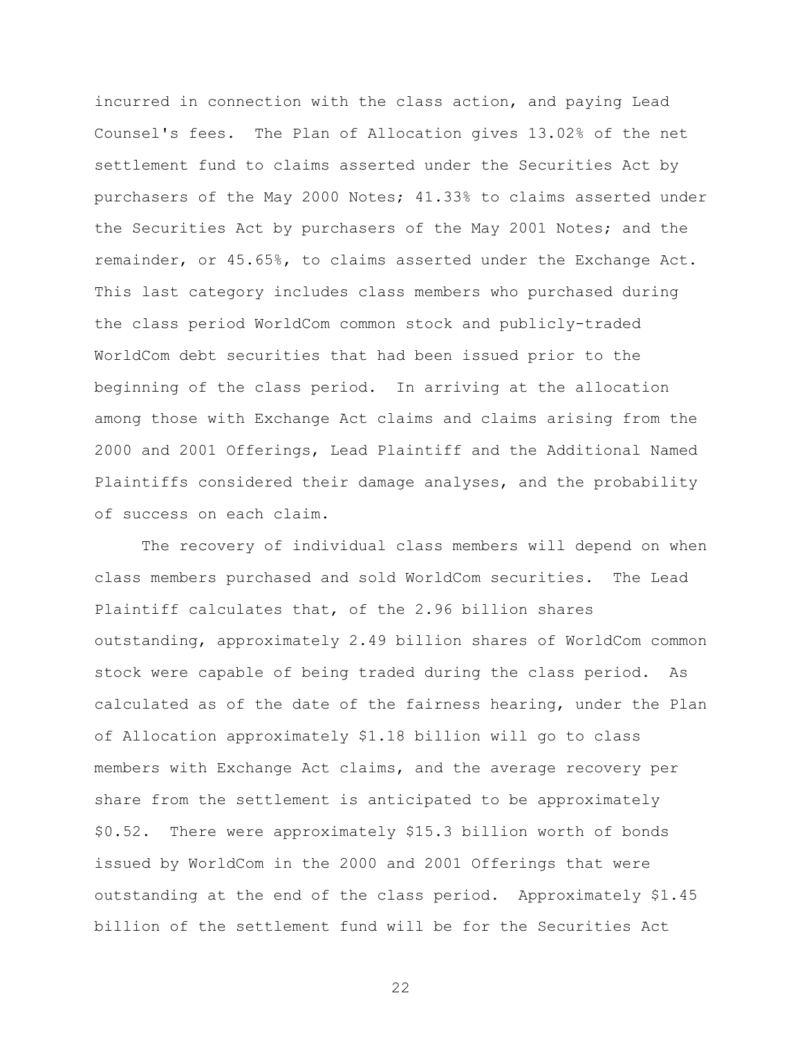incurred in connection with the class action, and paying Lead Counsel's fees. The Plan of Allocation gives 13.02% of the net settlement fund to claims asserted under the Securities Act by purchasers of the May 2000 Notes; 41.33% to claims asserted under the Securities Act by purchasers of the May 2001 Notes; and the remainder, or 45.65%, to claims asserted under the Exchange Act. This last category includes class members who purchased during the class period WorldCom common stock and publicly-traded WorldCom debt securities that had been issued prior to the beginning of the class period. In arriving at the allocation among those with Exchange Act claims and claims arising from the 2000 and 2001 Offerings, Lead Plaintiff and the Additional Named Plaintiffs considered their damage analyses, and the probability of success on each claim.

The recovery of individual class members will depend on when class members purchased and sold WorldCom securities. The Lead Plaintiff calculates that, of the 2.96 billion shares outstanding, approximately 2.49 billion shares of WorldCom common stock were capable of being traded during the class period. As calculated as of the date of the fairness hearing, under the Plan of Allocation approximately $1.18 billion will go to class members with Exchange Act claims, and the average recovery per share from the settlement is anticipated to be approximately $0.52. There were approximately $15.3 billion worth of bonds issued by WorldCom in the 2000 and 2001 Offerings that were outstanding at the end of the class period. Approximately $1.45 billion of the settlement fund will be for the Securities Act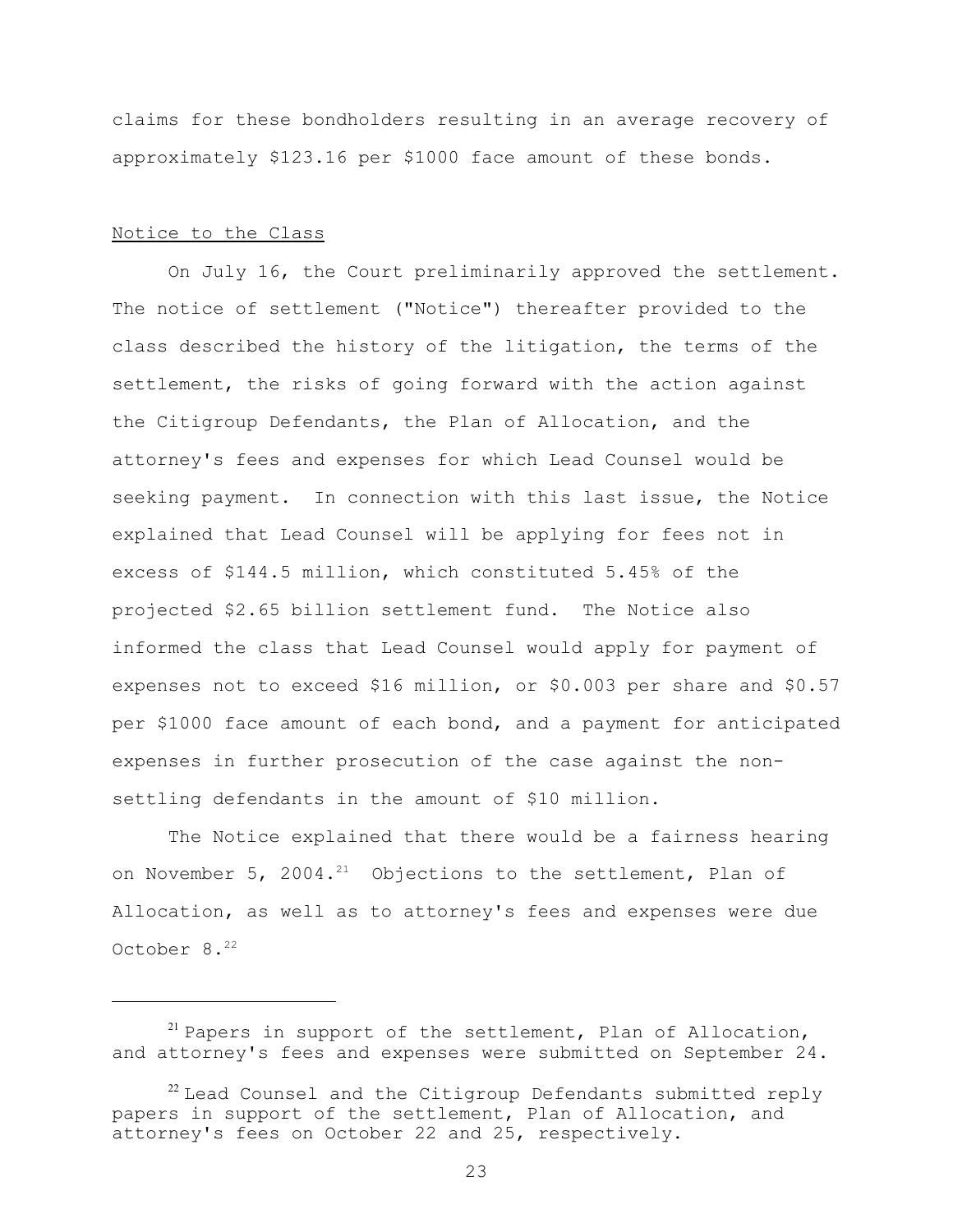claims for these bondholders resulting in an average recovery of approximately $123.16 per $1000 face amount of these bonds.

Notice to the Class

On July 16, the Court preliminarily approved the settlement. The notice of settlement ("Notice") thereafter provided to the class described the history of the litigation, the terms of the settlement, the risks of going forward with the action against the Citigroup Defendants, the Plan of Allocation, and the attorney's fees and expenses for which Lead Counsel would be seeking payment. In connection with this last issue, the Notice explained that Lead Counsel will be applying for fees not in excess of $144.5 million, which constituted 5.45% of the projected $2.65 billion settlement fund. The Notice also informed the class that Lead Counsel would apply for payment of expenses not to exceed $16 million, or $0.003 per share and $0.57 per $1000 face amount of each bond, and a payment for anticipated expenses in further prosecution of the case against the non-settling defendants in the amount of $10 million.

The Notice explained that there would be a fairness hearing on November 5, 2004.[21] Objections to the settlement, Plan of Allocation, as well as to attorney's fees and expenses were due October 8.[22]

---

[21] Papers in support of the settlement, Plan of Allocation, and attorney's fees and expenses were submitted on September 24.

[22] Lead Counsel and the Citigroup Defendants submitted reply papers in support of the settlement, Plan of Allocation, and attorney's fees on October 22 and 25, respectively.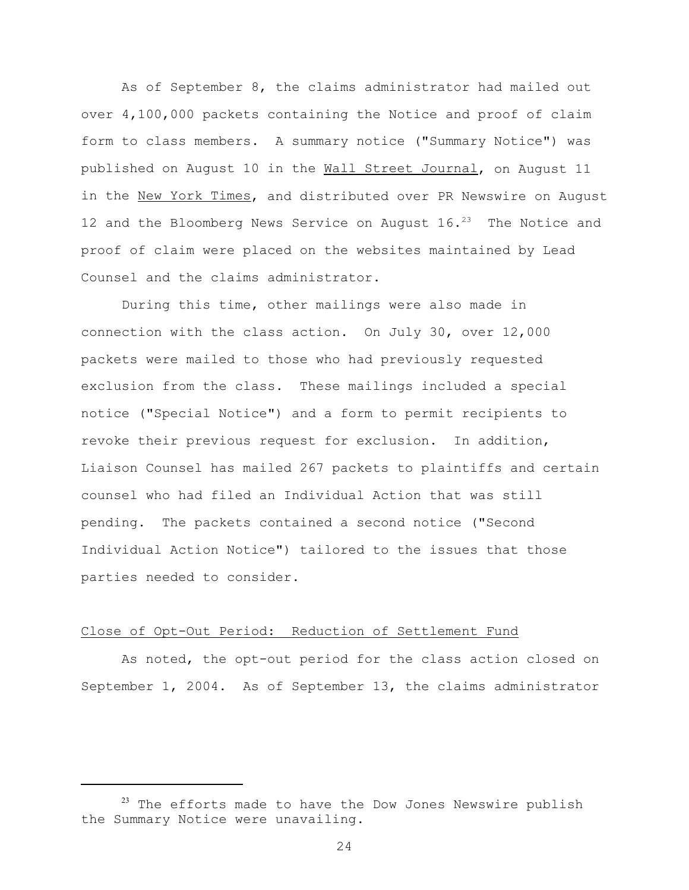As of September 8, the claims administrator had mailed out over 4,100,000 packets containing the Notice and proof of claim form to class members. A summary notice ("Summary Notice") was published on August 10 in the Wall Street Journal, on August 11 in the New York Times, and distributed over PR Newswire on August 12 and the Bloomberg News Service on August 16.[23] The Notice and proof of claim were placed on the websites maintained by Lead Counsel and the claims administrator.

During this time, other mailings were also made in connection with the class action. On July 30, over 12,000 packets were mailed to those who had previously requested exclusion from the class. These mailings included a special notice ("Special Notice") and a form to permit recipients to revoke their previous request for exclusion. In addition, Liaison Counsel has mailed 267 packets to plaintiffs and certain counsel who had filed an Individual Action that was still pending. The packets contained a second notice ("Second Individual Action Notice") tailored to the issues that those parties needed to consider.

Close of Opt-Out Period: Reduction of Settlement Fund

As noted, the opt-out period for the class action closed on September 1, 2004. As of September 13, the claims administrator

[23] The efforts made to have the Dow Jones Newswire publish the Summary Notice were unavailing.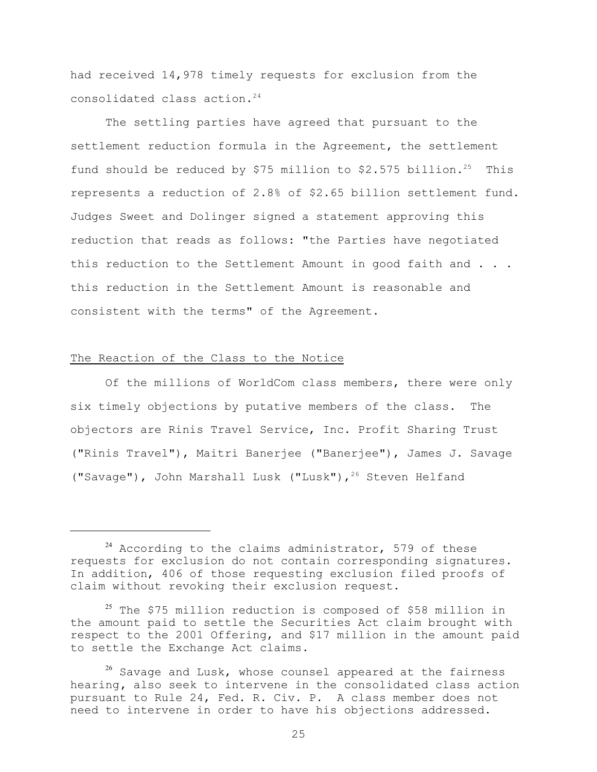had received 14,978 timely requests for exclusion from the consolidated class action.[24]

The settling parties have agreed that pursuant to the settlement reduction formula in the Agreement, the settlement fund should be reduced by $75 million to $2.575 billion.[25] This represents a reduction of 2.8% of $2.65 billion settlement fund. Judges Sweet and Dolinger signed a statement approving this reduction that reads as follows: "the Parties have negotiated this reduction to the Settlement Amount in good faith and . . . this reduction in the Settlement Amount is reasonable and consistent with the terms" of the Agreement.

The Reaction of the Class to the Notice

Of the millions of WorldCom class members, there were only six timely objections by putative members of the class. The objectors are Rinis Travel Service, Inc. Profit Sharing Trust ("Rinis Travel"), Maitri Banerjee ("Banerjee"), James J. Savage ("Savage"), John Marshall Lusk ("Lusk"),[26] Steven Helfand

---

[24] According to the claims administrator, 579 of these requests for exclusion do not contain corresponding signatures. In addition, 406 of those requesting exclusion filed proofs of claim without revoking their exclusion request.

[25] The $75 million reduction is composed of $58 million in the amount paid to settle the Securities Act claim brought with respect to the 2001 Offering, and $17 million in the amount paid to settle the Exchange Act claims.

[26] Savage and Lusk, whose counsel appeared at the fairness hearing, also seek to intervene in the consolidated class action pursuant to Rule 24, Fed. R. Civ. P. A class member does not need to intervene in order to have his objections addressed.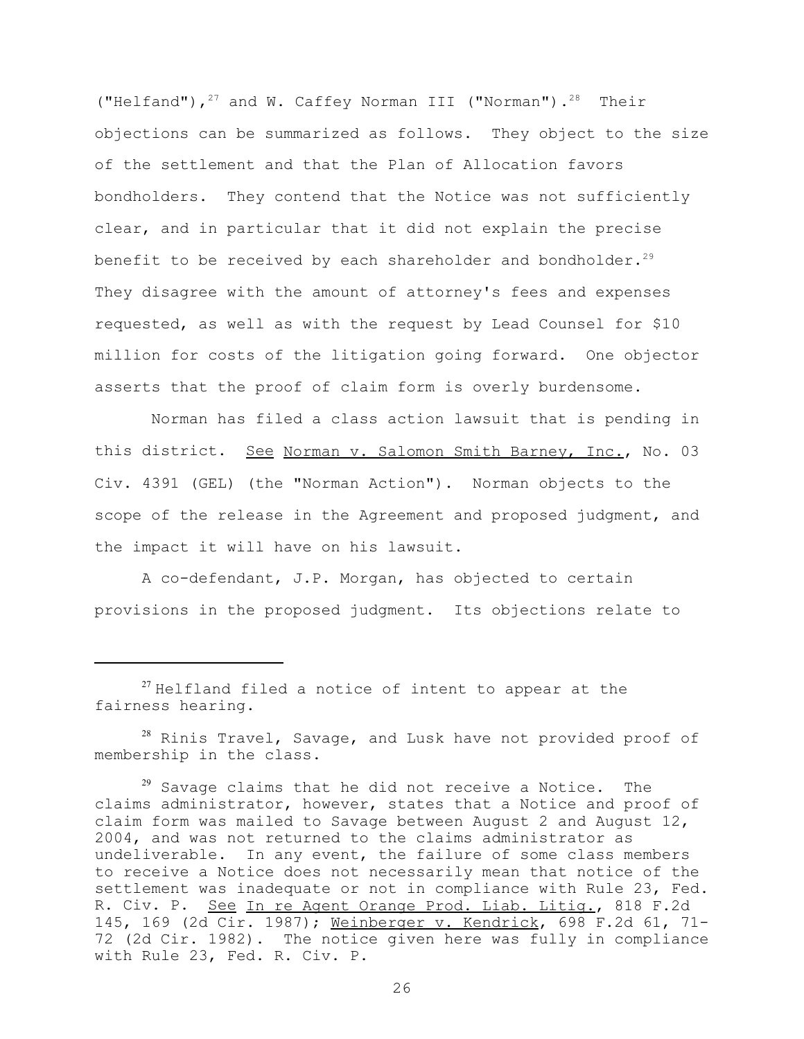("Helfand"),[27] and W. Caffey Norman III ("Norman").[28] Their objections can be summarized as follows. They object to the size of the settlement and that the Plan of Allocation favors bondholders. They contend that the Notice was not sufficiently clear, and in particular that it did not explain the precise benefit to be received by each shareholder and bondholder.[29] They disagree with the amount of attorney's fees and expenses requested, as well as with the request by Lead Counsel for $10 million for costs of the litigation going forward. One objector asserts that the proof of claim form is overly burdensome.

Norman has filed a class action lawsuit that is pending in this district. See Norman v. Salomon Smith Barney, Inc., No. 03 Civ. 4391 (GEL) (the "Norman Action"). Norman objects to the scope of the release in the Agreement and proposed judgment, and the impact it will have on his lawsuit.

A co-defendant, J.P. Morgan, has objected to certain provisions in the proposed judgment. Its objections relate to

---

[27] Helfland filed a notice of intent to appear at the fairness hearing.

[28] Rinis Travel, Savage, and Lusk have not provided proof of membership in the class.

[29] Savage claims that he did not receive a Notice. The claims administrator, however, states that a Notice and proof of claim form was mailed to Savage between August 2 and August 12, 2004, and was not returned to the claims administrator as undeliverable. In any event, the failure of some class members to receive a Notice does not necessarily mean that notice of the settlement was inadequate or not in compliance with Rule 23, Fed. R. Civ. P. See In re Agent Orange Prod. Liab. Litig., 818 F.2d 145, 169 (2d Cir. 1987); Weinberger v. Kendrick, 698 F.2d 61, 71-72 (2d Cir. 1982). The notice given here was fully in compliance with Rule 23, Fed. R. Civ. P.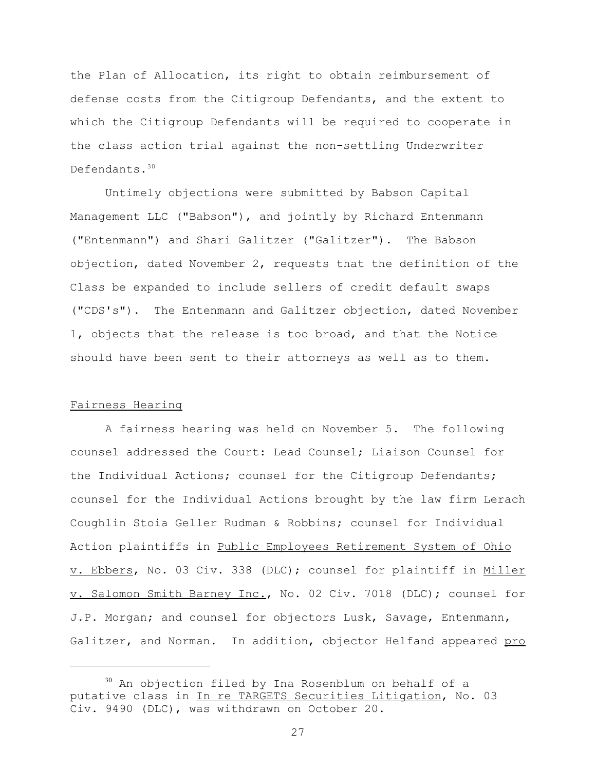the Plan of Allocation, its right to obtain reimbursement of defense costs from the Citigroup Defendants, and the extent to which the Citigroup Defendants will be required to cooperate in the class action trial against the non-settling Underwriter Defendants.[30]

Untimely objections were submitted by Babson Capital Management LLC ("Babson"), and jointly by Richard Entenmann ("Entenmann") and Shari Galitzer ("Galitzer"). The Babson objection, dated November 2, requests that the definition of the Class be expanded to include sellers of credit default swaps ("CDS's"). The Entenmann and Galitzer objection, dated November 1, objects that the release is too broad, and that the Notice should have been sent to their attorneys as well as to them.

## Fairness Hearing

A fairness hearing was held on November 5. The following counsel addressed the Court: Lead Counsel; Liaison Counsel for the Individual Actions; counsel for the Citigroup Defendants; counsel for the Individual Actions brought by the law firm Lerach Coughlin Stoia Geller Rudman & Robbins; counsel for Individual Action plaintiffs in Public Employees Retirement System of Ohio v. Ebbers, No. 03 Civ. 338 (DLC); counsel for plaintiff in Miller v. Salomon Smith Barney Inc., No. 02 Civ. 7018 (DLC); counsel for J.P. Morgan; and counsel for objectors Lusk, Savage, Entenmann, Galitzer, and Norman. In addition, objector Helfand appeared *pro*

---

[30] An objection filed by Ina Rosenblum on behalf of a putative class in In re TARGETS Securities Litigation, No. 03 Civ. 9490 (DLC), was withdrawn on October 20.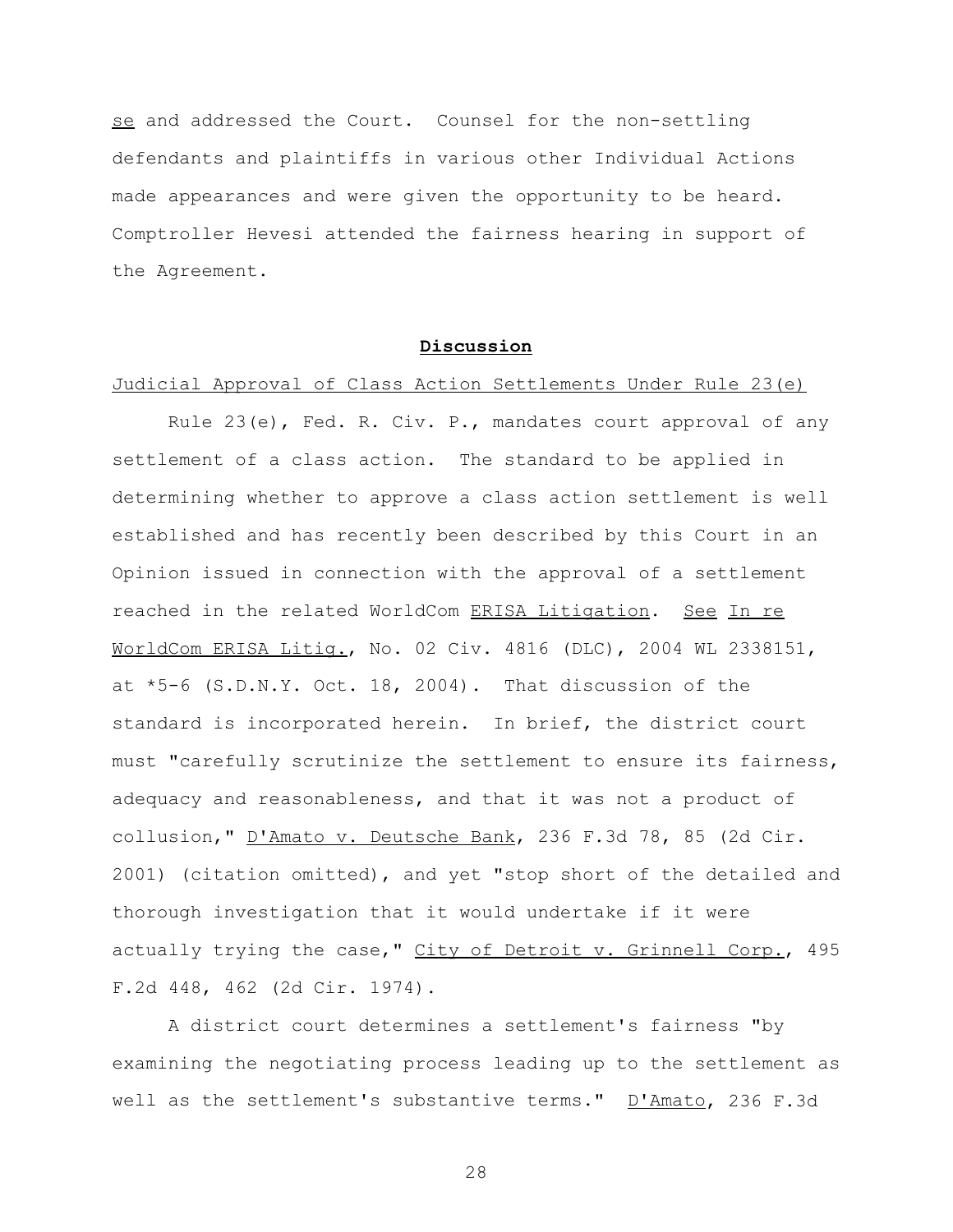*se* and addressed the Court. Counsel for the non-settling defendants and plaintiffs in various other Individual Actions made appearances and were given the opportunity to be heard. Comptroller Hevesi attended the fairness hearing in support of the Agreement.

## **Discussion**

### Judicial Approval of Class Action Settlements Under Rule 23(e)

Rule 23(e), Fed. R. Civ. P., mandates court approval of any settlement of a class action. The standard to be applied in determining whether to approve a class action settlement is well established and has recently been described by this Court in an Opinion issued in connection with the approval of a settlement reached in the related WorldCom *ERISA Litigation*. *See In re WorldCom ERISA Litig.*, No. 02 Civ. 4816 (DLC), 2004 WL 2338151, at *5-6 (S.D.N.Y. Oct. 18, 2004). That discussion of the standard is incorporated herein. In brief, the district court must "carefully scrutinize the settlement to ensure its fairness, adequacy and reasonableness, and that it was not a product of collusion," *D'Amato v. Deutsche Bank*, 236 F.3d 78, 85 (2d Cir. 2001) (citation omitted), and yet "stop short of the detailed and thorough investigation that it would undertake if it were actually trying the case," *City of Detroit v. Grinnell Corp.*, 495 F.2d 448, 462 (2d Cir. 1974).

A district court determines a settlement's fairness "by examining the negotiating process leading up to the settlement as well as the settlement's substantive terms." *D'Amato*, 236 F.3d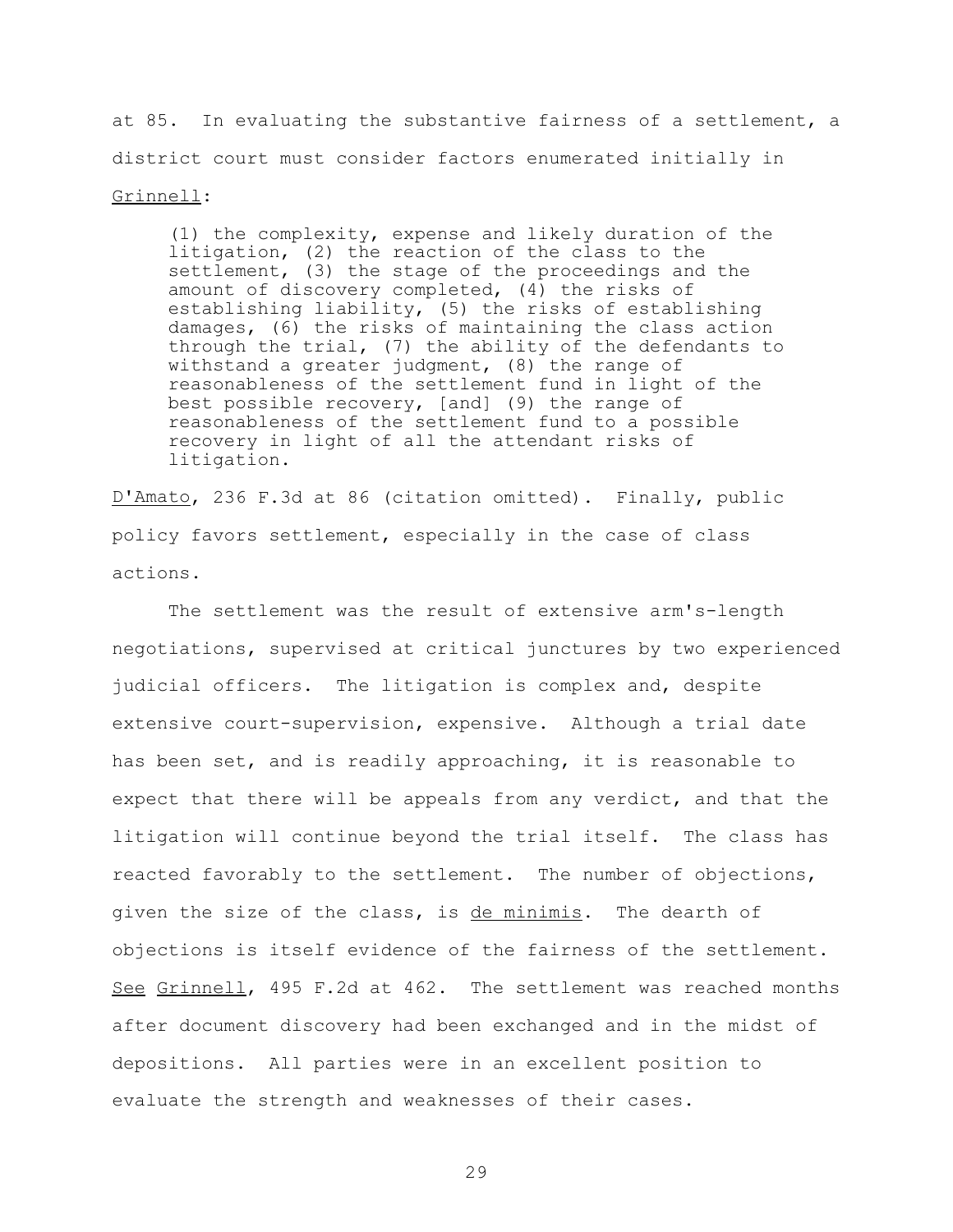at 85. In evaluating the substantive fairness of a settlement, a district court must consider factors enumerated initially in Grinnell:

> (1) the complexity, expense and likely duration of the litigation, (2) the reaction of the class to the settlement, (3) the stage of the proceedings and the amount of discovery completed, (4) the risks of establishing liability, (5) the risks of establishing damages, (6) the risks of maintaining the class action through the trial, (7) the ability of the defendants to withstand a greater judgment, (8) the range of reasonableness of the settlement fund in light of the best possible recovery, [and] (9) the range of reasonableness of the settlement fund to a possible recovery in light of all the attendant risks of litigation.

D'Amato, 236 F.3d at 86 (citation omitted). Finally, public policy favors settlement, especially in the case of class actions.

The settlement was the result of extensive arm's-length negotiations, supervised at critical junctures by two experienced judicial officers. The litigation is complex and, despite extensive court-supervision, expensive. Although a trial date has been set, and is readily approaching, it is reasonable to expect that there will be appeals from any verdict, and that the litigation will continue beyond the trial itself. The class has reacted favorably to the settlement. The number of objections, given the size of the class, is *de minimis*. The dearth of objections is itself evidence of the fairness of the settlement. *See* Grinnell, 495 F.2d at 462. The settlement was reached months after document discovery had been exchanged and in the midst of depositions. All parties were in an excellent position to evaluate the strength and weaknesses of their cases.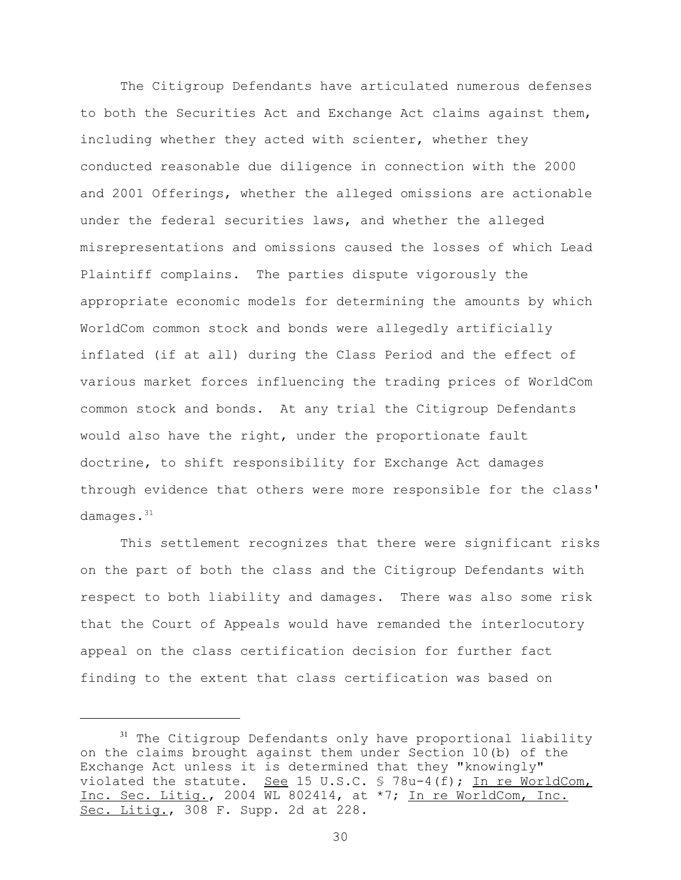The Citigroup Defendants have articulated numerous defenses to both the Securities Act and Exchange Act claims against them, including whether they acted with scienter, whether they conducted reasonable due diligence in connection with the 2000 and 2001 Offerings, whether the alleged omissions are actionable under the federal securities laws, and whether the alleged misrepresentations and omissions caused the losses of which Lead Plaintiff complains. The parties dispute vigorously the appropriate economic models for determining the amounts by which WorldCom common stock and bonds were allegedly artificially inflated (if at all) during the Class Period and the effect of various market forces influencing the trading prices of WorldCom common stock and bonds. At any trial the Citigroup Defendants would also have the right, under the proportionate fault doctrine, to shift responsibility for Exchange Act damages through evidence that others were more responsible for the class' damages.[31]

This settlement recognizes that there were significant risks on the part of both the class and the Citigroup Defendants with respect to both liability and damages. There was also some risk that the Court of Appeals would have remanded the interlocutory appeal on the class certification decision for further fact finding to the extent that class certification was based on

---

[31] The Citigroup Defendants only have proportional liability on the claims brought against them under Section 10(b) of the Exchange Act unless it is determined that they "knowingly" violated the statute. See 15 U.S.C. § 78u-4(f); In re WorldCom, Inc. Sec. Litig., 2004 WL 802414, at *7; In re WorldCom, Inc. Sec. Litig., 308 F. Supp. 2d at 228.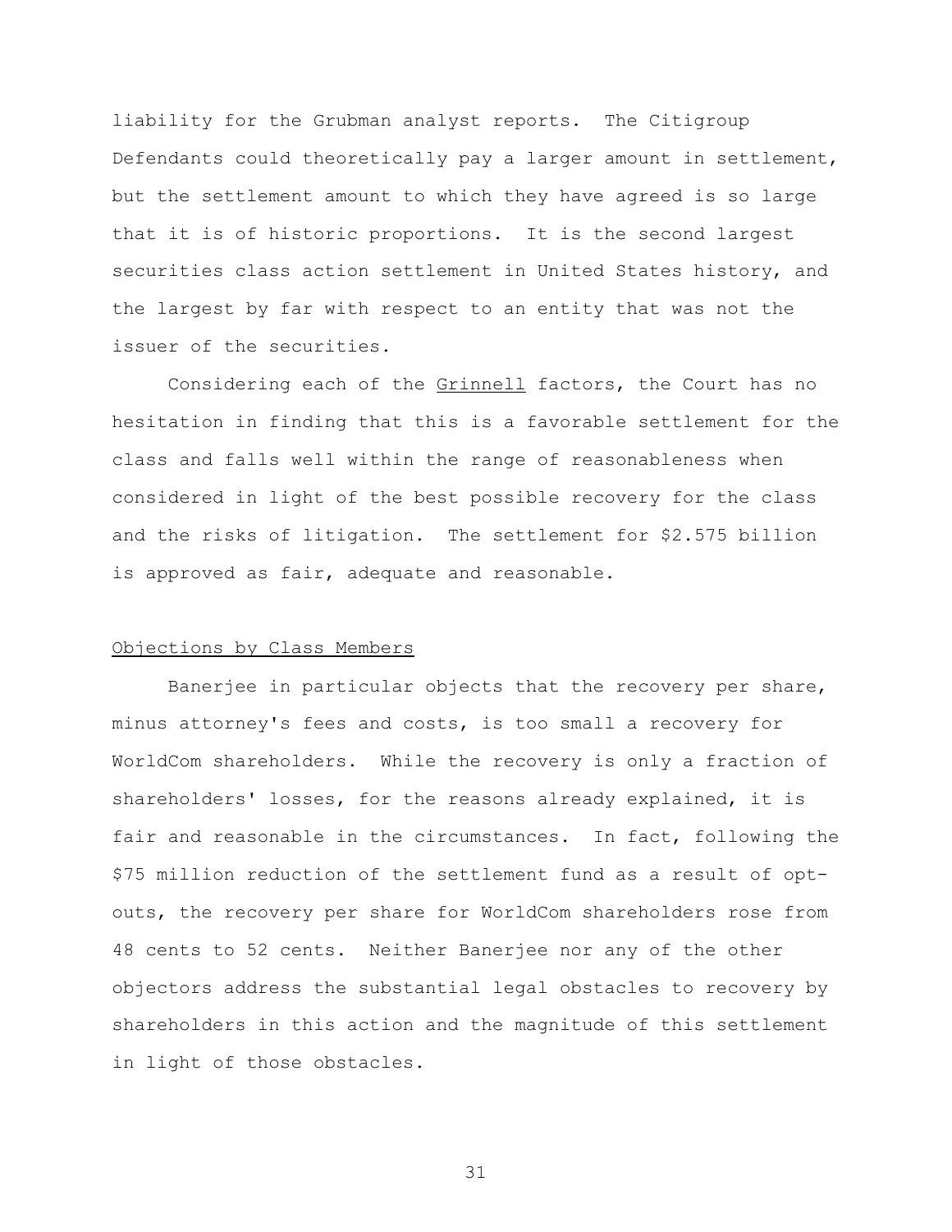liability for the Grubman analyst reports. The Citigroup Defendants could theoretically pay a larger amount in settlement, but the settlement amount to which they have agreed is so large that it is of historic proportions. It is the second largest securities class action settlement in United States history, and the largest by far with respect to an entity that was not the issuer of the securities.

Considering each of the Grinnell factors, the Court has no hesitation in finding that this is a favorable settlement for the class and falls well within the range of reasonableness when considered in light of the best possible recovery for the class and the risks of litigation. The settlement for $2.575 billion is approved as fair, adequate and reasonable.

Objections by Class Members

Banerjee in particular objects that the recovery per share, minus attorney's fees and costs, is too small a recovery for WorldCom shareholders. While the recovery is only a fraction of shareholders' losses, for the reasons already explained, it is fair and reasonable in the circumstances. In fact, following the $75 million reduction of the settlement fund as a result of opt-outs, the recovery per share for WorldCom shareholders rose from 48 cents to 52 cents. Neither Banerjee nor any of the other objectors address the substantial legal obstacles to recovery by shareholders in this action and the magnitude of this settlement in light of those obstacles.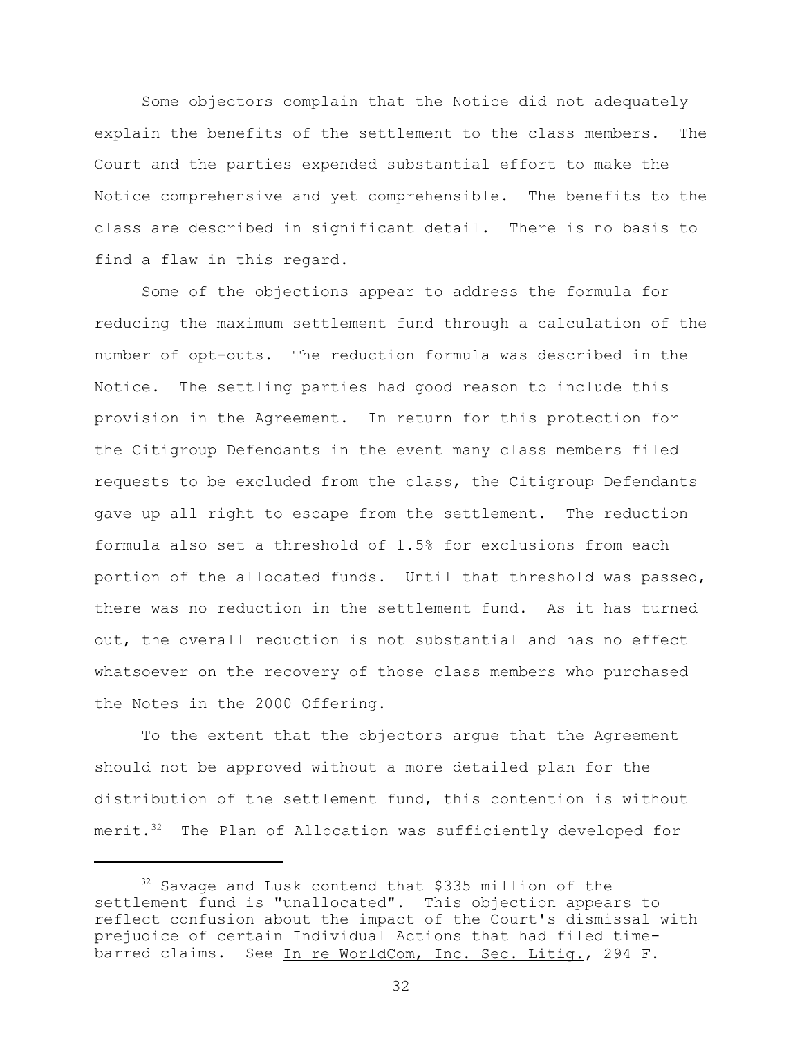Some objectors complain that the Notice did not adequately explain the benefits of the settlement to the class members. The Court and the parties expended substantial effort to make the Notice comprehensive and yet comprehensible. The benefits to the class are described in significant detail. There is no basis to find a flaw in this regard.

Some of the objections appear to address the formula for reducing the maximum settlement fund through a calculation of the number of opt-outs. The reduction formula was described in the Notice. The settling parties had good reason to include this provision in the Agreement. In return for this protection for the Citigroup Defendants in the event many class members filed requests to be excluded from the class, the Citigroup Defendants gave up all right to escape from the settlement. The reduction formula also set a threshold of 1.5% for exclusions from each portion of the allocated funds. Until that threshold was passed, there was no reduction in the settlement fund. As it has turned out, the overall reduction is not substantial and has no effect whatsoever on the recovery of those class members who purchased the Notes in the 2000 Offering.

To the extent that the objectors argue that the Agreement should not be approved without a more detailed plan for the distribution of the settlement fund, this contention is without merit.[32] The Plan of Allocation was sufficiently developed for

---

[32] Savage and Lusk contend that $335 million of the settlement fund is "unallocated". This objection appears to reflect confusion about the impact of the Court's dismissal with prejudice of certain Individual Actions that had filed time-barred claims. <u>See</u> <u>In re WorldCom, Inc. Sec. Litig.</u>, 294 F.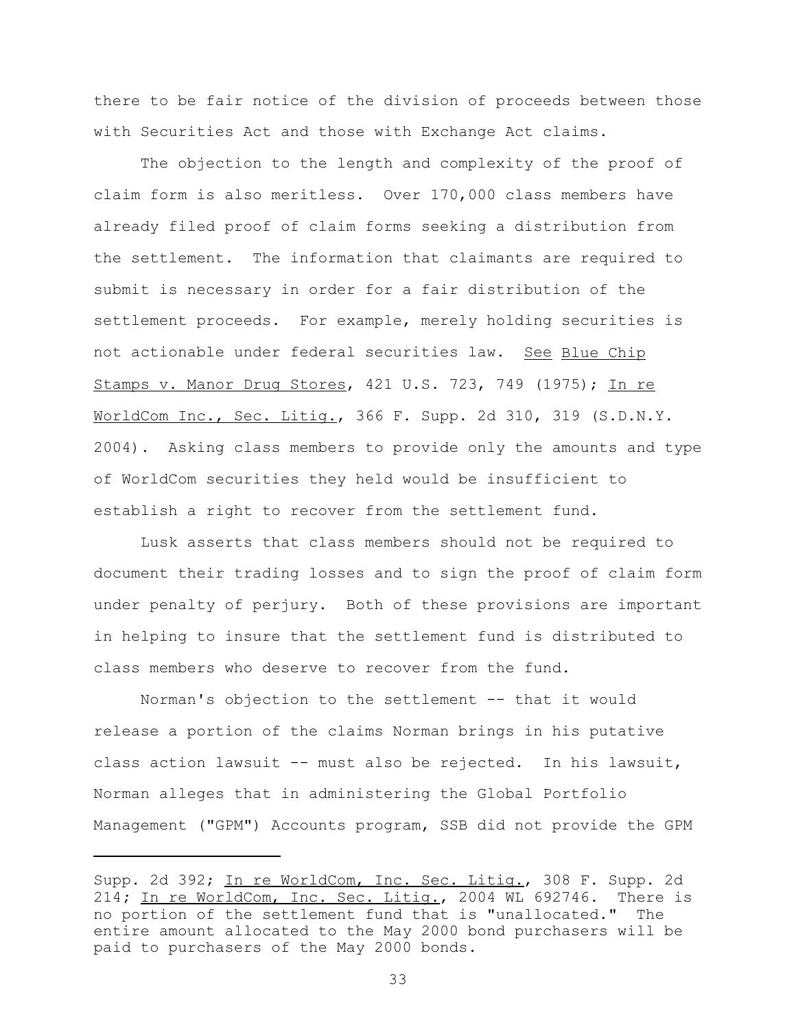there to be fair notice of the division of proceeds between those with Securities Act and those with Exchange Act claims.

The objection to the length and complexity of the proof of claim form is also meritless. Over 170,000 class members have already filed proof of claim forms seeking a distribution from the settlement. The information that claimants are required to submit is necessary in order for a fair distribution of the settlement proceeds. For example, merely holding securities is not actionable under federal securities law. See Blue Chip Stamps v. Manor Drug Stores, 421 U.S. 723, 749 (1975); In re WorldCom Inc., Sec. Litig., 366 F. Supp. 2d 310, 319 (S.D.N.Y. 2004). Asking class members to provide only the amounts and type of WorldCom securities they held would be insufficient to establish a right to recover from the settlement fund.

Lusk asserts that class members should not be required to document their trading losses and to sign the proof of claim form under penalty of perjury. Both of these provisions are important in helping to insure that the settlement fund is distributed to class members who deserve to recover from the fund.

Norman's objection to the settlement -- that it would release a portion of the claims Norman brings in his putative class action lawsuit -- must also be rejected. In his lawsuit, Norman alleges that in administering the Global Portfolio Management ("GPM") Accounts program, SSB did not provide the GPM

---

Supp. 2d 392; In re WorldCom, Inc. Sec. Litig., 308 F. Supp. 2d 214; In re WorldCom, Inc. Sec. Litig., 2004 WL 692746. There is no portion of the settlement fund that is "unallocated." The entire amount allocated to the May 2000 bond purchasers will be paid to purchasers of the May 2000 bonds.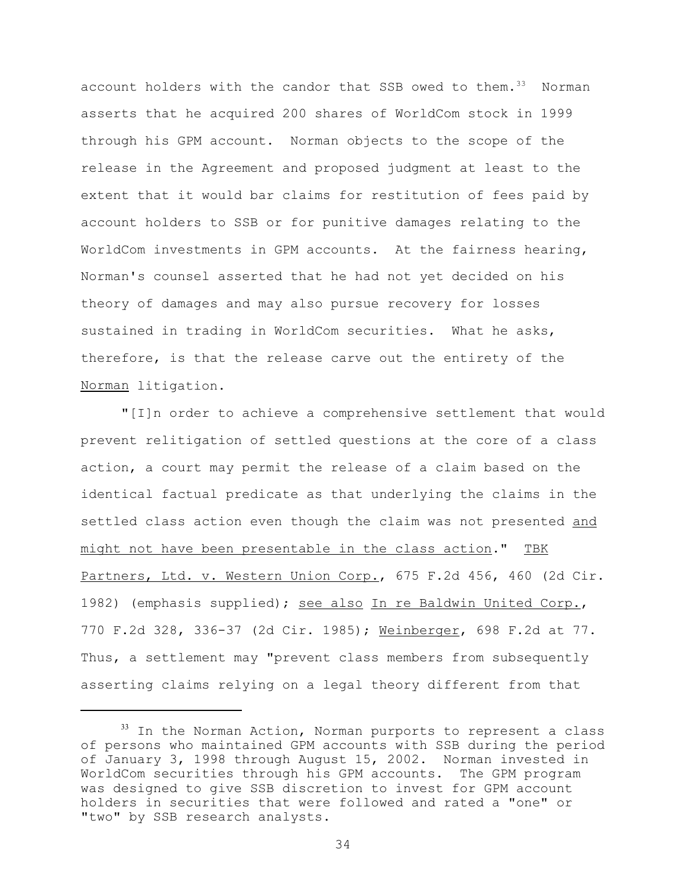account holders with the candor that SSB owed to them.[33] Norman asserts that he acquired 200 shares of WorldCom stock in 1999 through his GPM account. Norman objects to the scope of the release in the Agreement and proposed judgment at least to the extent that it would bar claims for restitution of fees paid by account holders to SSB or for punitive damages relating to the WorldCom investments in GPM accounts. At the fairness hearing, Norman's counsel asserted that he had not yet decided on his theory of damages and may also pursue recovery for losses sustained in trading in WorldCom securities. What he asks, therefore, is that the release carve out the entirety of the Norman litigation.

"[I]n order to achieve a comprehensive settlement that would prevent relitigation of settled questions at the core of a class action, a court may permit the release of a claim based on the identical factual predicate as that underlying the claims in the settled class action even though the claim was not presented and might not have been presentable in the class action." TBK Partners, Ltd. v. Western Union Corp., 675 F.2d 456, 460 (2d Cir. 1982) (emphasis supplied); see also In re Baldwin United Corp., 770 F.2d 328, 336-37 (2d Cir. 1985); Weinberger, 698 F.2d at 77. Thus, a settlement may "prevent class members from subsequently asserting claims relying on a legal theory different from that

---

[33] In the Norman Action, Norman purports to represent a class of persons who maintained GPM accounts with SSB during the period of January 3, 1998 through August 15, 2002. Norman invested in WorldCom securities through his GPM accounts. The GPM program was designed to give SSB discretion to invest for GPM account holders in securities that were followed and rated a "one" or "two" by SSB research analysts.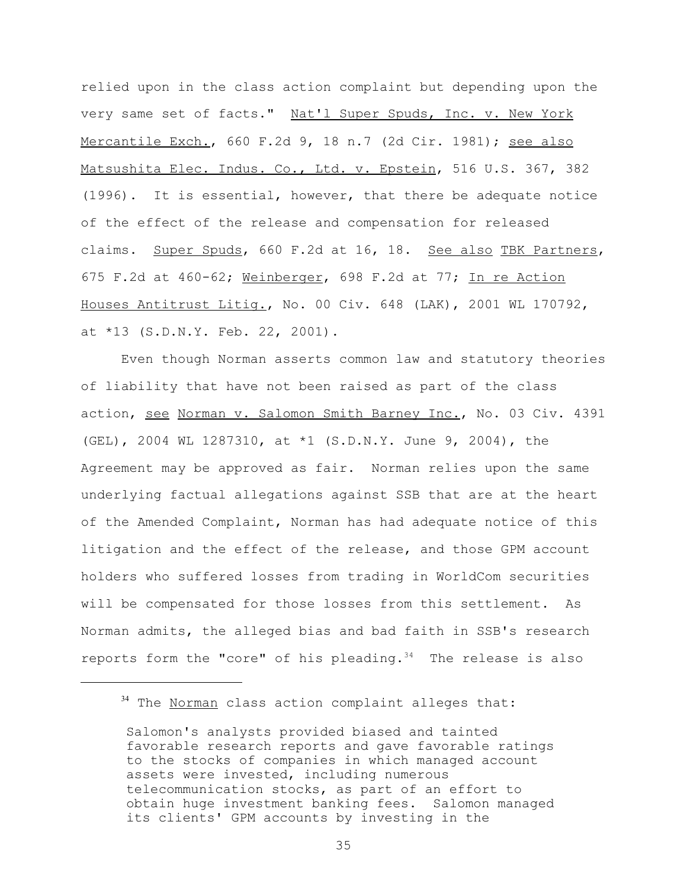relied upon in the class action complaint but depending upon the very same set of facts." Nat'l Super Spuds, Inc. v. New York Mercantile Exch., 660 F.2d 9, 18 n.7 (2d Cir. 1981); see also Matsushita Elec. Indus. Co., Ltd. v. Epstein, 516 U.S. 367, 382 (1996). It is essential, however, that there be adequate notice of the effect of the release and compensation for released claims. Super Spuds, 660 F.2d at 16, 18. See also TBK Partners, 675 F.2d at 460-62; Weinberger, 698 F.2d at 77; In re Action Houses Antitrust Litig., No. 00 Civ. 648 (LAK), 2001 WL 170792, at *13 (S.D.N.Y. Feb. 22, 2001).

Even though Norman asserts common law and statutory theories of liability that have not been raised as part of the class action, see Norman v. Salomon Smith Barney Inc., No. 03 Civ. 4391 (GEL), 2004 WL 1287310, at *1 (S.D.N.Y. June 9, 2004), the Agreement may be approved as fair. Norman relies upon the same underlying factual allegations against SSB that are at the heart of the Amended Complaint, Norman has had adequate notice of this litigation and the effect of the release, and those GPM account holders who suffered losses from trading in WorldCom securities will be compensated for those losses from this settlement. As Norman admits, the alleged bias and bad faith in SSB's research reports form the "core" of his pleading.[34] The release is also

---

[34] The Norman class action complaint alleges that:

> Salomon's analysts provided biased and tainted favorable research reports and gave favorable ratings to the stocks of companies in which managed account assets were invested, including numerous telecommunication stocks, as part of an effort to obtain huge investment banking fees. Salomon managed its clients' GPM accounts by investing in the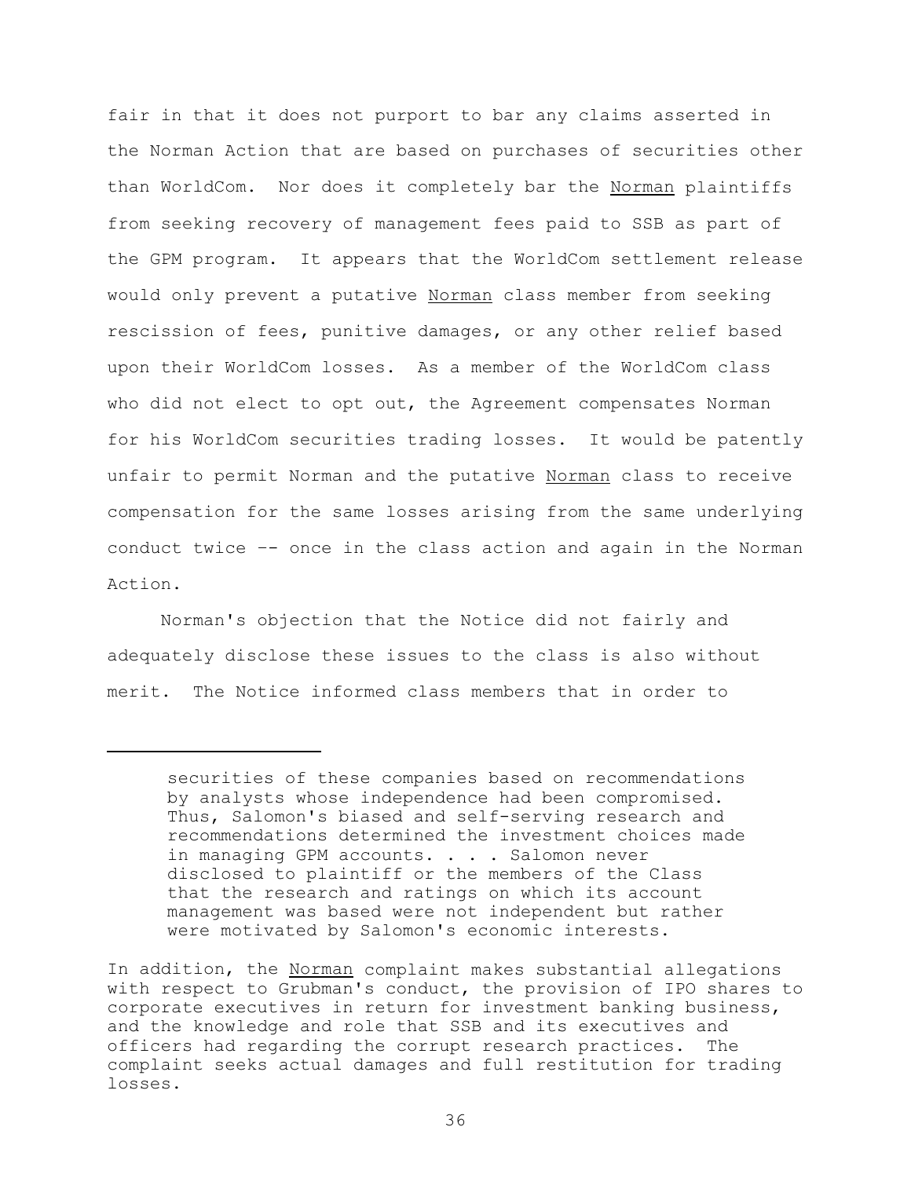fair in that it does not purport to bar any claims asserted in the Norman Action that are based on purchases of securities other than WorldCom. Nor does it completely bar the Norman plaintiffs from seeking recovery of management fees paid to SSB as part of the GPM program. It appears that the WorldCom settlement release would only prevent a putative Norman class member from seeking rescission of fees, punitive damages, or any other relief based upon their WorldCom losses. As a member of the WorldCom class who did not elect to opt out, the Agreement compensates Norman for his WorldCom securities trading losses. It would be patently unfair to permit Norman and the putative Norman class to receive compensation for the same losses arising from the same underlying conduct twice -- once in the class action and again in the Norman Action.

Norman's objection that the Notice did not fairly and adequately disclose these issues to the class is also without merit. The Notice informed class members that in order to

---

> securities of these companies based on recommendations by analysts whose independence had been compromised. Thus, Salomon's biased and self-serving research and recommendations determined the investment choices made in managing GPM accounts. . . . Salomon never disclosed to plaintiff or the members of the Class that the research and ratings on which its account management was based were not independent but rather were motivated by Salomon's economic interests.

In addition, the Norman complaint makes substantial allegations with respect to Grubman's conduct, the provision of IPO shares to corporate executives in return for investment banking business, and the knowledge and role that SSB and its executives and officers had regarding the corrupt research practices. The complaint seeks actual damages and full restitution for trading losses.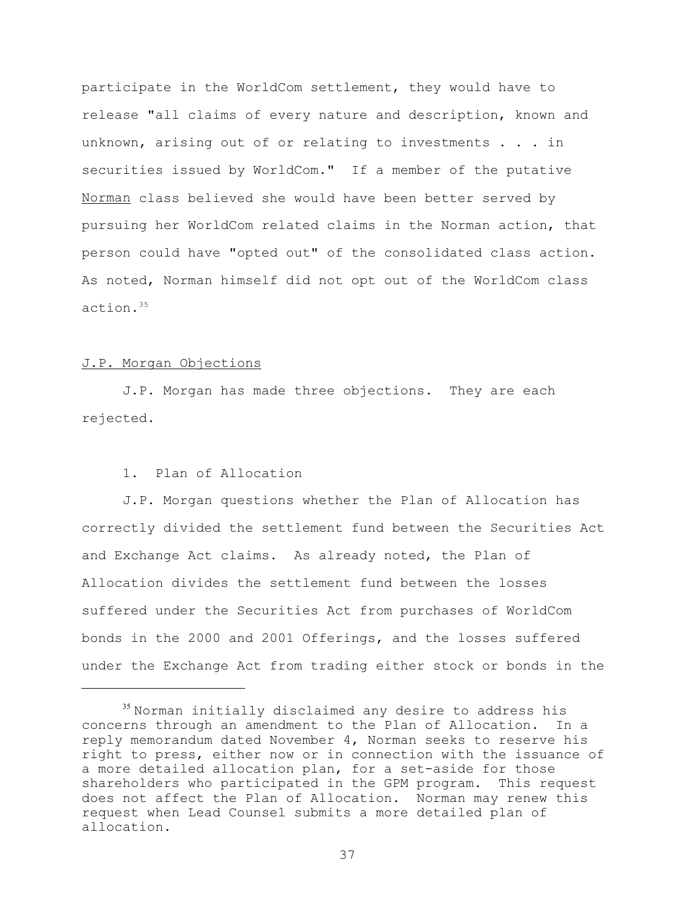participate in the WorldCom settlement, they would have to release "all claims of every nature and description, known and unknown, arising out of or relating to investments . . . in securities issued by WorldCom." If a member of the putative Norman class believed she would have been better served by pursuing her WorldCom related claims in the Norman action, that person could have "opted out" of the consolidated class action. As noted, Norman himself did not opt out of the WorldCom class action.[35]

J.P. Morgan Objections

J.P. Morgan has made three objections. They are each rejected.

1. Plan of Allocation

J.P. Morgan questions whether the Plan of Allocation has correctly divided the settlement fund between the Securities Act and Exchange Act claims. As already noted, the Plan of Allocation divides the settlement fund between the losses suffered under the Securities Act from purchases of WorldCom bonds in the 2000 and 2001 Offerings, and the losses suffered under the Exchange Act from trading either stock or bonds in the

---

[35] Norman initially disclaimed any desire to address his concerns through an amendment to the Plan of Allocation. In a reply memorandum dated November 4, Norman seeks to reserve his right to press, either now or in connection with the issuance of a more detailed allocation plan, for a set-aside for those shareholders who participated in the GPM program. This request does not affect the Plan of Allocation. Norman may renew this request when Lead Counsel submits a more detailed plan of allocation.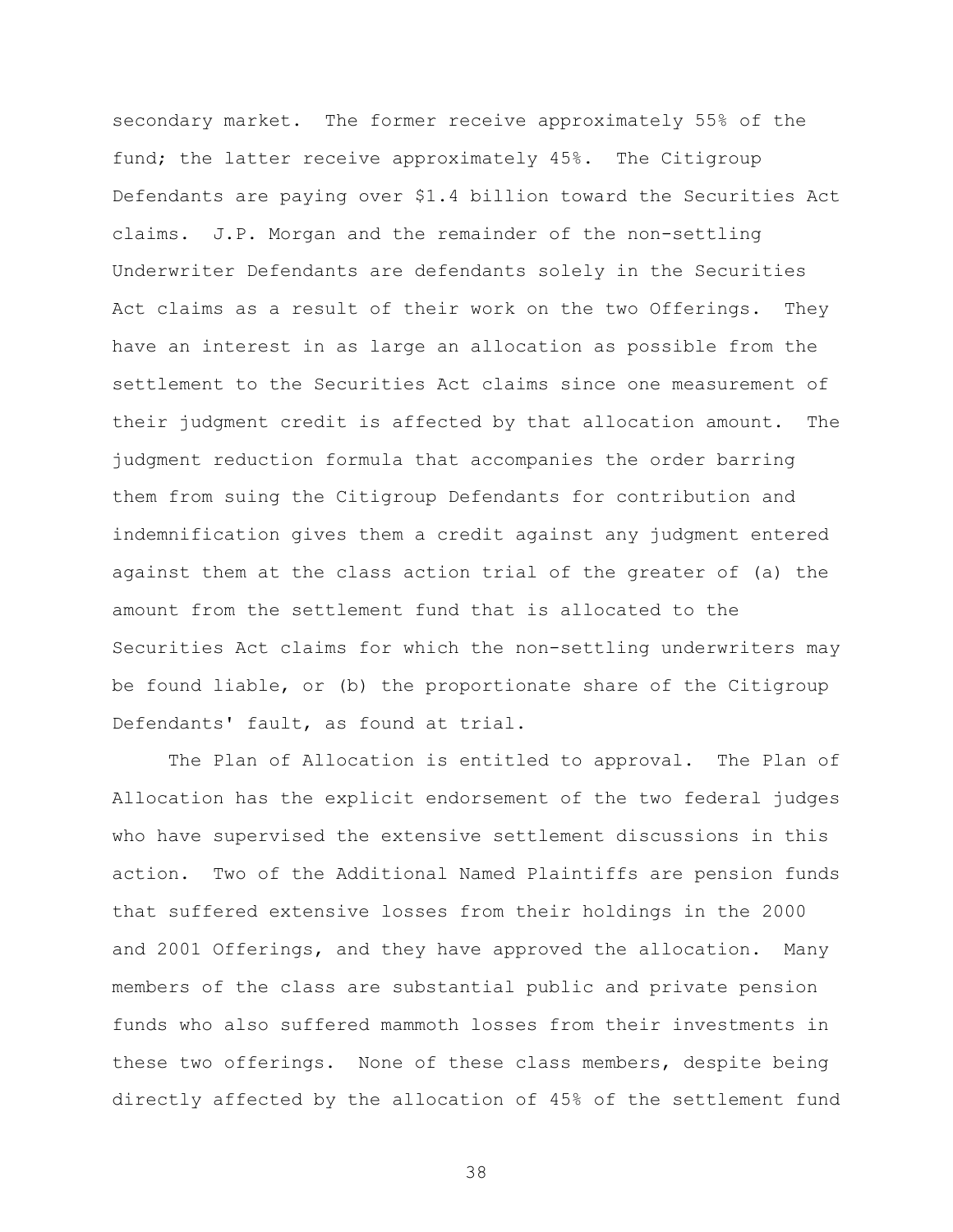secondary market. The former receive approximately 55% of the fund; the latter receive approximately 45%. The Citigroup Defendants are paying over $1.4 billion toward the Securities Act claims. J.P. Morgan and the remainder of the non-settling Underwriter Defendants are defendants solely in the Securities Act claims as a result of their work on the two Offerings. They have an interest in as large an allocation as possible from the settlement to the Securities Act claims since one measurement of their judgment credit is affected by that allocation amount. The judgment reduction formula that accompanies the order barring them from suing the Citigroup Defendants for contribution and indemnification gives them a credit against any judgment entered against them at the class action trial of the greater of (a) the amount from the settlement fund that is allocated to the Securities Act claims for which the non-settling underwriters may be found liable, or (b) the proportionate share of the Citigroup Defendants' fault, as found at trial.

The Plan of Allocation is entitled to approval. The Plan of Allocation has the explicit endorsement of the two federal judges who have supervised the extensive settlement discussions in this action. Two of the Additional Named Plaintiffs are pension funds that suffered extensive losses from their holdings in the 2000 and 2001 Offerings, and they have approved the allocation. Many members of the class are substantial public and private pension funds who also suffered mammoth losses from their investments in these two offerings. None of these class members, despite being directly affected by the allocation of 45% of the settlement fund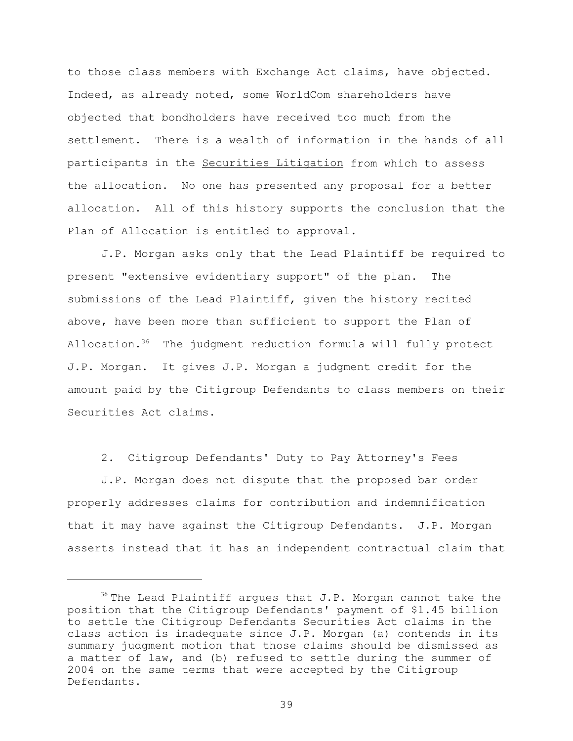to those class members with Exchange Act claims, have objected. Indeed, as already noted, some WorldCom shareholders have objected that bondholders have received too much from the settlement. There is a wealth of information in the hands of all participants in the Securities Litigation from which to assess the allocation. No one has presented any proposal for a better allocation. All of this history supports the conclusion that the Plan of Allocation is entitled to approval.

J.P. Morgan asks only that the Lead Plaintiff be required to present "extensive evidentiary support" of the plan. The submissions of the Lead Plaintiff, given the history recited above, have been more than sufficient to support the Plan of Allocation.[36] The judgment reduction formula will fully protect J.P. Morgan. It gives J.P. Morgan a judgment credit for the amount paid by the Citigroup Defendants to class members on their Securities Act claims.

2. Citigroup Defendants' Duty to Pay Attorney's Fees

J.P. Morgan does not dispute that the proposed bar order properly addresses claims for contribution and indemnification that it may have against the Citigroup Defendants. J.P. Morgan asserts instead that it has an independent contractual claim that

---

[36] The Lead Plaintiff argues that J.P. Morgan cannot take the position that the Citigroup Defendants' payment of $1.45 billion to settle the Citigroup Defendants Securities Act claims in the class action is inadequate since J.P. Morgan (a) contends in its summary judgment motion that those claims should be dismissed as a matter of law, and (b) refused to settle during the summer of 2004 on the same terms that were accepted by the Citigroup Defendants.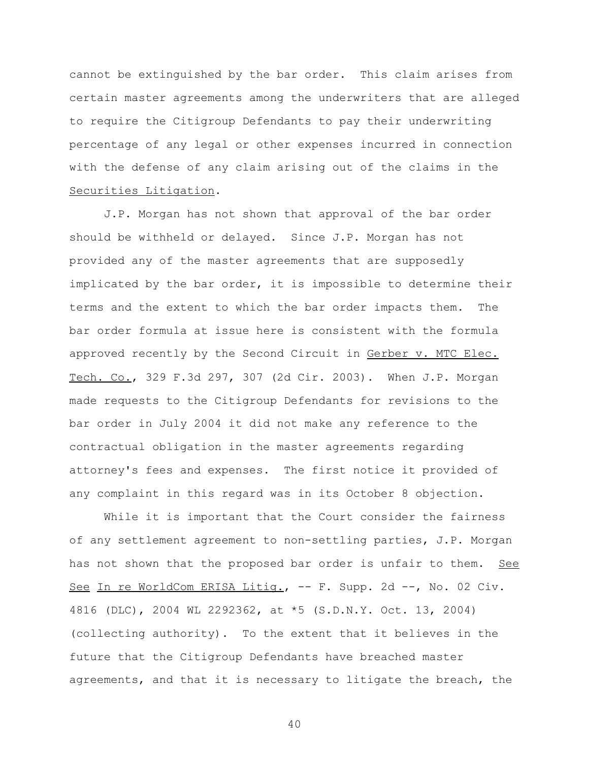cannot be extinguished by the bar order. This claim arises from certain master agreements among the underwriters that are alleged to require the Citigroup Defendants to pay their underwriting percentage of any legal or other expenses incurred in connection with the defense of any claim arising out of the claims in the Securities Litigation.

J.P. Morgan has not shown that approval of the bar order should be withheld or delayed. Since J.P. Morgan has not provided any of the master agreements that are supposedly implicated by the bar order, it is impossible to determine their terms and the extent to which the bar order impacts them. The bar order formula at issue here is consistent with the formula approved recently by the Second Circuit in Gerber v. MTC Elec. Tech. Co., 329 F.3d 297, 307 (2d Cir. 2003). When J.P. Morgan made requests to the Citigroup Defendants for revisions to the bar order in July 2004 it did not make any reference to the contractual obligation in the master agreements regarding attorney's fees and expenses. The first notice it provided of any complaint in this regard was in its October 8 objection.

While it is important that the Court consider the fairness of any settlement agreement to non-settling parties, J.P. Morgan has not shown that the proposed bar order is unfair to them. See See In re WorldCom ERISA Litig., -- F. Supp. 2d --, No. 02 Civ. 4816 (DLC), 2004 WL 2292362, at *5 (S.D.N.Y. Oct. 13, 2004) (collecting authority). To the extent that it believes in the future that the Citigroup Defendants have breached master agreements, and that it is necessary to litigate the breach, the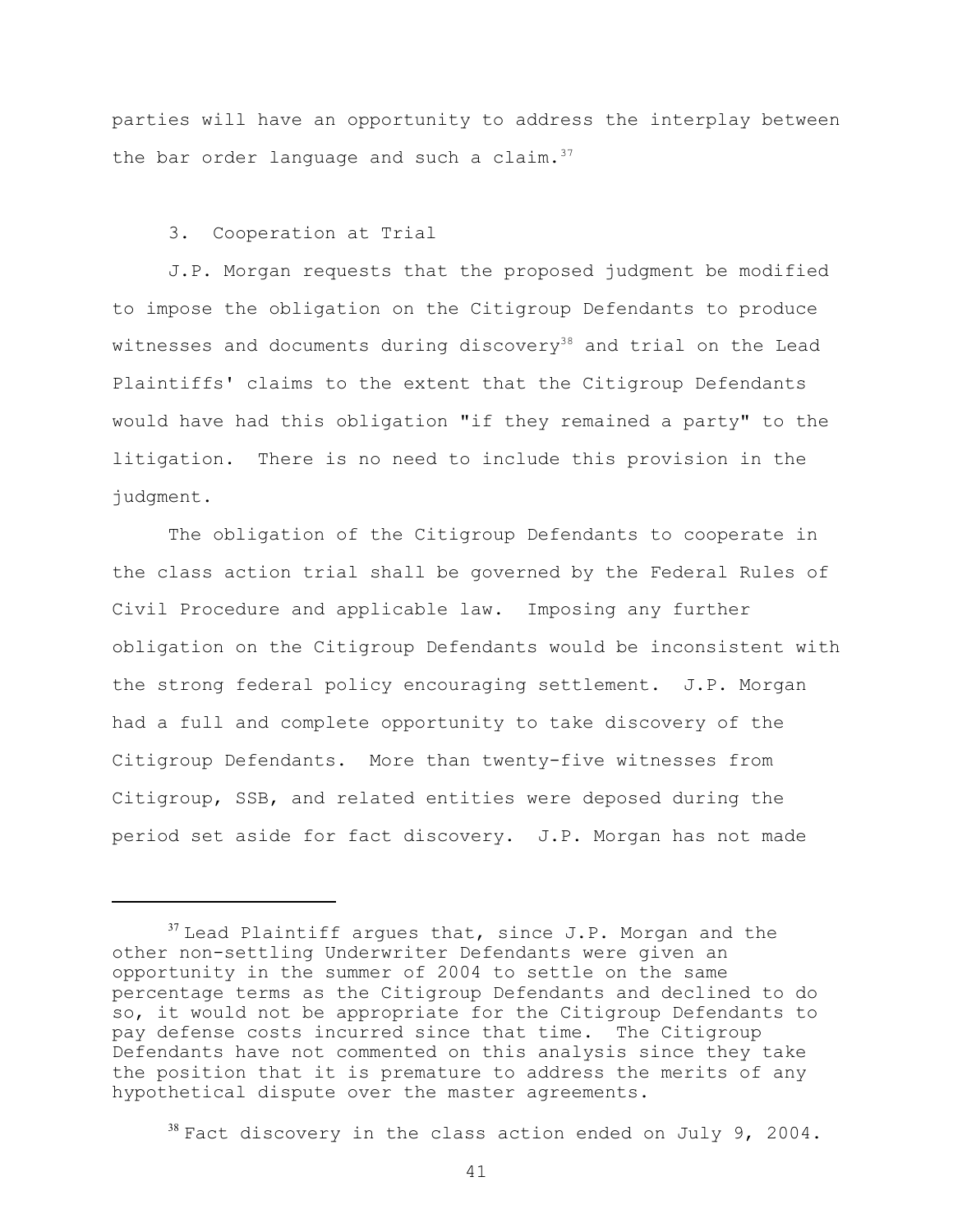parties will have an opportunity to address the interplay between the bar order language and such a claim.[37]

3. Cooperation at Trial

J.P. Morgan requests that the proposed judgment be modified to impose the obligation on the Citigroup Defendants to produce witnesses and documents during discovery[38] and trial on the Lead Plaintiffs' claims to the extent that the Citigroup Defendants would have had this obligation "if they remained a party" to the litigation. There is no need to include this provision in the judgment.

The obligation of the Citigroup Defendants to cooperate in the class action trial shall be governed by the Federal Rules of Civil Procedure and applicable law. Imposing any further obligation on the Citigroup Defendants would be inconsistent with the strong federal policy encouraging settlement. J.P. Morgan had a full and complete opportunity to take discovery of the Citigroup Defendants. More than twenty-five witnesses from Citigroup, SSB, and related entities were deposed during the period set aside for fact discovery. J.P. Morgan has not made

---

[37] Lead Plaintiff argues that, since J.P. Morgan and the other non-settling Underwriter Defendants were given an opportunity in the summer of 2004 to settle on the same percentage terms as the Citigroup Defendants and declined to do so, it would not be appropriate for the Citigroup Defendants to pay defense costs incurred since that time. The Citigroup Defendants have not commented on this analysis since they take the position that it is premature to address the merits of any hypothetical dispute over the master agreements.

[38] Fact discovery in the class action ended on July 9, 2004.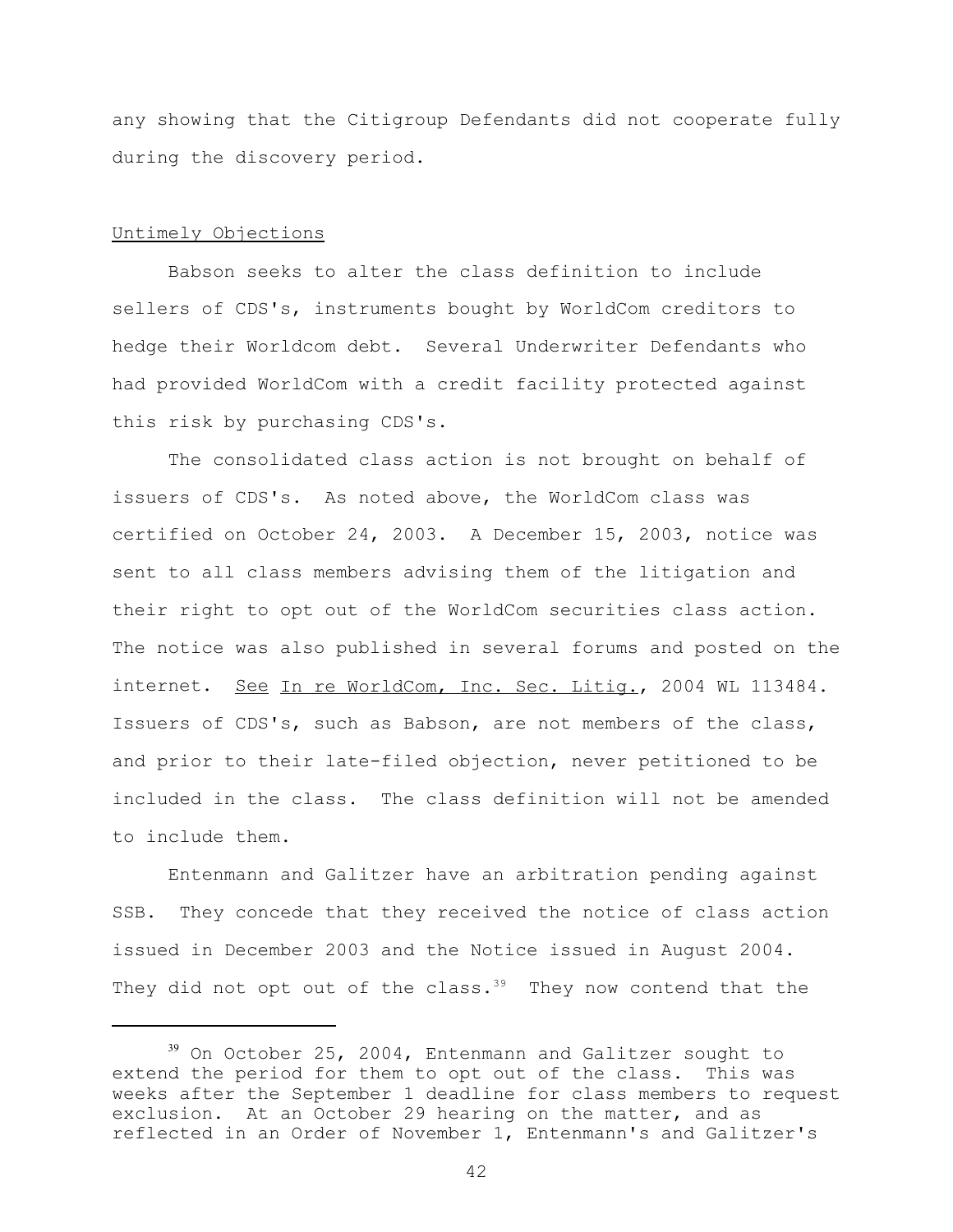any showing that the Citigroup Defendants did not cooperate fully during the discovery period.

Untimely Objections

Babson seeks to alter the class definition to include sellers of CDS's, instruments bought by WorldCom creditors to hedge their Worldcom debt. Several Underwriter Defendants who had provided WorldCom with a credit facility protected against this risk by purchasing CDS's.

The consolidated class action is not brought on behalf of issuers of CDS's. As noted above, the WorldCom class was certified on October 24, 2003. A December 15, 2003, notice was sent to all class members advising them of the litigation and their right to opt out of the WorldCom securities class action. The notice was also published in several forums and posted on the internet. See In re WorldCom, Inc. Sec. Litig., 2004 WL 113484. Issuers of CDS's, such as Babson, are not members of the class, and prior to their late-filed objection, never petitioned to be included in the class. The class definition will not be amended to include them.

Entenmann and Galitzer have an arbitration pending against SSB. They concede that they received the notice of class action issued in December 2003 and the Notice issued in August 2004. They did not opt out of the class.[39] They now contend that the

[39] On October 25, 2004, Entenmann and Galitzer sought to extend the period for them to opt out of the class. This was weeks after the September 1 deadline for class members to request exclusion. At an October 29 hearing on the matter, and as reflected in an Order of November 1, Entenmann's and Galitzer's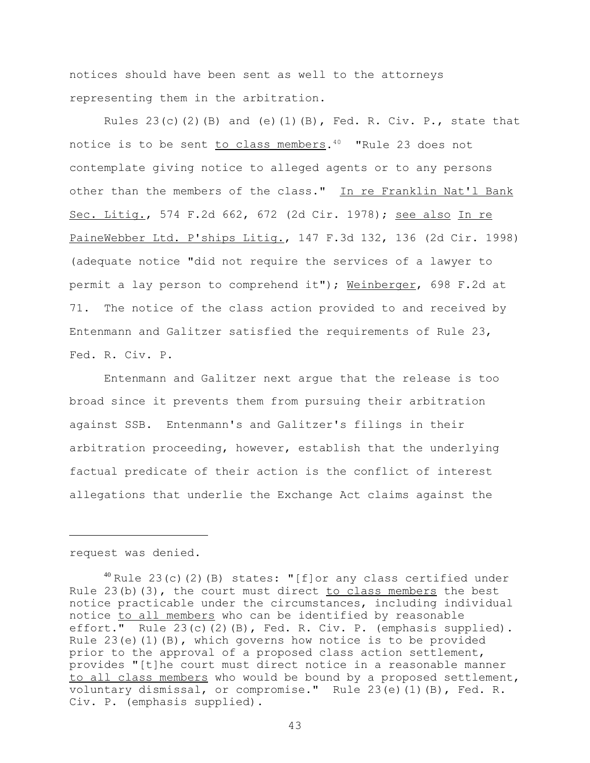notices should have been sent as well to the attorneys representing them in the arbitration.

Rules 23(c)(2)(B) and (e)(1)(B), Fed. R. Civ. P., state that notice is to be sent to class members.[40] "Rule 23 does not contemplate giving notice to alleged agents or to any persons other than the members of the class." In re Franklin Nat'l Bank Sec. Litig., 574 F.2d 662, 672 (2d Cir. 1978); see also In re PaineWebber Ltd. P'ships Litig., 147 F.3d 132, 136 (2d Cir. 1998) (adequate notice "did not require the services of a lawyer to permit a lay person to comprehend it"); Weinberger, 698 F.2d at 71. The notice of the class action provided to and received by Entenmann and Galitzer satisfied the requirements of Rule 23, Fed. R. Civ. P.

Entenmann and Galitzer next argue that the release is too broad since it prevents them from pursuing their arbitration against SSB. Entenmann's and Galitzer's filings in their arbitration proceeding, however, establish that the underlying factual predicate of their action is the conflict of interest allegations that underlie the Exchange Act claims against the

---

request was denied.

[40] Rule 23(c)(2)(B) states: "[f]or any class certified under Rule 23(b)(3), the court must direct to class members the best notice practicable under the circumstances, including individual notice to all members who can be identified by reasonable effort." Rule 23(c)(2)(B), Fed. R. Civ. P. (emphasis supplied). Rule 23(e)(1)(B), which governs how notice is to be provided prior to the approval of a proposed class action settlement, provides "[t]he court must direct notice in a reasonable manner to all class members who would be bound by a proposed settlement, voluntary dismissal, or compromise." Rule 23(e)(1)(B), Fed. R. Civ. P. (emphasis supplied).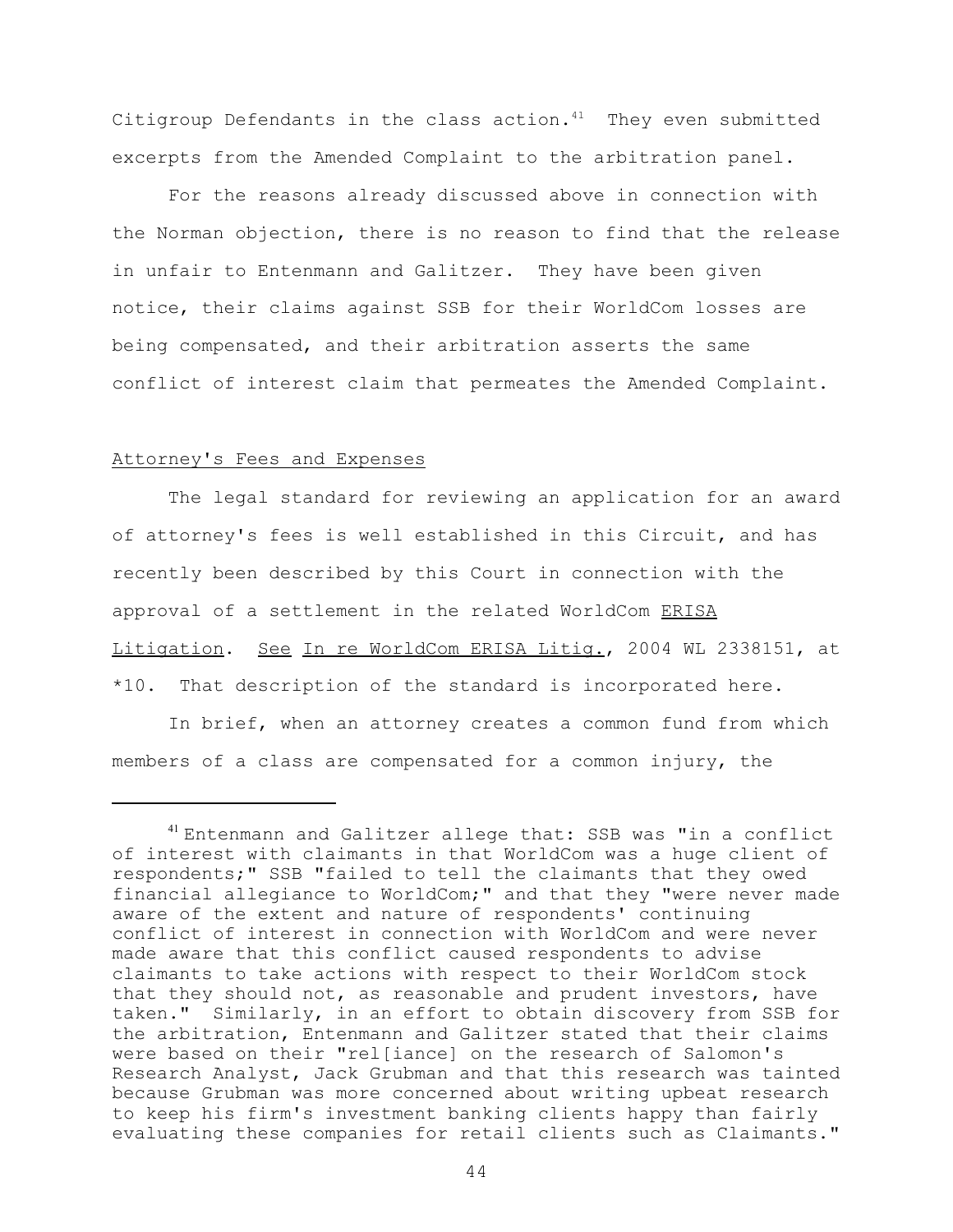Citigroup Defendants in the class action.[41] They even submitted excerpts from the Amended Complaint to the arbitration panel.

For the reasons already discussed above in connection with the Norman objection, there is no reason to find that the release in unfair to Entenmann and Galitzer. They have been given notice, their claims against SSB for their WorldCom losses are being compensated, and their arbitration asserts the same conflict of interest claim that permeates the Amended Complaint.

## Attorney's Fees and Expenses

The legal standard for reviewing an application for an award of attorney's fees is well established in this Circuit, and has recently been described by this Court in connection with the approval of a settlement in the related WorldCom ERISA Litigation. See In re WorldCom ERISA Litig., 2004 WL 2338151, at *10. That description of the standard is incorporated here.

In brief, when an attorney creates a common fund from which members of a class are compensated for a common injury, the

---

[41] Entenmann and Galitzer allege that: SSB was "in a conflict of interest with claimants in that WorldCom was a huge client of respondents;" SSB "failed to tell the claimants that they owed financial allegiance to WorldCom;" and that they "were never made aware of the extent and nature of respondents' continuing conflict of interest in connection with WorldCom and were never made aware that this conflict caused respondents to advise claimants to take actions with respect to their WorldCom stock that they should not, as reasonable and prudent investors, have taken." Similarly, in an effort to obtain discovery from SSB for the arbitration, Entenmann and Galitzer stated that their claims were based on their "rel[iance] on the research of Salomon's Research Analyst, Jack Grubman and that this research was tainted because Grubman was more concerned about writing upbeat research to keep his firm's investment banking clients happy than fairly evaluating these companies for retail clients such as Claimants."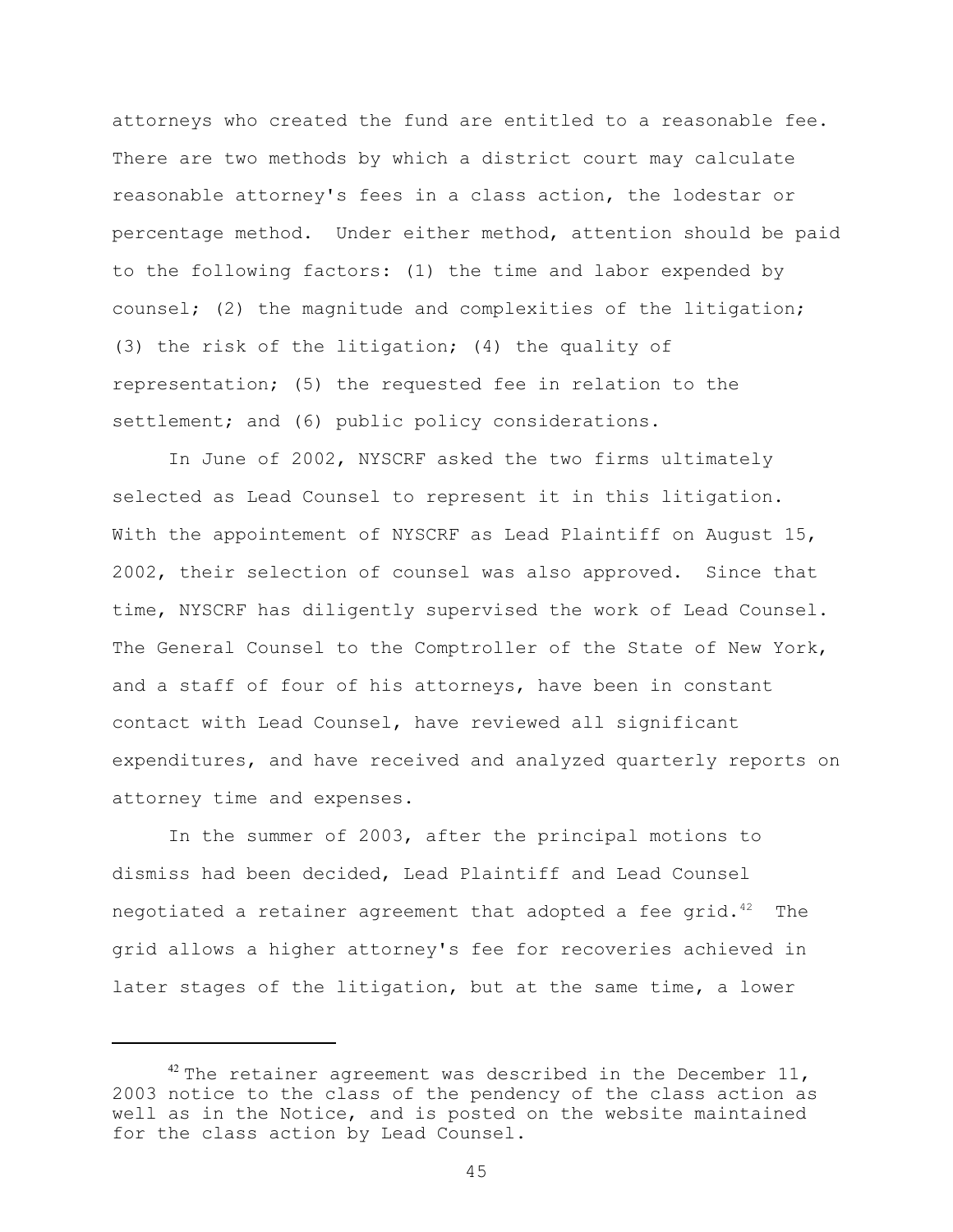attorneys who created the fund are entitled to a reasonable fee. There are two methods by which a district court may calculate reasonable attorney's fees in a class action, the lodestar or percentage method. Under either method, attention should be paid to the following factors: (1) the time and labor expended by counsel; (2) the magnitude and complexities of the litigation; (3) the risk of the litigation; (4) the quality of representation; (5) the requested fee in relation to the settlement; and (6) public policy considerations.

In June of 2002, NYSCRF asked the two firms ultimately selected as Lead Counsel to represent it in this litigation. With the appointement of NYSCRF as Lead Plaintiff on August 15, 2002, their selection of counsel was also approved. Since that time, NYSCRF has diligently supervised the work of Lead Counsel. The General Counsel to the Comptroller of the State of New York, and a staff of four of his attorneys, have been in constant contact with Lead Counsel, have reviewed all significant expenditures, and have received and analyzed quarterly reports on attorney time and expenses.

In the summer of 2003, after the principal motions to dismiss had been decided, Lead Plaintiff and Lead Counsel negotiated a retainer agreement that adopted a fee grid.[42] The grid allows a higher attorney's fee for recoveries achieved in later stages of the litigation, but at the same time, a lower

---

[42] The retainer agreement was described in the December 11, 2003 notice to the class of the pendency of the class action as well as in the Notice, and is posted on the website maintained for the class action by Lead Counsel.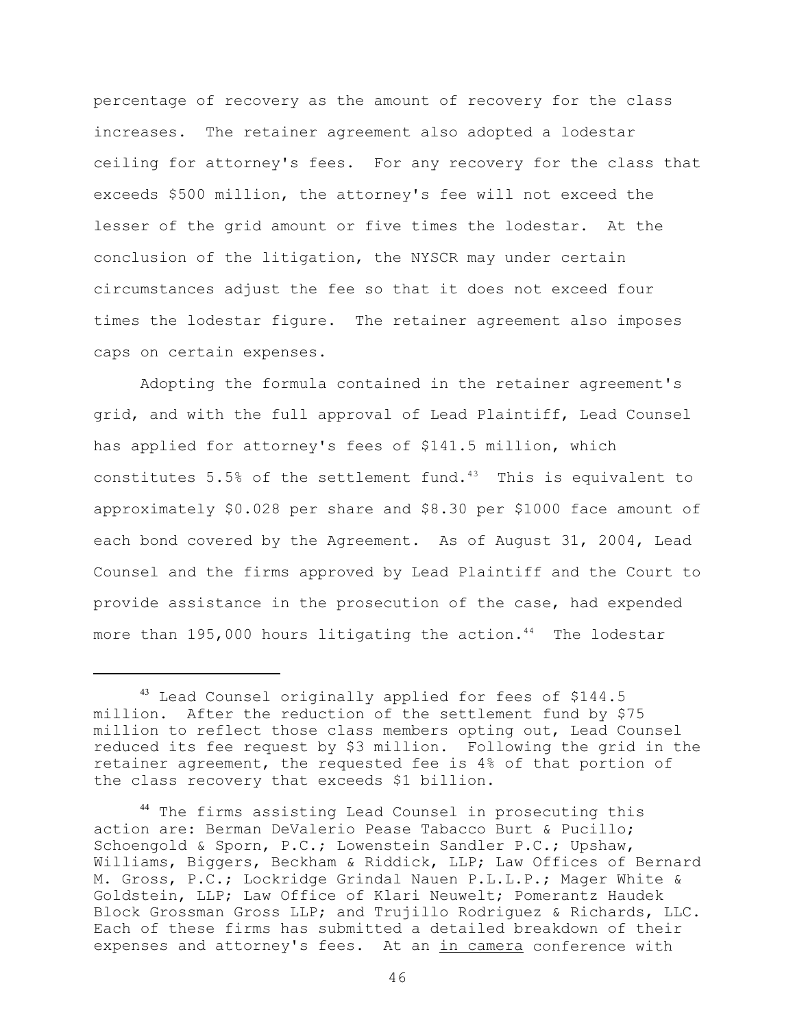percentage of recovery as the amount of recovery for the class increases. The retainer agreement also adopted a lodestar ceiling for attorney's fees. For any recovery for the class that exceeds $500 million, the attorney's fee will not exceed the lesser of the grid amount or five times the lodestar. At the conclusion of the litigation, the NYSCR may under certain circumstances adjust the fee so that it does not exceed four times the lodestar figure. The retainer agreement also imposes caps on certain expenses.

Adopting the formula contained in the retainer agreement's grid, and with the full approval of Lead Plaintiff, Lead Counsel has applied for attorney's fees of $141.5 million, which constitutes 5.5% of the settlement fund.[43] This is equivalent to approximately $0.028 per share and $8.30 per $1000 face amount of each bond covered by the Agreement. As of August 31, 2004, Lead Counsel and the firms approved by Lead Plaintiff and the Court to provide assistance in the prosecution of the case, had expended more than 195,000 hours litigating the action.[44] The lodestar

---

[43] Lead Counsel originally applied for fees of $144.5 million. After the reduction of the settlement fund by $75 million to reflect those class members opting out, Lead Counsel reduced its fee request by $3 million. Following the grid in the retainer agreement, the requested fee is 4% of that portion of the class recovery that exceeds $1 billion.

[44] The firms assisting Lead Counsel in prosecuting this action are: Berman DeValerio Pease Tabacco Burt & Pucillo; Schoengold & Sporn, P.C.; Lowenstein Sandler P.C.; Upshaw, Williams, Biggers, Beckham & Riddick, LLP; Law Offices of Bernard M. Gross, P.C.; Lockridge Grindal Nauen P.L.L.P.; Mager White & Goldstein, LLP; Law Office of Klari Neuwelt; Pomerantz Haudek Block Grossman Gross LLP; and Trujillo Rodriguez & Richards, LLC. Each of these firms has submitted a detailed breakdown of their expenses and attorney's fees. At an <u>in camera</u> conference with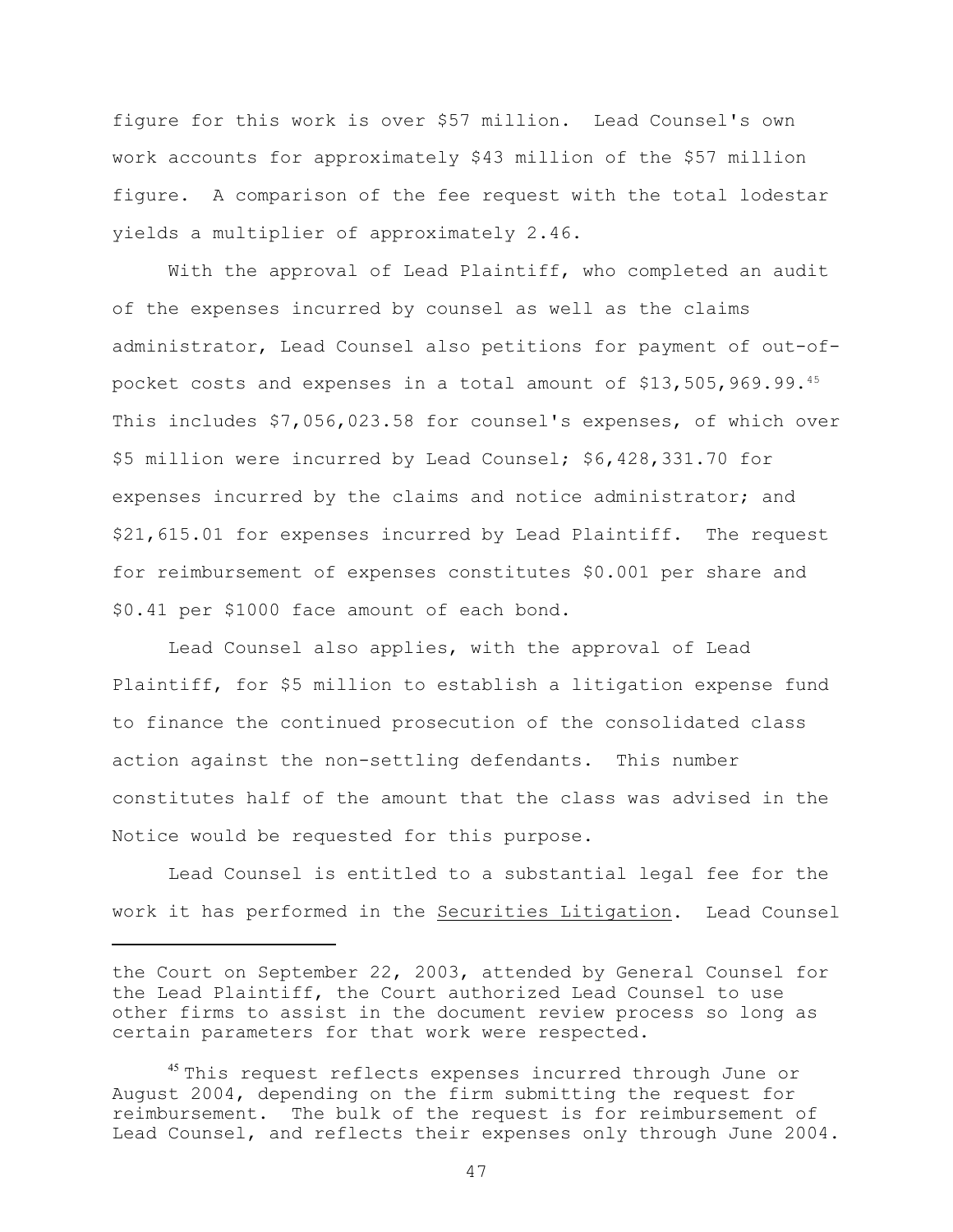figure for this work is over $57 million. Lead Counsel's own work accounts for approximately $43 million of the $57 million figure. A comparison of the fee request with the total lodestar yields a multiplier of approximately 2.46.

With the approval of Lead Plaintiff, who completed an audit of the expenses incurred by counsel as well as the claims administrator, Lead Counsel also petitions for payment of out-of-pocket costs and expenses in a total amount of $13,505,969.99.[45] This includes $7,056,023.58 for counsel's expenses, of which over $5 million were incurred by Lead Counsel; $6,428,331.70 for expenses incurred by the claims and notice administrator; and $21,615.01 for expenses incurred by Lead Plaintiff. The request for reimbursement of expenses constitutes $0.001 per share and $0.41 per $1000 face amount of each bond.

Lead Counsel also applies, with the approval of Lead Plaintiff, for $5 million to establish a litigation expense fund to finance the continued prosecution of the consolidated class action against the non-settling defendants. This number constitutes half of the amount that the class was advised in the Notice would be requested for this purpose.

Lead Counsel is entitled to a substantial legal fee for the work it has performed in the Securities Litigation. Lead Counsel

---

the Court on September 22, 2003, attended by General Counsel for the Lead Plaintiff, the Court authorized Lead Counsel to use other firms to assist in the document review process so long as certain parameters for that work were respected.

[45] This request reflects expenses incurred through June or August 2004, depending on the firm submitting the request for reimbursement. The bulk of the request is for reimbursement of Lead Counsel, and reflects their expenses only through June 2004.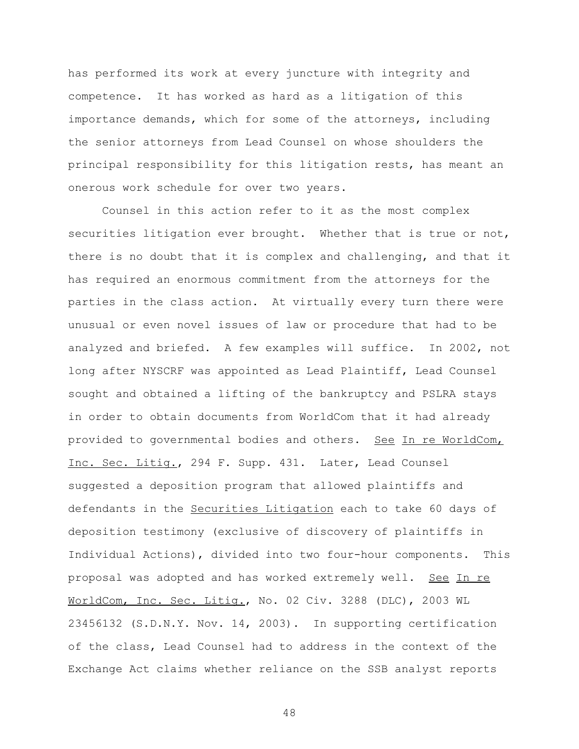has performed its work at every juncture with integrity and competence. It has worked as hard as a litigation of this importance demands, which for some of the attorneys, including the senior attorneys from Lead Counsel on whose shoulders the principal responsibility for this litigation rests, has meant an onerous work schedule for over two years.

Counsel in this action refer to it as the most complex securities litigation ever brought. Whether that is true or not, there is no doubt that it is complex and challenging, and that it has required an enormous commitment from the attorneys for the parties in the class action. At virtually every turn there were unusual or even novel issues of law or procedure that had to be analyzed and briefed. A few examples will suffice. In 2002, not long after NYSCRF was appointed as Lead Plaintiff, Lead Counsel sought and obtained a lifting of the bankruptcy and PSLRA stays in order to obtain documents from WorldCom that it had already provided to governmental bodies and others. See In re WorldCom, Inc. Sec. Litig., 294 F. Supp. 431. Later, Lead Counsel suggested a deposition program that allowed plaintiffs and defendants in the Securities Litigation each to take 60 days of deposition testimony (exclusive of discovery of plaintiffs in Individual Actions), divided into two four-hour components. This proposal was adopted and has worked extremely well. See In re WorldCom, Inc. Sec. Litig., No. 02 Civ. 3288 (DLC), 2003 WL 23456132 (S.D.N.Y. Nov. 14, 2003). In supporting certification of the class, Lead Counsel had to address in the context of the Exchange Act claims whether reliance on the SSB analyst reports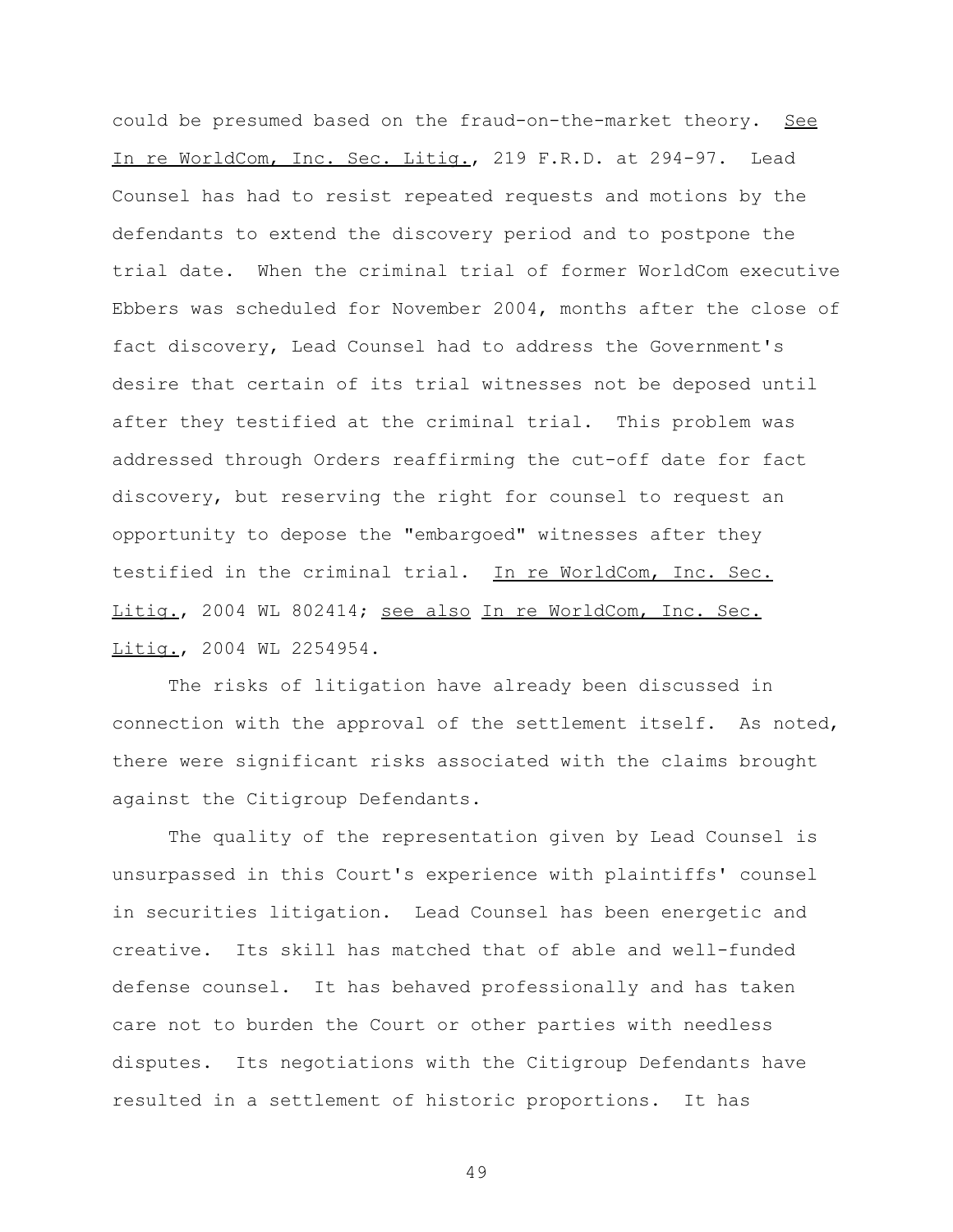could be presumed based on the fraud-on-the-market theory. See In re WorldCom, Inc. Sec. Litig., 219 F.R.D. at 294-97. Lead Counsel has had to resist repeated requests and motions by the defendants to extend the discovery period and to postpone the trial date. When the criminal trial of former WorldCom executive Ebbers was scheduled for November 2004, months after the close of fact discovery, Lead Counsel had to address the Government's desire that certain of its trial witnesses not be deposed until after they testified at the criminal trial. This problem was addressed through Orders reaffirming the cut-off date for fact discovery, but reserving the right for counsel to request an opportunity to depose the "embargoed" witnesses after they testified in the criminal trial. In re WorldCom, Inc. Sec. Litig., 2004 WL 802414; see also In re WorldCom, Inc. Sec. Litig., 2004 WL 2254954.

The risks of litigation have already been discussed in connection with the approval of the settlement itself. As noted, there were significant risks associated with the claims brought against the Citigroup Defendants.

The quality of the representation given by Lead Counsel is unsurpassed in this Court's experience with plaintiffs' counsel in securities litigation. Lead Counsel has been energetic and creative. Its skill has matched that of able and well-funded defense counsel. It has behaved professionally and has taken care not to burden the Court or other parties with needless disputes. Its negotiations with the Citigroup Defendants have resulted in a settlement of historic proportions. It has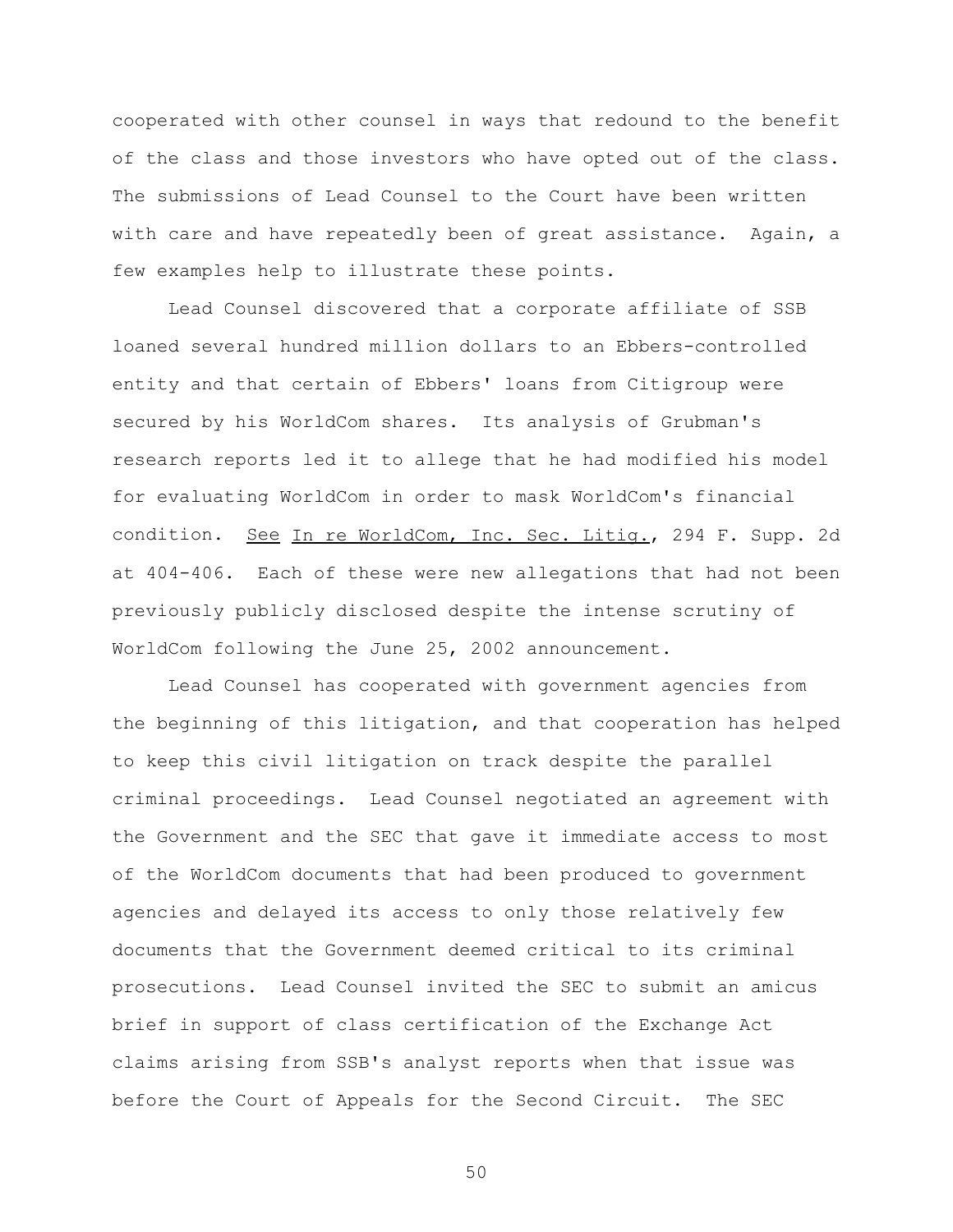cooperated with other counsel in ways that redound to the benefit of the class and those investors who have opted out of the class. The submissions of Lead Counsel to the Court have been written with care and have repeatedly been of great assistance. Again, a few examples help to illustrate these points.

Lead Counsel discovered that a corporate affiliate of SSB loaned several hundred million dollars to an Ebbers-controlled entity and that certain of Ebbers' loans from Citigroup were secured by his WorldCom shares. Its analysis of Grubman's research reports led it to allege that he had modified his model for evaluating WorldCom in order to mask WorldCom's financial condition. See In re WorldCom, Inc. Sec. Litig., 294 F. Supp. 2d at 404-406. Each of these were new allegations that had not been previously publicly disclosed despite the intense scrutiny of WorldCom following the June 25, 2002 announcement.

Lead Counsel has cooperated with government agencies from the beginning of this litigation, and that cooperation has helped to keep this civil litigation on track despite the parallel criminal proceedings. Lead Counsel negotiated an agreement with the Government and the SEC that gave it immediate access to most of the WorldCom documents that had been produced to government agencies and delayed its access to only those relatively few documents that the Government deemed critical to its criminal prosecutions. Lead Counsel invited the SEC to submit an amicus brief in support of class certification of the Exchange Act claims arising from SSB's analyst reports when that issue was before the Court of Appeals for the Second Circuit. The SEC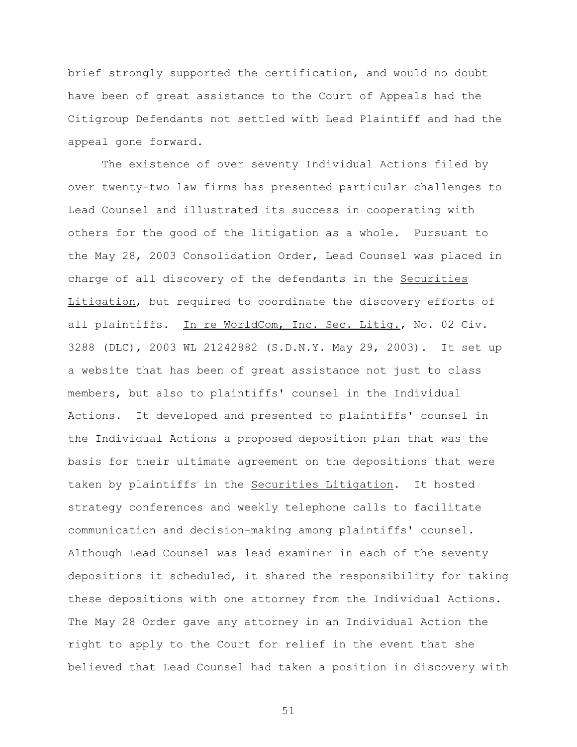brief strongly supported the certification, and would no doubt have been of great assistance to the Court of Appeals had the Citigroup Defendants not settled with Lead Plaintiff and had the appeal gone forward.

The existence of over seventy Individual Actions filed by over twenty-two law firms has presented particular challenges to Lead Counsel and illustrated its success in cooperating with others for the good of the litigation as a whole. Pursuant to the May 28, 2003 Consolidation Order, Lead Counsel was placed in charge of all discovery of the defendants in the Securities Litigation, but required to coordinate the discovery efforts of all plaintiffs. In re WorldCom, Inc. Sec. Litig., No. 02 Civ. 3288 (DLC), 2003 WL 21242882 (S.D.N.Y. May 29, 2003). It set up a website that has been of great assistance not just to class members, but also to plaintiffs' counsel in the Individual Actions. It developed and presented to plaintiffs' counsel in the Individual Actions a proposed deposition plan that was the basis for their ultimate agreement on the depositions that were taken by plaintiffs in the Securities Litigation. It hosted strategy conferences and weekly telephone calls to facilitate communication and decision-making among plaintiffs' counsel. Although Lead Counsel was lead examiner in each of the seventy depositions it scheduled, it shared the responsibility for taking these depositions with one attorney from the Individual Actions. The May 28 Order gave any attorney in an Individual Action the right to apply to the Court for relief in the event that she believed that Lead Counsel had taken a position in discovery with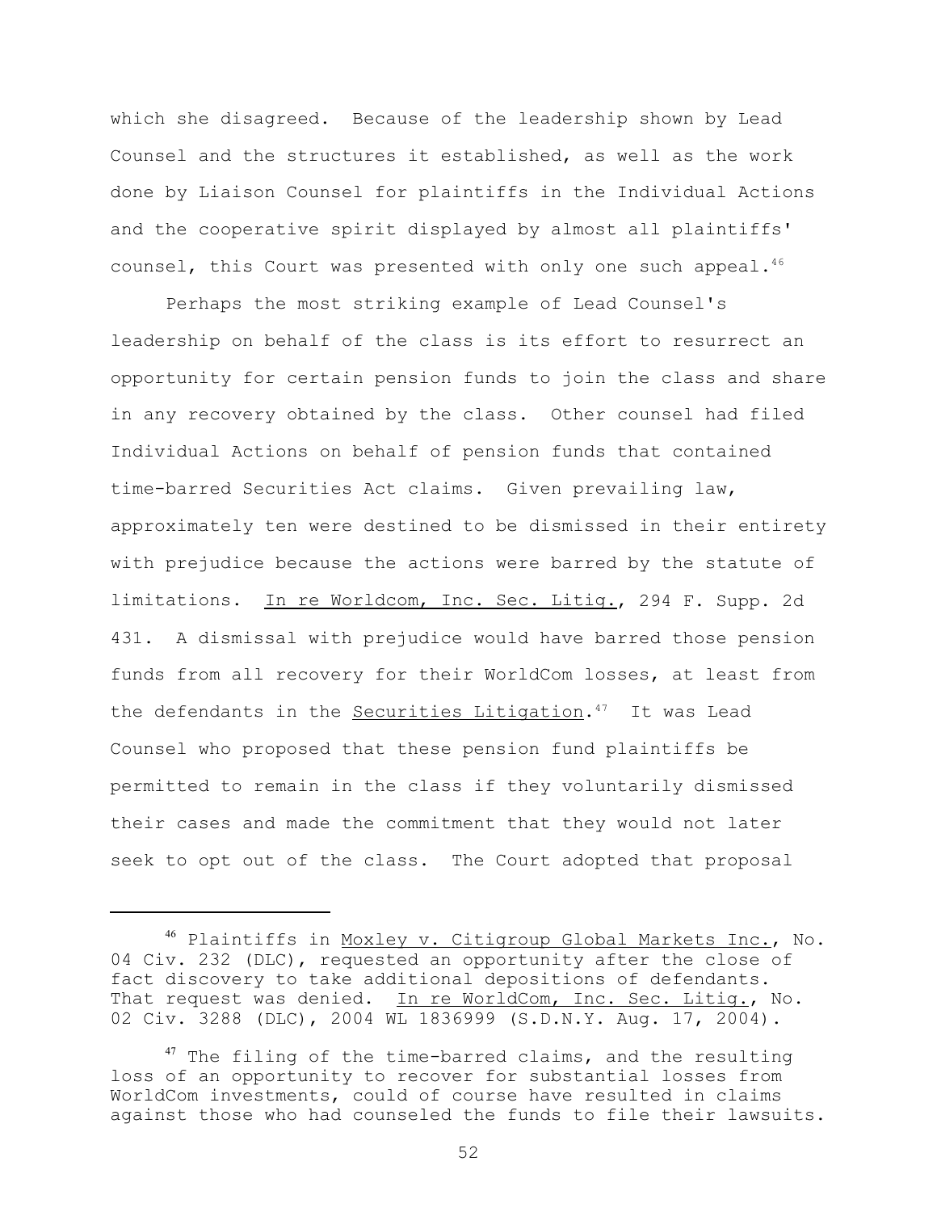which she disagreed. Because of the leadership shown by Lead Counsel and the structures it established, as well as the work done by Liaison Counsel for plaintiffs in the Individual Actions and the cooperative spirit displayed by almost all plaintiffs' counsel, this Court was presented with only one such appeal.[46]

Perhaps the most striking example of Lead Counsel's leadership on behalf of the class is its effort to resurrect an opportunity for certain pension funds to join the class and share in any recovery obtained by the class. Other counsel had filed Individual Actions on behalf of pension funds that contained time-barred Securities Act claims. Given prevailing law, approximately ten were destined to be dismissed in their entirety with prejudice because the actions were barred by the statute of limitations. In re Worldcom, Inc. Sec. Litig., 294 F. Supp. 2d 431. A dismissal with prejudice would have barred those pension funds from all recovery for their WorldCom losses, at least from the defendants in the Securities Litigation.[47] It was Lead Counsel who proposed that these pension fund plaintiffs be permitted to remain in the class if they voluntarily dismissed their cases and made the commitment that they would not later seek to opt out of the class. The Court adopted that proposal

---

[46] Plaintiffs in Moxley v. Citigroup Global Markets Inc., No. 04 Civ. 232 (DLC), requested an opportunity after the close of fact discovery to take additional depositions of defendants. That request was denied. In re WorldCom, Inc. Sec. Litig., No. 02 Civ. 3288 (DLC), 2004 WL 1836999 (S.D.N.Y. Aug. 17, 2004).

[47] The filing of the time-barred claims, and the resulting loss of an opportunity to recover for substantial losses from WorldCom investments, could of course have resulted in claims against those who had counseled the funds to file their lawsuits.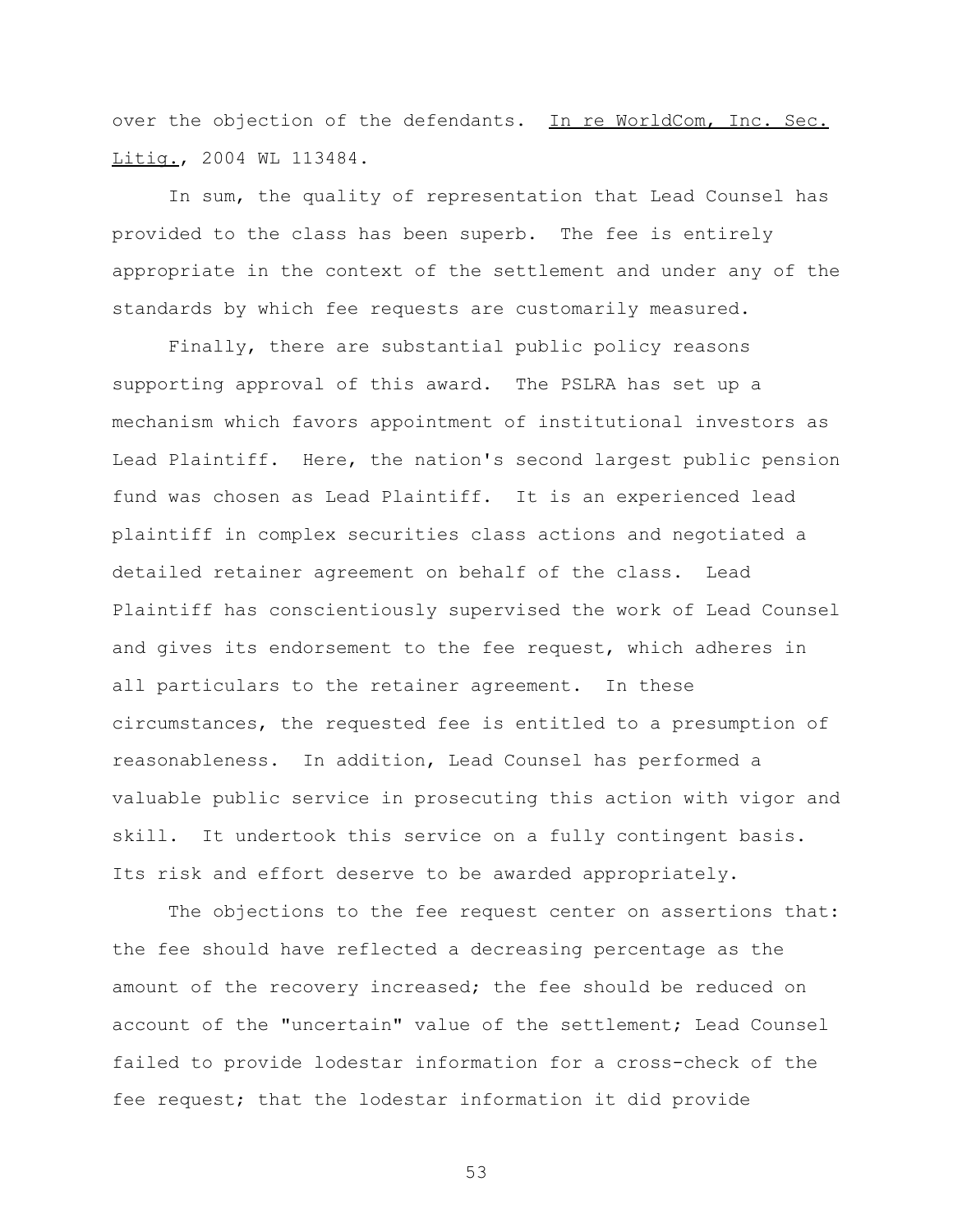over the objection of the defendants. In re WorldCom, Inc. Sec. Litig., 2004 WL 113484.

In sum, the quality of representation that Lead Counsel has provided to the class has been superb. The fee is entirely appropriate in the context of the settlement and under any of the standards by which fee requests are customarily measured.

Finally, there are substantial public policy reasons supporting approval of this award. The PSLRA has set up a mechanism which favors appointment of institutional investors as Lead Plaintiff. Here, the nation's second largest public pension fund was chosen as Lead Plaintiff. It is an experienced lead plaintiff in complex securities class actions and negotiated a detailed retainer agreement on behalf of the class. Lead Plaintiff has conscientiously supervised the work of Lead Counsel and gives its endorsement to the fee request, which adheres in all particulars to the retainer agreement. In these circumstances, the requested fee is entitled to a presumption of reasonableness. In addition, Lead Counsel has performed a valuable public service in prosecuting this action with vigor and skill. It undertook this service on a fully contingent basis. Its risk and effort deserve to be awarded appropriately.

The objections to the fee request center on assertions that: the fee should have reflected a decreasing percentage as the amount of the recovery increased; the fee should be reduced on account of the "uncertain" value of the settlement; Lead Counsel failed to provide lodestar information for a cross-check of the fee request; that the lodestar information it did provide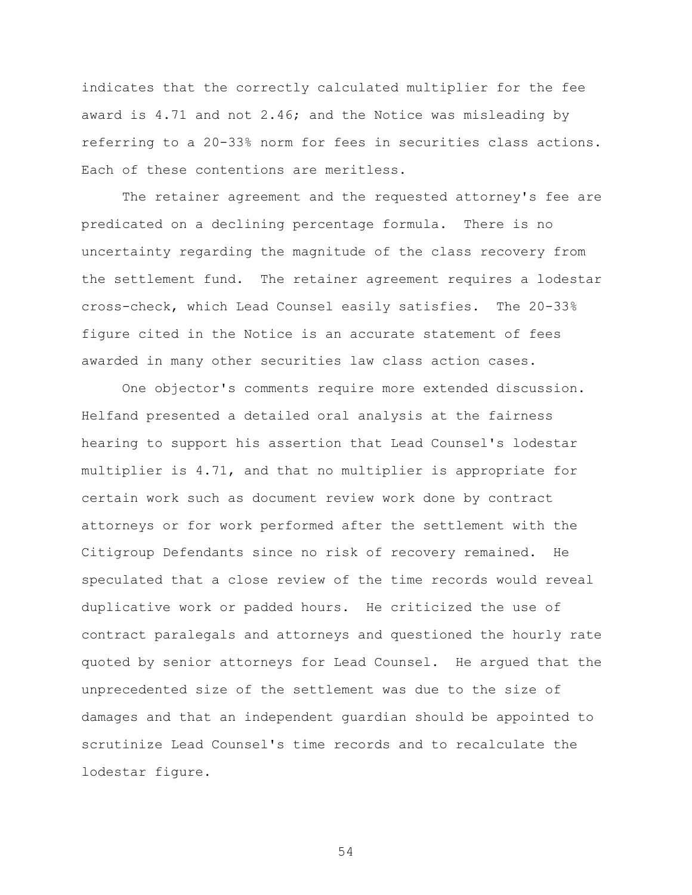indicates that the correctly calculated multiplier for the fee award is 4.71 and not 2.46; and the Notice was misleading by referring to a 20-33% norm for fees in securities class actions. Each of these contentions are meritless.

The retainer agreement and the requested attorney's fee are predicated on a declining percentage formula. There is no uncertainty regarding the magnitude of the class recovery from the settlement fund. The retainer agreement requires a lodestar cross-check, which Lead Counsel easily satisfies. The 20-33% figure cited in the Notice is an accurate statement of fees awarded in many other securities law class action cases.

One objector's comments require more extended discussion. Helfand presented a detailed oral analysis at the fairness hearing to support his assertion that Lead Counsel's lodestar multiplier is 4.71, and that no multiplier is appropriate for certain work such as document review work done by contract attorneys or for work performed after the settlement with the Citigroup Defendants since no risk of recovery remained. He speculated that a close review of the time records would reveal duplicative work or padded hours. He criticized the use of contract paralegals and attorneys and questioned the hourly rate quoted by senior attorneys for Lead Counsel. He argued that the unprecedented size of the settlement was due to the size of damages and that an independent guardian should be appointed to scrutinize Lead Counsel's time records and to recalculate the lodestar figure.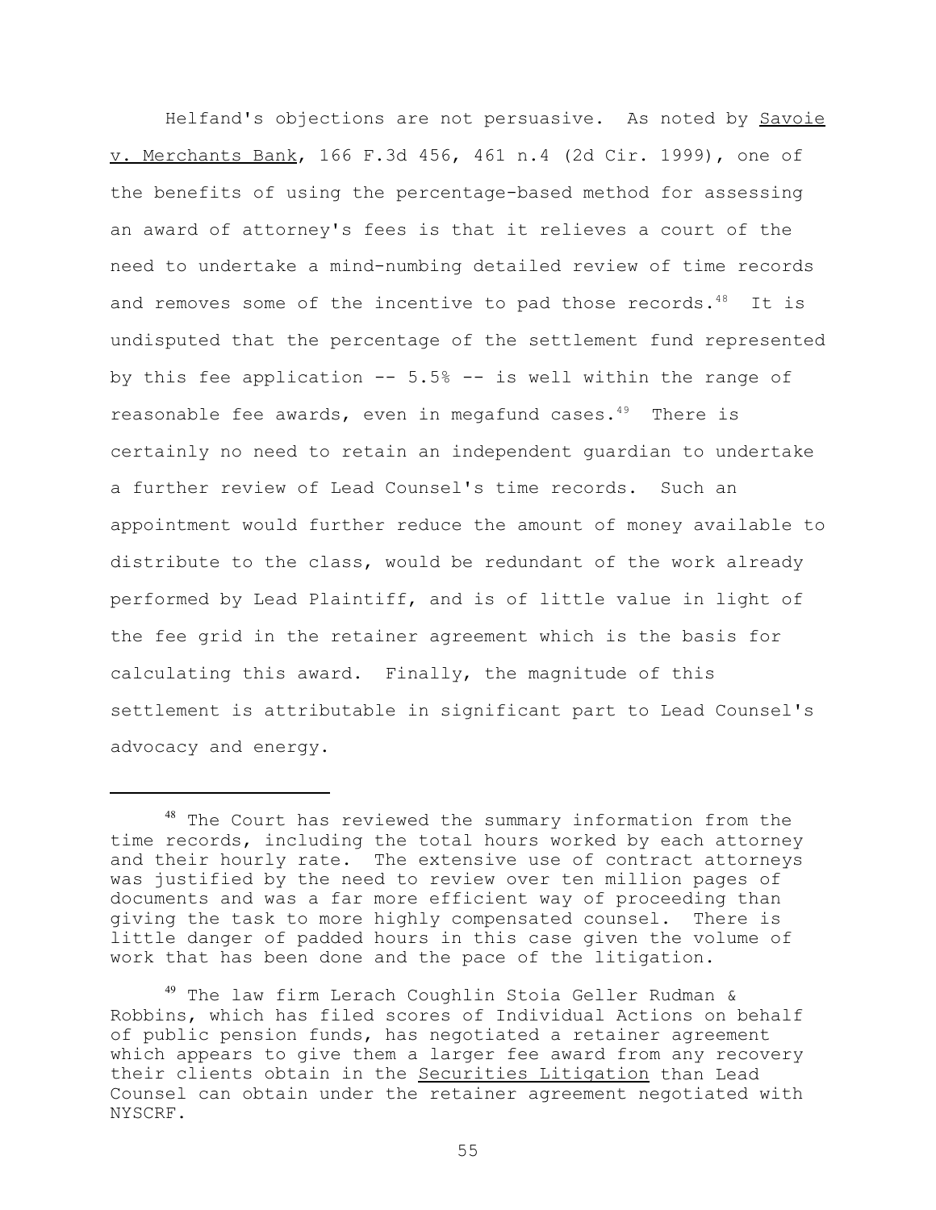Helfand's objections are not persuasive. As noted by Savoie v. Merchants Bank, 166 F.3d 456, 461 n.4 (2d Cir. 1999), one of the benefits of using the percentage-based method for assessing an award of attorney's fees is that it relieves a court of the need to undertake a mind-numbing detailed review of time records and removes some of the incentive to pad those records.[48] It is undisputed that the percentage of the settlement fund represented by this fee application -- 5.5% -- is well within the range of reasonable fee awards, even in megafund cases.[49] There is certainly no need to retain an independent guardian to undertake a further review of Lead Counsel's time records. Such an appointment would further reduce the amount of money available to distribute to the class, would be redundant of the work already performed by Lead Plaintiff, and is of little value in light of the fee grid in the retainer agreement which is the basis for calculating this award. Finally, the magnitude of this settlement is attributable in significant part to Lead Counsel's advocacy and energy.

---

[48] The Court has reviewed the summary information from the time records, including the total hours worked by each attorney and their hourly rate. The extensive use of contract attorneys was justified by the need to review over ten million pages of documents and was a far more efficient way of proceeding than giving the task to more highly compensated counsel. There is little danger of padded hours in this case given the volume of work that has been done and the pace of the litigation.

[49] The law firm Lerach Coughlin Stoia Geller Rudman & Robbins, which has filed scores of Individual Actions on behalf of public pension funds, has negotiated a retainer agreement which appears to give them a larger fee award from any recovery their clients obtain in the Securities Litigation than Lead Counsel can obtain under the retainer agreement negotiated with NYSCRF.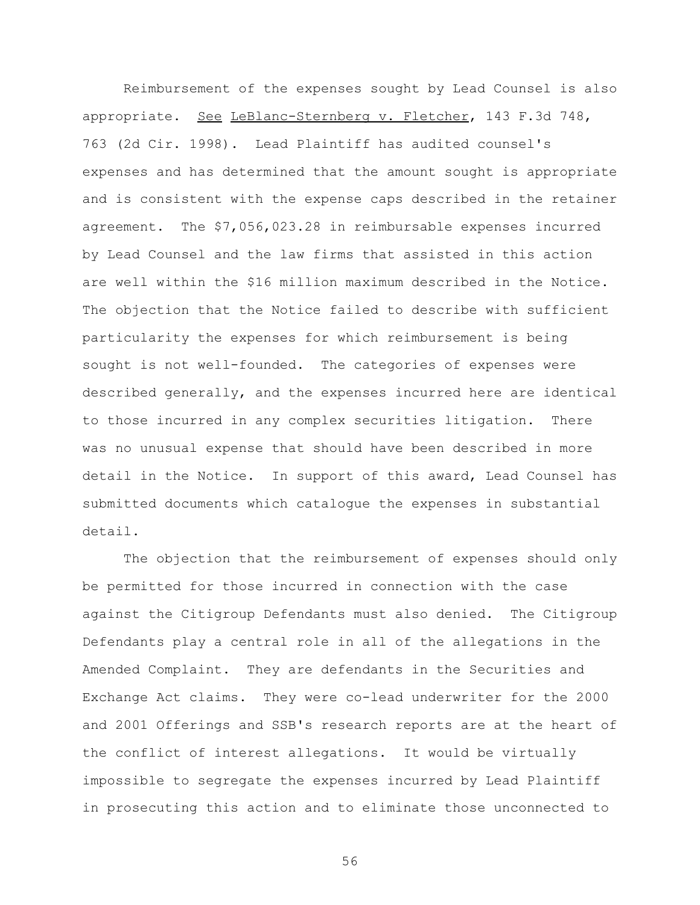Reimbursement of the expenses sought by Lead Counsel is also appropriate. See LeBlanc-Sternberg v. Fletcher, 143 F.3d 748, 763 (2d Cir. 1998). Lead Plaintiff has audited counsel's expenses and has determined that the amount sought is appropriate and is consistent with the expense caps described in the retainer agreement. The $7,056,023.28 in reimbursable expenses incurred by Lead Counsel and the law firms that assisted in this action are well within the $16 million maximum described in the Notice. The objection that the Notice failed to describe with sufficient particularity the expenses for which reimbursement is being sought is not well-founded. The categories of expenses were described generally, and the expenses incurred here are identical to those incurred in any complex securities litigation. There was no unusual expense that should have been described in more detail in the Notice. In support of this award, Lead Counsel has submitted documents which catalogue the expenses in substantial detail.

The objection that the reimbursement of expenses should only be permitted for those incurred in connection with the case against the Citigroup Defendants must also denied. The Citigroup Defendants play a central role in all of the allegations in the Amended Complaint. They are defendants in the Securities and Exchange Act claims. They were co-lead underwriter for the 2000 and 2001 Offerings and SSB's research reports are at the heart of the conflict of interest allegations. It would be virtually impossible to segregate the expenses incurred by Lead Plaintiff in prosecuting this action and to eliminate those unconnected to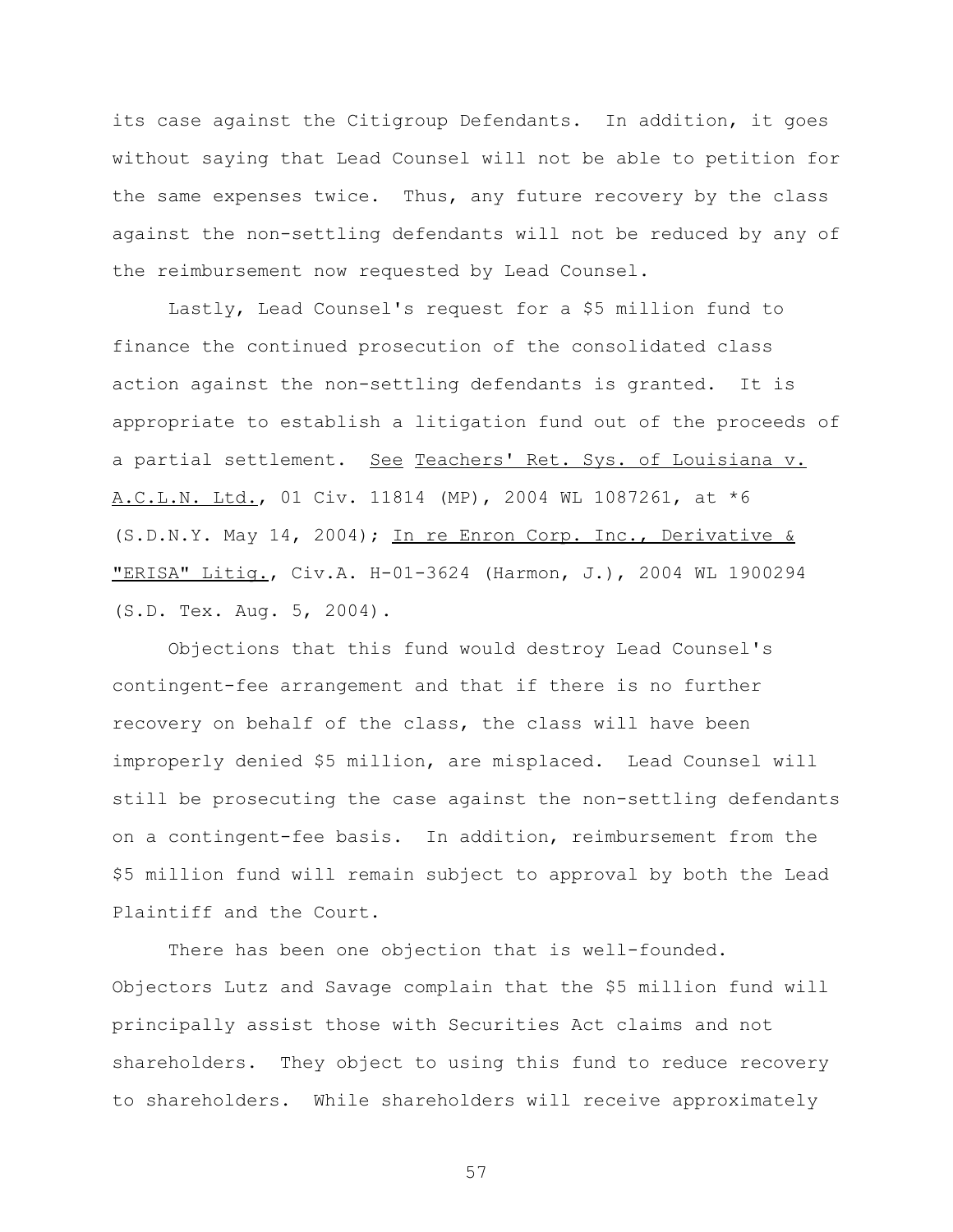its case against the Citigroup Defendants. In addition, it goes without saying that Lead Counsel will not be able to petition for the same expenses twice. Thus, any future recovery by the class against the non-settling defendants will not be reduced by any of the reimbursement now requested by Lead Counsel.

Lastly, Lead Counsel's request for a $5 million fund to finance the continued prosecution of the consolidated class action against the non-settling defendants is granted. It is appropriate to establish a litigation fund out of the proceeds of a partial settlement. See Teachers' Ret. Sys. of Louisiana v. A.C.L.N. Ltd., 01 Civ. 11814 (MP), 2004 WL 1087261, at *6 (S.D.N.Y. May 14, 2004); In re Enron Corp. Inc., Derivative & "ERISA" Litig., Civ.A. H-01-3624 (Harmon, J.), 2004 WL 1900294 (S.D. Tex. Aug. 5, 2004).

Objections that this fund would destroy Lead Counsel's contingent-fee arrangement and that if there is no further recovery on behalf of the class, the class will have been improperly denied $5 million, are misplaced. Lead Counsel will still be prosecuting the case against the non-settling defendants on a contingent-fee basis. In addition, reimbursement from the $5 million fund will remain subject to approval by both the Lead Plaintiff and the Court.

There has been one objection that is well-founded. Objectors Lutz and Savage complain that the $5 million fund will principally assist those with Securities Act claims and not shareholders. They object to using this fund to reduce recovery to shareholders. While shareholders will receive approximately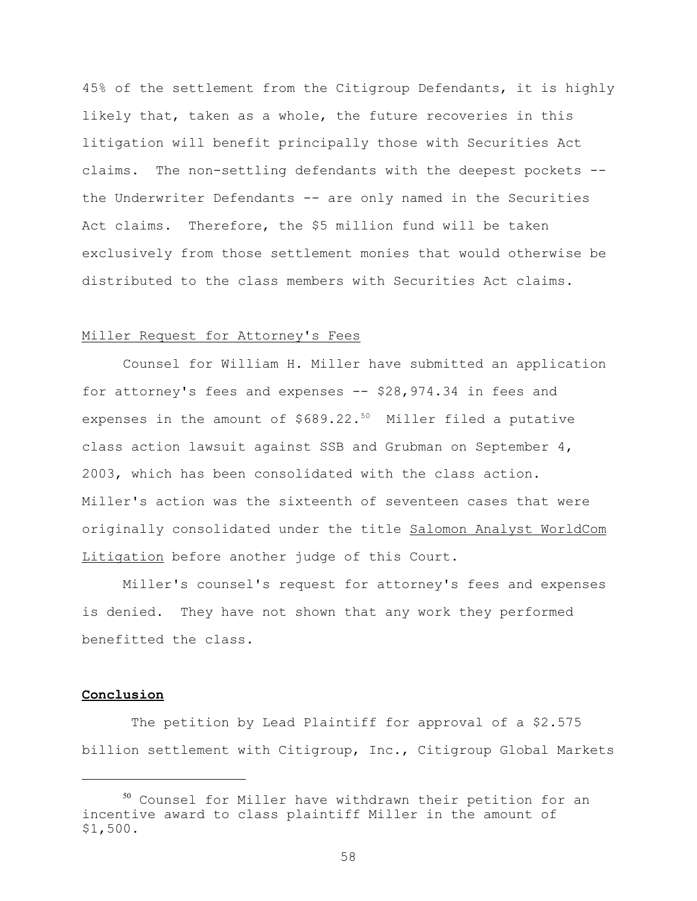45% of the settlement from the Citigroup Defendants, it is highly likely that, taken as a whole, the future recoveries in this litigation will benefit principally those with Securities Act claims. The non-settling defendants with the deepest pockets -- the Underwriter Defendants -- are only named in the Securities Act claims. Therefore, the $5 million fund will be taken exclusively from those settlement monies that would otherwise be distributed to the class members with Securities Act claims.

Miller Request for Attorney's Fees

Counsel for William H. Miller have submitted an application for attorney's fees and expenses -- $28,974.34 in fees and expenses in the amount of $689.22.[50] Miller filed a putative class action lawsuit against SSB and Grubman on September 4, 2003, which has been consolidated with the class action. Miller's action was the sixteenth of seventeen cases that were originally consolidated under the title Salomon Analyst WorldCom Litigation before another judge of this Court.

Miller's counsel's request for attorney's fees and expenses is denied. They have not shown that any work they performed benefitted the class.

**Conclusion**

The petition by Lead Plaintiff for approval of a $2.575 billion settlement with Citigroup, Inc., Citigroup Global Markets

---

[50] Counsel for Miller have withdrawn their petition for an incentive award to class plaintiff Miller in the amount of $1,500.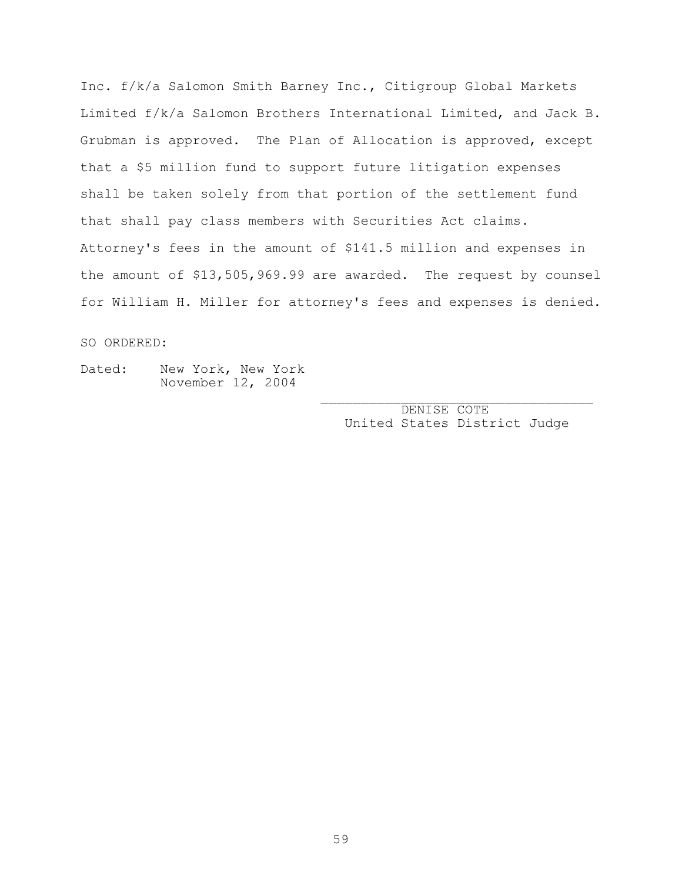Inc. f/k/a Salomon Smith Barney Inc., Citigroup Global Markets Limited f/k/a Salomon Brothers International Limited, and Jack B. Grubman is approved. The Plan of Allocation is approved, except that a $5 million fund to support future litigation expenses shall be taken solely from that portion of the settlement fund that shall pay class members with Securities Act claims. Attorney's fees in the amount of $141.5 million and expenses in the amount of $13,505,969.99 are awarded. The request by counsel for William H. Miller for attorney's fees and expenses is denied.

SO ORDERED:

Dated: New York, New York
November 12, 2004

\_\_\_\_\_\_\_\_\_\_\_\_\_\_\_\_\_\_\_\_\_\_\_\_\_\_\_\_\_\_\_\_\_\_

DENISE COTE
United States District Judge